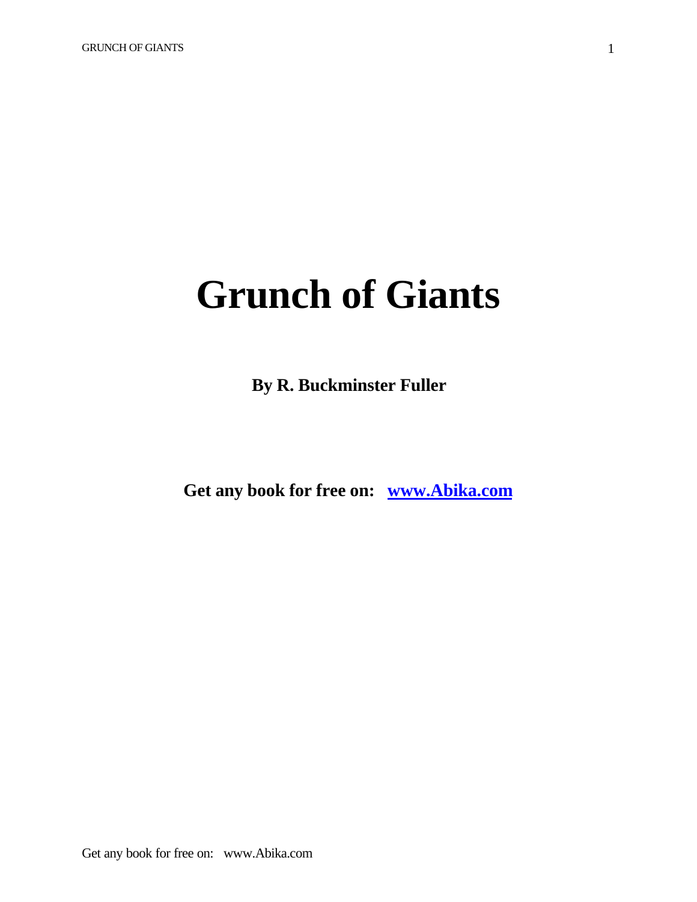# Grunch of Giants

**By R. Buckminster Fuller**

**Get any book for free on: [www.Abika.com](http://www.Abika.com)**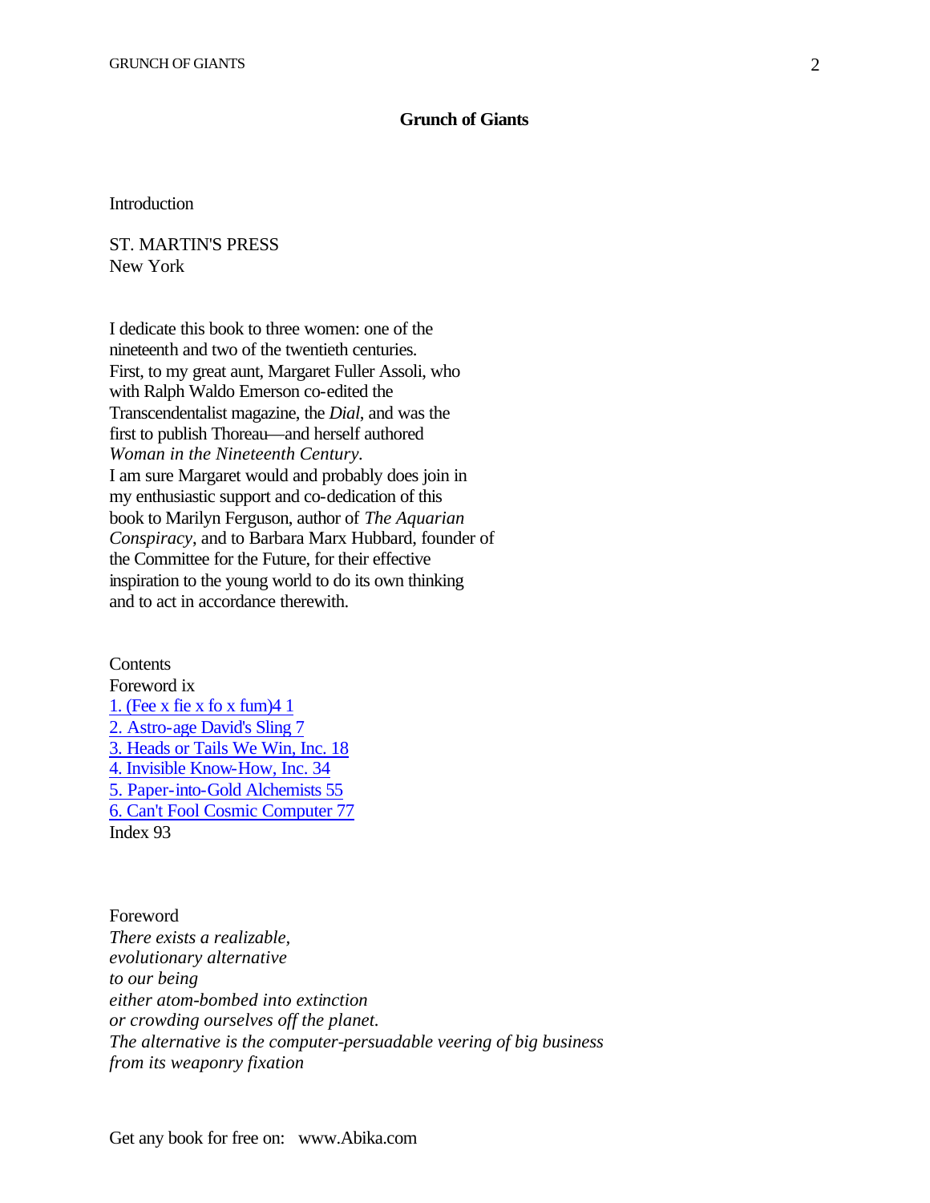# Grunch of Giants

Introduction

ST. MARTIN'S PRESS
New York

I dedicate this book to three women: one of the nineteenth and two of the twentieth centuries. First, to my great aunt, Margaret Fuller Assoli, who with Ralph Waldo Emerson co-edited the Transcendentalist magazine, the *Dial*, and was the first to publish Thoreau—and herself authored *Woman in the Nineteenth Century*.
I am sure Margaret would and probably does join in my enthusiastic support and co-dedication of this book to Marilyn Ferguson, author of *The Aquarian Conspiracy*, and to Barbara Marx Hubbard, founder of the Committee for the Future, for their effective inspiration to the young world to do its own thinking and to act in accordance therewith.

Contents

Foreword ix
1. (Fee x fie x fo x fum)4 1
2. Astro-age David's Sling 7
3. Heads or Tails We Win, Inc. 18
4. Invisible Know-How, Inc. 34
5. Paper-into-Gold Alchemists 55
6. Can't Fool Cosmic Computer 77
Index 93

Foreword

*There exists a realizable,*
*evolutionary alternative*
*to our being*
*either atom-bombed into extinction*
*or crowding ourselves off the planet.*
*The alternative is the computer-persuadable veering of big business*
*from its weaponry fixation*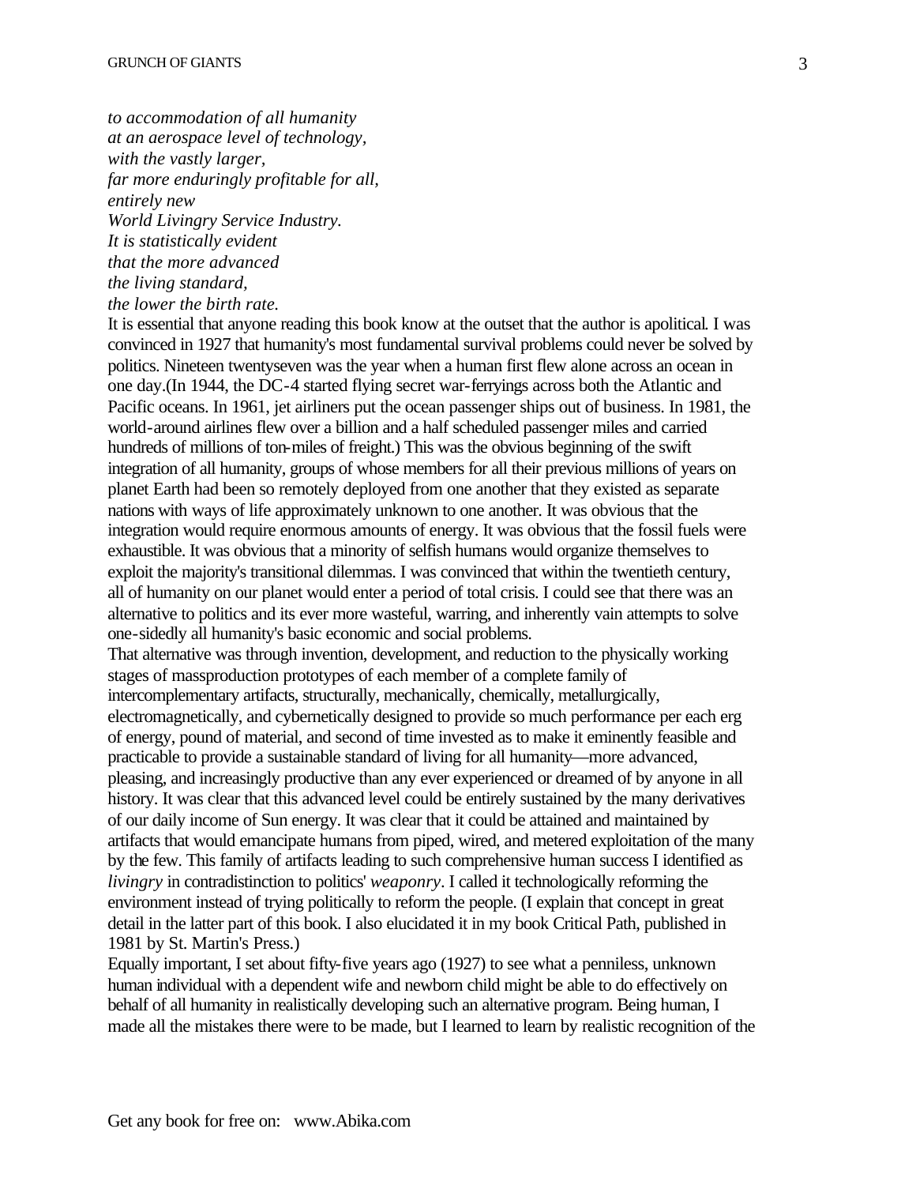*to accommodation of all humanity*
*at an aerospace level of technology,*
*with the vastly larger,*
*far more enduringly profitable for all,*
*entirely new*
*World Livingry Service Industry.*
*It is statistically evident*
*that the more advanced*
*the living standard,*
*the lower the birth rate.*

It is essential that anyone reading this book know at the outset that the author is apolitical. I was convinced in 1927 that humanity's most fundamental survival problems could never be solved by politics. Nineteen twentyseven was the year when a human first flew alone across an ocean in one day.(In 1944, the DC-4 started flying secret war-ferryings across both the Atlantic and Pacific oceans. In 1961, jet airliners put the ocean passenger ships out of business. In 1981, the world-around airlines flew over a billion and a half scheduled passenger miles and carried hundreds of millions of ton-miles of freight.) This was the obvious beginning of the swift integration of all humanity, groups of whose members for all their previous millions of years on planet Earth had been so remotely deployed from one another that they existed as separate nations with ways of life approximately unknown to one another. It was obvious that the integration would require enormous amounts of energy. It was obvious that the fossil fuels were exhaustible. It was obvious that a minority of selfish humans would organize themselves to exploit the majority's transitional dilemmas. I was convinced that within the twentieth century, all of humanity on our planet would enter a period of total crisis. I could see that there was an alternative to politics and its ever more wasteful, warring, and inherently vain attempts to solve one-sidedly all humanity's basic economic and social problems.

That alternative was through invention, development, and reduction to the physically working stages of massproduction prototypes of each member of a complete family of intercomplementary artifacts, structurally, mechanically, chemically, metallurgically, electromagnetically, and cybernetically designed to provide so much performance per each erg of energy, pound of material, and second of time invested as to make it eminently feasible and practicable to provide a sustainable standard of living for all humanity—more advanced, pleasing, and increasingly productive than any ever experienced or dreamed of by anyone in all history. It was clear that this advanced level could be entirely sustained by the many derivatives of our daily income of Sun energy. It was clear that it could be attained and maintained by artifacts that would emancipate humans from piped, wired, and metered exploitation of the many by the few. This family of artifacts leading to such comprehensive human success I identified as *livingry* in contradistinction to politics' *weaponry*. I called it technologically reforming the environment instead of trying politically to reform the people. (I explain that concept in great detail in the latter part of this book. I also elucidated it in my book Critical Path, published in 1981 by St. Martin's Press.)

Equally important, I set about fifty-five years ago (1927) to see what a penniless, unknown human individual with a dependent wife and newborn child might be able to do effectively on behalf of all humanity in realistically developing such an alternative program. Being human, I made all the mistakes there were to be made, but I learned to learn by realistic recognition of the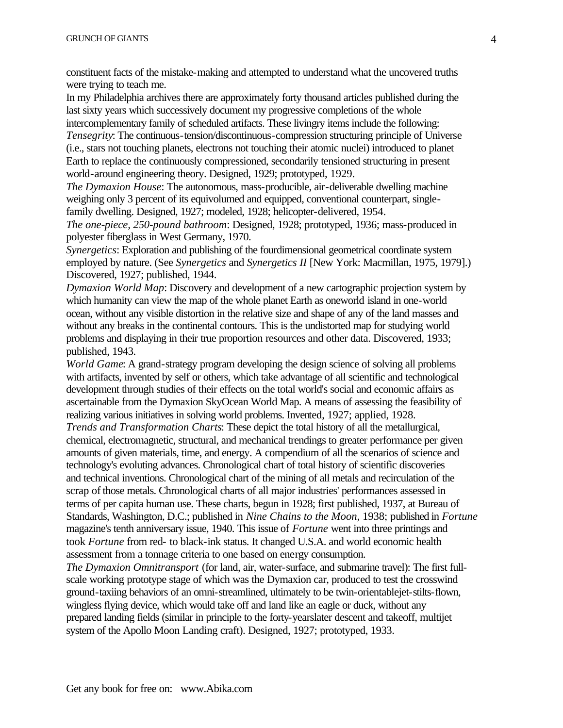constituent facts of the mistake-making and attempted to understand what the uncovered truths were trying to teach me.

In my Philadelphia archives there are approximately forty thousand articles published during the last sixty years which successively document my progressive completions of the whole intercomplementary family of scheduled artifacts. These livingry items include the following:

*Tensegrity*: The continuous-tension/discontinuous-compression structuring principle of Universe (i.e., stars not touching planets, electrons not touching their atomic nuclei) introduced to planet Earth to replace the continuously compressioned, secondarily tensioned structuring in present world-around engineering theory. Designed, 1929; prototyped, 1929.

*The Dymaxion House*: The autonomous, mass-producible, air-deliverable dwelling machine weighing only 3 percent of its equivolumed and equipped, conventional counterpart, single-family dwelling. Designed, 1927; modeled, 1928; helicopter-delivered, 1954.

*The one-piece, 250-pound bathroom*: Designed, 1928; prototyped, 1936; mass-produced in polyester fiberglass in West Germany, 1970.

*Synergetics*: Exploration and publishing of the fourdimensional geometrical coordinate system employed by nature. (See *Synergetics* and *Synergetics II* [New York: Macmillan, 1975, 1979].) Discovered, 1927; published, 1944.

*Dymaxion World Map*: Discovery and development of a new cartographic projection system by which humanity can view the map of the whole planet Earth as oneworld island in one-world ocean, without any visible distortion in the relative size and shape of any of the land masses and without any breaks in the continental contours. This is the undistorted map for studying world problems and displaying in their true proportion resources and other data. Discovered, 1933; published, 1943.

*World Game*: A grand-strategy program developing the design science of solving all problems with artifacts, invented by self or others, which take advantage of all scientific and technological development through studies of their effects on the total world's social and economic affairs as ascertainable from the Dymaxion SkyOcean World Map. A means of assessing the feasibility of realizing various initiatives in solving world problems. Invented, 1927; applied, 1928.

*Trends and Transformation Charts*: These depict the total history of all the metallurgical, chemical, electromagnetic, structural, and mechanical trendings to greater performance per given amounts of given materials, time, and energy. A compendium of all the scenarios of science and technology's evoluting advances. Chronological chart of total history of scientific discoveries and technical inventions. Chronological chart of the mining of all metals and recirculation of the scrap of those metals. Chronological charts of all major industries' performances assessed in terms of per capita human use. These charts, begun in 1928; first published, 1937, at Bureau of Standards, Washington, D.C.; published in *Nine Chains to the Moon*, 1938; published in *Fortune* magazine's tenth anniversary issue, 1940. This issue of *Fortune* went into three printings and took *Fortune* from red- to black-ink status. It changed U.S.A. and world economic health assessment from a tonnage criteria to one based on energy consumption.

*The Dymaxion Omnitransport* (for land, air, water-surface, and submarine travel): The first full-scale working prototype stage of which was the Dymaxion car, produced to test the crosswind ground-taxiing behaviors of an omni-streamlined, ultimately to be twin-orientablejet-stilts-flown, wingless flying device, which would take off and land like an eagle or duck, without any prepared landing fields (similar in principle to the forty-yearslater descent and takeoff, multijet system of the Apollo Moon Landing craft). Designed, 1927; prototyped, 1933.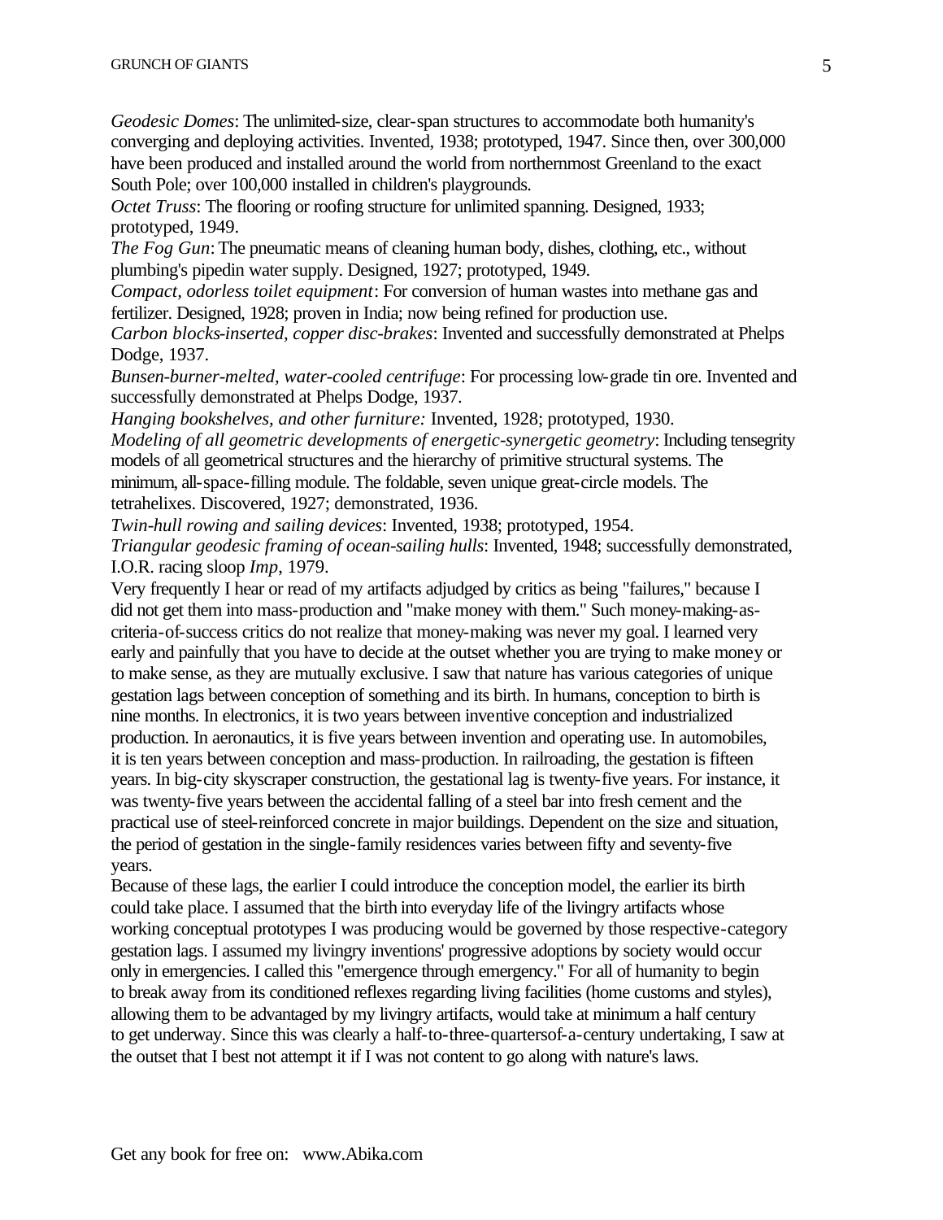*Geodesic Domes*: The unlimited-size, clear-span structures to accommodate both humanity's converging and deploying activities. Invented, 1938; prototyped, 1947. Since then, over 300,000 have been produced and installed around the world from northernmost Greenland to the exact South Pole; over 100,000 installed in children's playgrounds.

*Octet Truss*: The flooring or roofing structure for unlimited spanning. Designed, 1933; prototyped, 1949.

*The Fog Gun*: The pneumatic means of cleaning human body, dishes, clothing, etc., without plumbing's pipedin water supply. Designed, 1927; prototyped, 1949.

*Compact, odorless toilet equipment*: For conversion of human wastes into methane gas and fertilizer. Designed, 1928; proven in India; now being refined for production use.

*Carbon blocks-inserted, copper disc-brakes*: Invented and successfully demonstrated at Phelps Dodge, 1937.

*Bunsen-burner-melted, water-cooled centrifuge*: For processing low-grade tin ore. Invented and successfully demonstrated at Phelps Dodge, 1937.

*Hanging bookshelves, and other furniture:* Invented, 1928; prototyped, 1930.

*Modeling of all geometric developments of energetic-synergetic geometry*: Including tensegrity models of all geometrical structures and the hierarchy of primitive structural systems. The minimum, all-space-filling module. The foldable, seven unique great-circle models. The tetrahelixes. Discovered, 1927; demonstrated, 1936.

*Twin-hull rowing and sailing devices*: Invented, 1938; prototyped, 1954.

*Triangular geodesic framing of ocean-sailing hulls*: Invented, 1948; successfully demonstrated, I.O.R. racing sloop *Imp*, 1979.

Very frequently I hear or read of my artifacts adjudged by critics as being "failures," because I did not get them into mass-production and "make money with them." Such money-making-as-criteria-of-success critics do not realize that money-making was never my goal. I learned very early and painfully that you have to decide at the outset whether you are trying to make money or to make sense, as they are mutually exclusive. I saw that nature has various categories of unique gestation lags between conception of something and its birth. In humans, conception to birth is nine months. In electronics, it is two years between inventive conception and industrialized production. In aeronautics, it is five years between invention and operating use. In automobiles, it is ten years between conception and mass-production. In railroading, the gestation is fifteen years. In big-city skyscraper construction, the gestational lag is twenty-five years. For instance, it was twenty-five years between the accidental falling of a steel bar into fresh cement and the practical use of steel-reinforced concrete in major buildings. Dependent on the size and situation, the period of gestation in the single-family residences varies between fifty and seventy-five years.

Because of these lags, the earlier I could introduce the conception model, the earlier its birth could take place. I assumed that the birth into everyday life of the livingry artifacts whose working conceptual prototypes I was producing would be governed by those respective-category gestation lags. I assumed my livingry inventions' progressive adoptions by society would occur only in emergencies. I called this "emergence through emergency." For all of humanity to begin to break away from its conditioned reflexes regarding living facilities (home customs and styles), allowing them to be advantaged by my livingry artifacts, would take at minimum a half century to get underway. Since this was clearly a half-to-three-quartersof-a-century undertaking, I saw at the outset that I best not attempt it if I was not content to go along with nature's laws.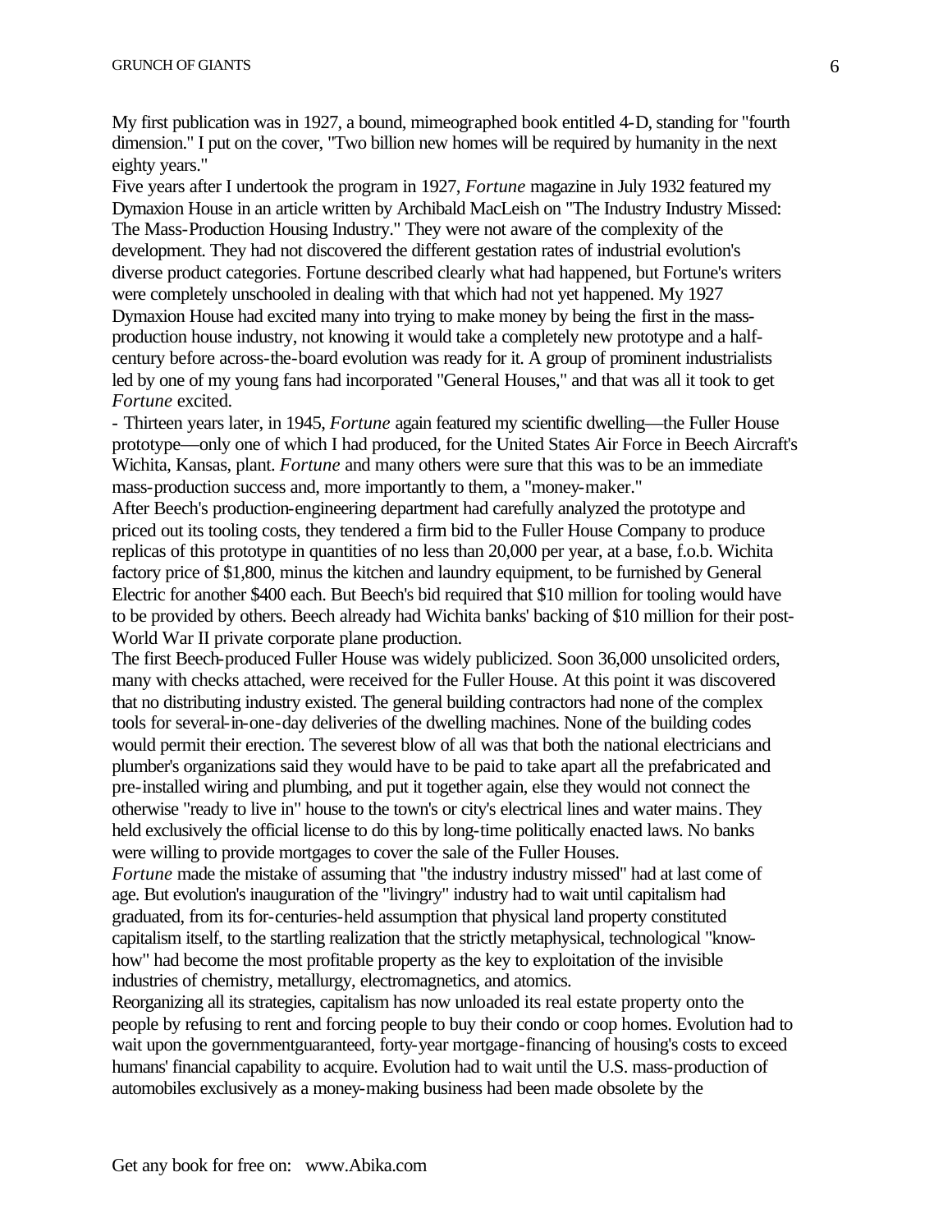My first publication was in 1927, a bound, mimeographed book entitled 4-D, standing for "fourth dimension." I put on the cover, "Two billion new homes will be required by humanity in the next eighty years."

Five years after I undertook the program in 1927, *Fortune* magazine in July 1932 featured my Dymaxion House in an article written by Archibald MacLeish on "The Industry Industry Missed: The Mass-Production Housing Industry." They were not aware of the complexity of the development. They had not discovered the different gestation rates of industrial evolution's diverse product categories. Fortune described clearly what had happened, but Fortune's writers were completely unschooled in dealing with that which had not yet happened. My 1927 Dymaxion House had excited many into trying to make money by being the first in the mass-production house industry, not knowing it would take a completely new prototype and a half-century before across-the-board evolution was ready for it. A group of prominent industrialists led by one of my young fans had incorporated "General Houses," and that was all it took to get *Fortune* excited.

- Thirteen years later, in 1945, *Fortune* again featured my scientific dwelling—the Fuller House prototype—only one of which I had produced, for the United States Air Force in Beech Aircraft's Wichita, Kansas, plant. *Fortune* and many others were sure that this was to be an immediate mass-production success and, more importantly to them, a "money-maker."

After Beech's production-engineering department had carefully analyzed the prototype and priced out its tooling costs, they tendered a firm bid to the Fuller House Company to produce replicas of this prototype in quantities of no less than 20,000 per year, at a base, f.o.b. Wichita factory price of $1,800, minus the kitchen and laundry equipment, to be furnished by General Electric for another $400 each. But Beech's bid required that $10 million for tooling would have to be provided by others. Beech already had Wichita banks' backing of $10 million for their post-World War II private corporate plane production.

The first Beech-produced Fuller House was widely publicized. Soon 36,000 unsolicited orders, many with checks attached, were received for the Fuller House. At this point it was discovered that no distributing industry existed. The general building contractors had none of the complex tools for several-in-one-day deliveries of the dwelling machines. None of the building codes would permit their erection. The severest blow of all was that both the national electricians and plumber's organizations said they would have to be paid to take apart all the prefabricated and pre-installed wiring and plumbing, and put it together again, else they would not connect the otherwise "ready to live in" house to the town's or city's electrical lines and water mains. They held exclusively the official license to do this by long-time politically enacted laws. No banks were willing to provide mortgages to cover the sale of the Fuller Houses.

*Fortune* made the mistake of assuming that "the industry industry missed" had at last come of age. But evolution's inauguration of the "livingry" industry had to wait until capitalism had graduated, from its for-centuries-held assumption that physical land property constituted capitalism itself, to the startling realization that the strictly metaphysical, technological "know-how" had become the most profitable property as the key to exploitation of the invisible industries of chemistry, metallurgy, electromagnetics, and atomics.

Reorganizing all its strategies, capitalism has now unloaded its real estate property onto the people by refusing to rent and forcing people to buy their condo or coop homes. Evolution had to wait upon the governmentguaranteed, forty-year mortgage-financing of housing's costs to exceed humans' financial capability to acquire. Evolution had to wait until the U.S. mass-production of automobiles exclusively as a money-making business had been made obsolete by the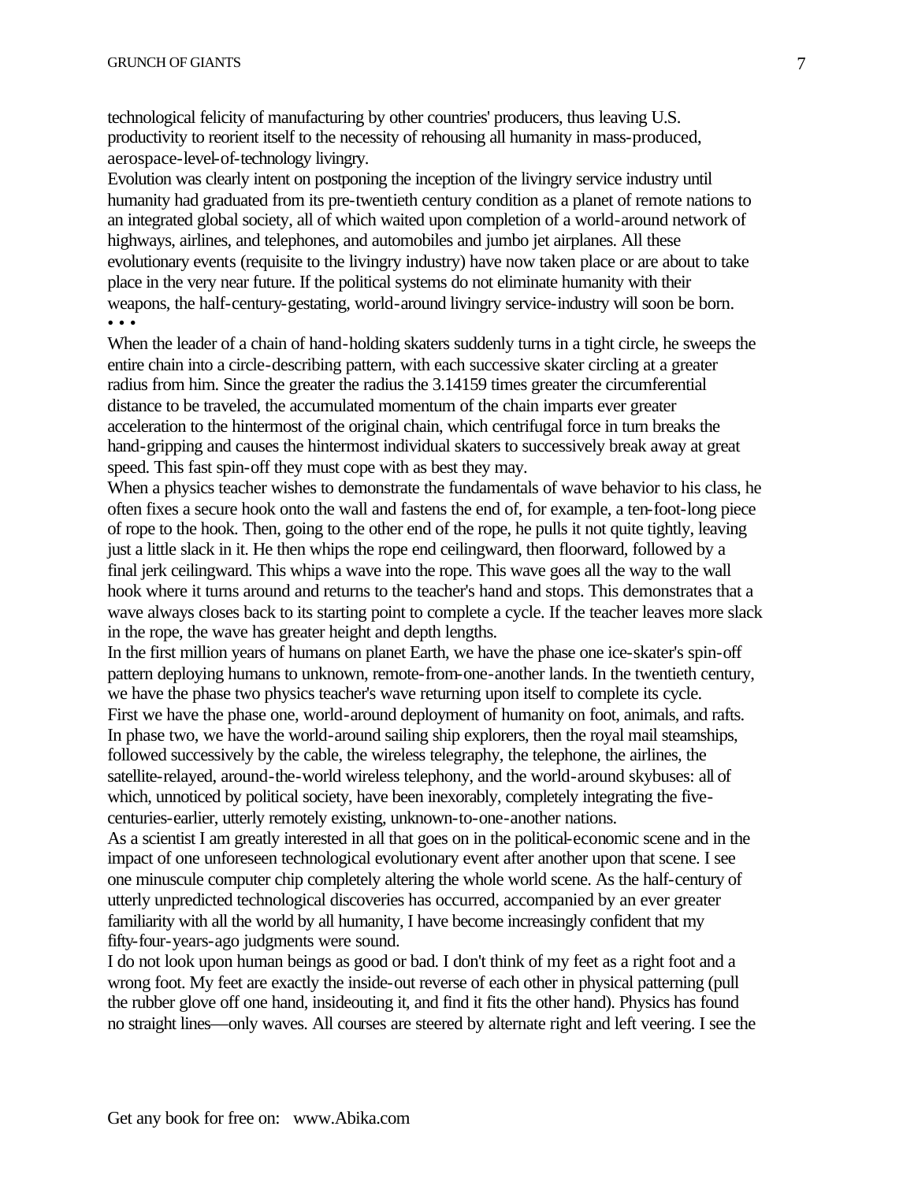technological felicity of manufacturing by other countries' producers, thus leaving U.S. productivity to reorient itself to the necessity of rehousing all humanity in mass-produced, aerospace-level-of-technology livingry.

Evolution was clearly intent on postponing the inception of the livingry service industry until humanity had graduated from its pre-twentieth century condition as a planet of remote nations to an integrated global society, all of which waited upon completion of a world-around network of highways, airlines, and telephones, and automobiles and jumbo jet airplanes. All these evolutionary events (requisite to the livingry industry) have now taken place or are about to take place in the very near future. If the political systems do not eliminate humanity with their weapons, the half-century-gestating, world-around livingry service-industry will soon be born.

• • •

When the leader of a chain of hand-holding skaters suddenly turns in a tight circle, he sweeps the entire chain into a circle-describing pattern, with each successive skater circling at a greater radius from him. Since the greater the radius the 3.14159 times greater the circumferential distance to be traveled, the accumulated momentum of the chain imparts ever greater acceleration to the hintermost of the original chain, which centrifugal force in turn breaks the hand-gripping and causes the hintermost individual skaters to successively break away at great speed. This fast spin-off they must cope with as best they may.

When a physics teacher wishes to demonstrate the fundamentals of wave behavior to his class, he often fixes a secure hook onto the wall and fastens the end of, for example, a ten-foot-long piece of rope to the hook. Then, going to the other end of the rope, he pulls it not quite tightly, leaving just a little slack in it. He then whips the rope end ceilingward, then floorward, followed by a final jerk ceilingward. This whips a wave into the rope. This wave goes all the way to the wall hook where it turns around and returns to the teacher's hand and stops. This demonstrates that a wave always closes back to its starting point to complete a cycle. If the teacher leaves more slack in the rope, the wave has greater height and depth lengths.

In the first million years of humans on planet Earth, we have the phase one ice-skater's spin-off pattern deploying humans to unknown, remote-from-one-another lands. In the twentieth century, we have the phase two physics teacher's wave returning upon itself to complete its cycle.

First we have the phase one, world-around deployment of humanity on foot, animals, and rafts. In phase two, we have the world-around sailing ship explorers, then the royal mail steamships, followed successively by the cable, the wireless telegraphy, the telephone, the airlines, the satellite-relayed, around-the-world wireless telephony, and the world-around skybuses: all of which, unnoticed by political society, have been inexorably, completely integrating the five-centuries-earlier, utterly remotely existing, unknown-to-one-another nations.

As a scientist I am greatly interested in all that goes on in the political-economic scene and in the impact of one unforeseen technological evolutionary event after another upon that scene. I see one minuscule computer chip completely altering the whole world scene. As the half-century of utterly unpredicted technological discoveries has occurred, accompanied by an ever greater familiarity with all the world by all humanity, I have become increasingly confident that my fifty-four-years-ago judgments were sound.

I do not look upon human beings as good or bad. I don't think of my feet as a right foot and a wrong foot. My feet are exactly the inside-out reverse of each other in physical patterning (pull the rubber glove off one hand, insideouting it, and find it fits the other hand). Physics has found no straight lines—only waves. All courses are steered by alternate right and left veering. I see the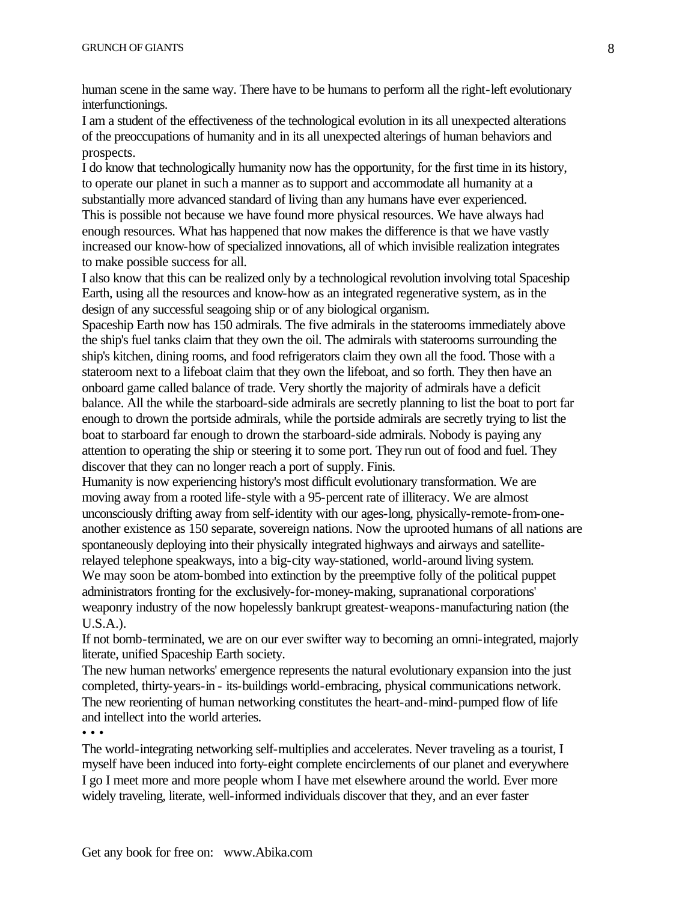human scene in the same way. There have to be humans to perform all the right-left evolutionary interfunctionings.

I am a student of the effectiveness of the technological evolution in its all unexpected alterations of the preoccupations of humanity and in its all unexpected alterings of human behaviors and prospects.

I do know that technologically humanity now has the opportunity, for the first time in its history, to operate our planet in such a manner as to support and accommodate all humanity at a substantially more advanced standard of living than any humans have ever experienced.

This is possible not because we have found more physical resources. We have always had enough resources. What has happened that now makes the difference is that we have vastly increased our know-how of specialized innovations, all of which invisible realization integrates to make possible success for all.

I also know that this can be realized only by a technological revolution involving total Spaceship Earth, using all the resources and know-how as an integrated regenerative system, as in the design of any successful seagoing ship or of any biological organism.

Spaceship Earth now has 150 admirals. The five admirals in the staterooms immediately above the ship's fuel tanks claim that they own the oil. The admirals with staterooms surrounding the ship's kitchen, dining rooms, and food refrigerators claim they own all the food. Those with a stateroom next to a lifeboat claim that they own the lifeboat, and so forth. They then have an onboard game called balance of trade. Very shortly the majority of admirals have a deficit balance. All the while the starboard-side admirals are secretly planning to list the boat to port far enough to drown the portside admirals, while the portside admirals are secretly trying to list the boat to starboard far enough to drown the starboard-side admirals. Nobody is paying any attention to operating the ship or steering it to some port. They run out of food and fuel. They discover that they can no longer reach a port of supply. Finis.

Humanity is now experiencing history's most difficult evolutionary transformation. We are moving away from a rooted life-style with a 95-percent rate of illiteracy. We are almost unconsciously drifting away from self-identity with our ages-long, physically-remote-from-one-another existence as 150 separate, sovereign nations. Now the uprooted humans of all nations are spontaneously deploying into their physically integrated highways and airways and satellite-relayed telephone speakways, into a big-city way-stationed, world-around living system.

We may soon be atom-bombed into extinction by the preemptive folly of the political puppet administrators fronting for the exclusively-for-money-making, supranational corporations' weaponry industry of the now hopelessly bankrupt greatest-weapons-manufacturing nation (the U.S.A.).

If not bomb-terminated, we are on our ever swifter way to becoming an omni-integrated, majorly literate, unified Spaceship Earth society.

The new human networks' emergence represents the natural evolutionary expansion into the just completed, thirty-years-in - its-buildings world-embracing, physical communications network. The new reorienting of human networking constitutes the heart-and-mind-pumped flow of life and intellect into the world arteries.

• • •

The world-integrating networking self-multiplies and accelerates. Never traveling as a tourist, I myself have been induced into forty-eight complete encirclements of our planet and everywhere I go I meet more and more people whom I have met elsewhere around the world. Ever more widely traveling, literate, well-informed individuals discover that they, and an ever faster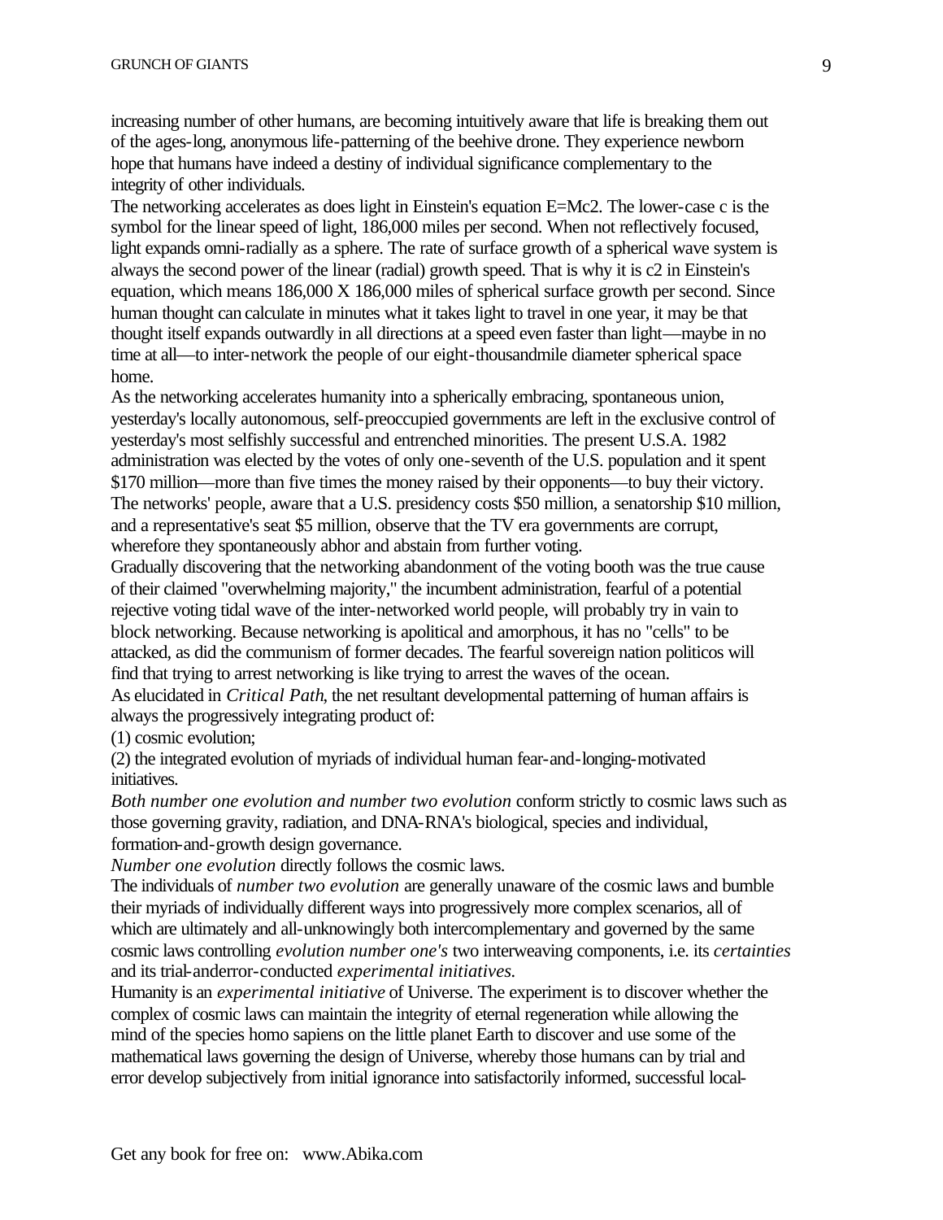increasing number of other humans, are becoming intuitively aware that life is breaking them out of the ages-long, anonymous life-patterning of the beehive drone. They experience newborn hope that humans have indeed a destiny of individual significance complementary to the integrity of other individuals.

The networking accelerates as does light in Einstein's equation $E=Mc^2$. The lower-case c is the symbol for the linear speed of light, 186,000 miles per second. When not reflectively focused, light expands omni-radially as a sphere. The rate of surface growth of a spherical wave system is always the second power of the linear (radial) growth speed. That is why it is $c^2$ in Einstein's equation, which means 186,000 X 186,000 miles of spherical surface growth per second. Since human thought can calculate in minutes what it takes light to travel in one year, it may be that thought itself expands outwardly in all directions at a speed even faster than light—maybe in no time at all—to inter-network the people of our eight-thousandmile diameter spherical space home.

As the networking accelerates humanity into a spherically embracing, spontaneous union, yesterday's locally autonomous, self-preoccupied governments are left in the exclusive control of yesterday's most selfishly successful and entrenched minorities. The present U.S.A. 1982 administration was elected by the votes of only one-seventh of the U.S. population and it spent \$170 million—more than five times the money raised by their opponents—to buy their victory. The networks' people, aware that a U.S. presidency costs \$50 million, a senatorship \$10 million, and a representative's seat \$5 million, observe that the TV era governments are corrupt, wherefore they spontaneously abhor and abstain from further voting.

Gradually discovering that the networking abandonment of the voting booth was the true cause of their claimed "overwhelming majority," the incumbent administration, fearful of a potential rejective voting tidal wave of the inter-networked world people, will probably try in vain to block networking. Because networking is apolitical and amorphous, it has no "cells" to be attacked, as did the communism of former decades. The fearful sovereign nation politicos will find that trying to arrest networking is like trying to arrest the waves of the ocean.

As elucidated in *Critical Path*, the net resultant developmental patterning of human affairs is always the progressively integrating product of:

(1) cosmic evolution;

(2) the integrated evolution of myriads of individual human fear-and-longing-motivated initiatives.

*Both number one evolution and number two evolution* conform strictly to cosmic laws such as those governing gravity, radiation, and DNA-RNA's biological, species and individual, formation-and-growth design governance.

*Number one evolution* directly follows the cosmic laws.

The individuals of *number two evolution* are generally unaware of the cosmic laws and bumble their myriads of individually different ways into progressively more complex scenarios, all of which are ultimately and all-unknowingly both intercomplementary and governed by the same cosmic laws controlling *evolution number one's* two interweaving components, i.e. its *certainties* and its trial-anderror-conducted *experimental initiatives.*

Humanity is an *experimental initiative* of Universe. The experiment is to discover whether the complex of cosmic laws can maintain the integrity of eternal regeneration while allowing the mind of the species homo sapiens on the little planet Earth to discover and use some of the mathematical laws governing the design of Universe, whereby those humans can by trial and error develop subjectively from initial ignorance into satisfactorily informed, successful local-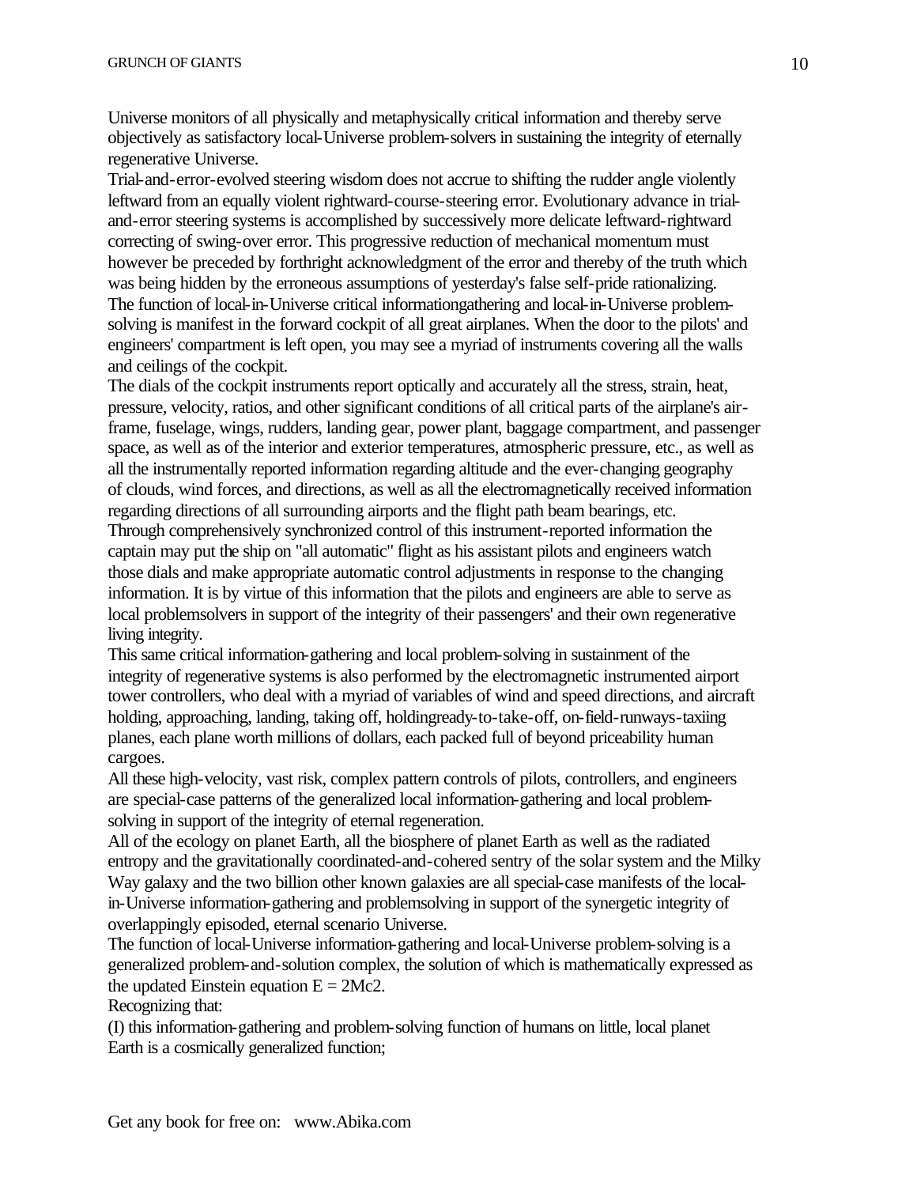Universe monitors of all physically and metaphysically critical information and thereby serve objectively as satisfactory local-Universe problem-solvers in sustaining the integrity of eternally regenerative Universe.

Trial-and-error-evolved steering wisdom does not accrue to shifting the rudder angle violently leftward from an equally violent rightward-course-steering error. Evolutionary advance in trial-and-error steering systems is accomplished by successively more delicate leftward-rightward correcting of swing-over error. This progressive reduction of mechanical momentum must however be preceded by forthright acknowledgment of the error and thereby of the truth which was being hidden by the erroneous assumptions of yesterday's false self-pride rationalizing.

The function of local-in-Universe critical informationgathering and local-in-Universe problem-solving is manifest in the forward cockpit of all great airplanes. When the door to the pilots' and engineers' compartment is left open, you may see a myriad of instruments covering all the walls and ceilings of the cockpit.

The dials of the cockpit instruments report optically and accurately all the stress, strain, heat, pressure, velocity, ratios, and other significant conditions of all critical parts of the airplane's air-frame, fuselage, wings, rudders, landing gear, power plant, baggage compartment, and passenger space, as well as of the interior and exterior temperatures, atmospheric pressure, etc., as well as all the instrumentally reported information regarding altitude and the ever-changing geography of clouds, wind forces, and directions, as well as all the electromagnetically received information regarding directions of all surrounding airports and the flight path beam bearings, etc.

Through comprehensively synchronized control of this instrument-reported information the captain may put the ship on "all automatic" flight as his assistant pilots and engineers watch those dials and make appropriate automatic control adjustments in response to the changing information. It is by virtue of this information that the pilots and engineers are able to serve as local problemsolvers in support of the integrity of their passengers' and their own regenerative living integrity.

This same critical information-gathering and local problem-solving in sustainment of the integrity of regenerative systems is also performed by the electromagnetic instrumented airport tower controllers, who deal with a myriad of variables of wind and speed directions, and aircraft holding, approaching, landing, taking off, holdingready-to-take-off, on-field-runways-taxiing planes, each plane worth millions of dollars, each packed full of beyond priceability human cargoes.

All these high-velocity, vast risk, complex pattern controls of pilots, controllers, and engineers are special-case patterns of the generalized local information-gathering and local problem-solving in support of the integrity of eternal regeneration.

All of the ecology on planet Earth, all the biosphere of planet Earth as well as the radiated entropy and the gravitationally coordinated-and-cohered sentry of the solar system and the Milky Way galaxy and the two billion other known galaxies are all special-case manifests of the local-in-Universe information-gathering and problemsolving in support of the synergetic integrity of overlappingly episoded, eternal scenario Universe.

The function of local-Universe information-gathering and local-Universe problem-solving is a generalized problem-and-solution complex, the solution of which is mathematically expressed as the updated Einstein equation $E = 2Mc^2$.

Recognizing that:

(I) this information-gathering and problem-solving function of humans on little, local planet Earth is a cosmically generalized function;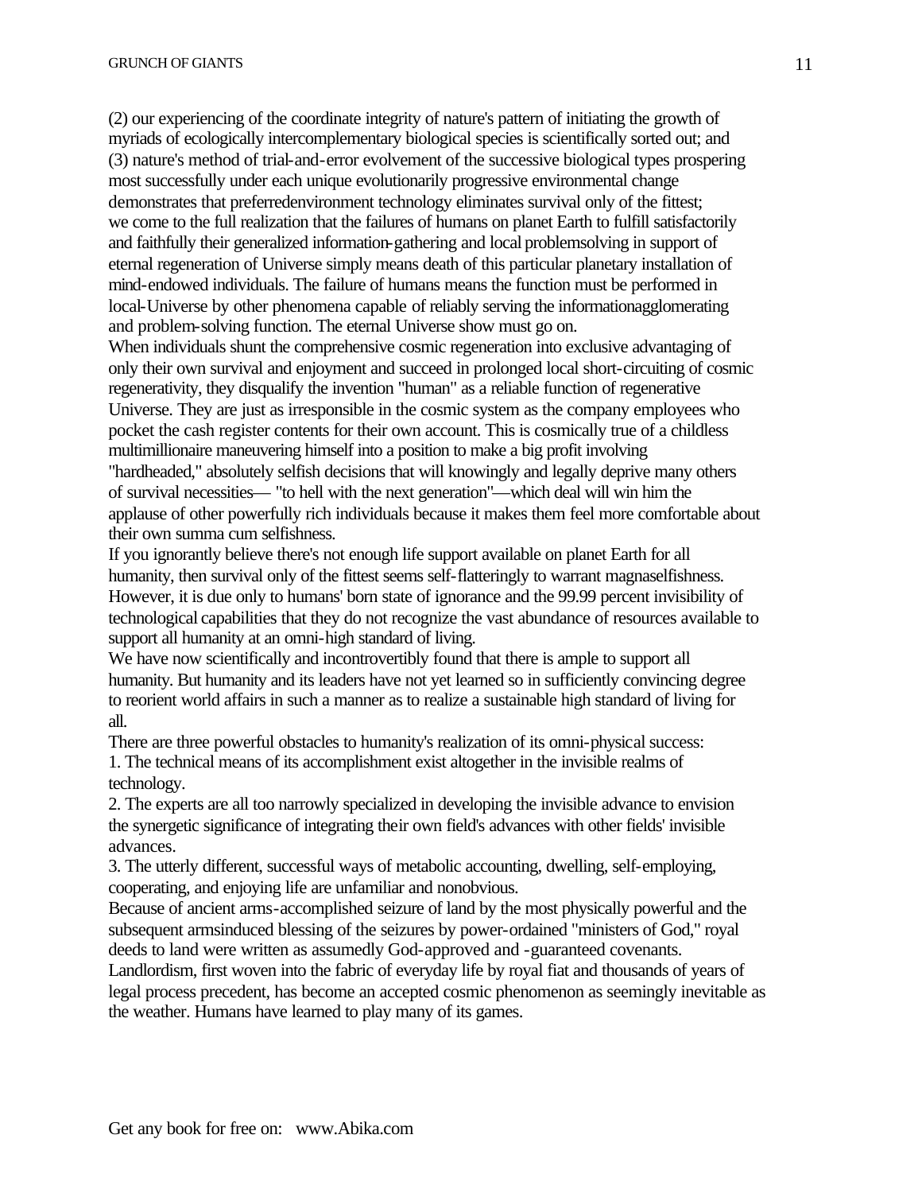(2) our experiencing of the coordinate integrity of nature's pattern of initiating the growth of myriads of ecologically intercomplementary biological species is scientifically sorted out; and (3) nature's method of trial-and-error evolvement of the successive biological types prospering most successfully under each unique evolutionarily progressive environmental change demonstrates that preferredenvironment technology eliminates survival only of the fittest; we come to the full realization that the failures of humans on planet Earth to fulfill satisfactorily and faithfully their generalized information-gathering and local problemsolving in support of eternal regeneration of Universe simply means death of this particular planetary installation of mind-endowed individuals. The failure of humans means the function must be performed in local-Universe by other phenomena capable of reliably serving the informationagglomerating and problem-solving function. The eternal Universe show must go on.

When individuals shunt the comprehensive cosmic regeneration into exclusive advantaging of only their own survival and enjoyment and succeed in prolonged local short-circuiting of cosmic regenerativity, they disqualify the invention "human" as a reliable function of regenerative Universe. They are just as irresponsible in the cosmic system as the company employees who pocket the cash register contents for their own account. This is cosmically true of a childless multimillionaire maneuvering himself into a position to make a big profit involving "hardheaded," absolutely selfish decisions that will knowingly and legally deprive many others of survival necessities— "to hell with the next generation"—which deal will win him the applause of other powerfully rich individuals because it makes them feel more comfortable about their own summa cum selfishness.

If you ignorantly believe there's not enough life support available on planet Earth for all humanity, then survival only of the fittest seems self-flatteringly to warrant magnaselfishness. However, it is due only to humans' born state of ignorance and the 99.99 percent invisibility of technological capabilities that they do not recognize the vast abundance of resources available to support all humanity at an omni-high standard of living.

We have now scientifically and incontrovertibly found that there is ample to support all humanity. But humanity and its leaders have not yet learned so in sufficiently convincing degree to reorient world affairs in such a manner as to realize a sustainable high standard of living for all.

There are three powerful obstacles to humanity's realization of its omni-physical success:

1. The technical means of its accomplishment exist altogether in the invisible realms of technology.
2. The experts are all too narrowly specialized in developing the invisible advance to envision the synergetic significance of integrating their own field's advances with other fields' invisible advances.
3. The utterly different, successful ways of metabolic accounting, dwelling, self-employing, cooperating, and enjoying life are unfamiliar and nonobvious.

Because of ancient arms-accomplished seizure of land by the most physically powerful and the subsequent armsinduced blessing of the seizures by power-ordained "ministers of God," royal deeds to land were written as assumedly God-approved and -guaranteed covenants.

Landlordism, first woven into the fabric of everyday life by royal fiat and thousands of years of legal process precedent, has become an accepted cosmic phenomenon as seemingly inevitable as the weather. Humans have learned to play many of its games.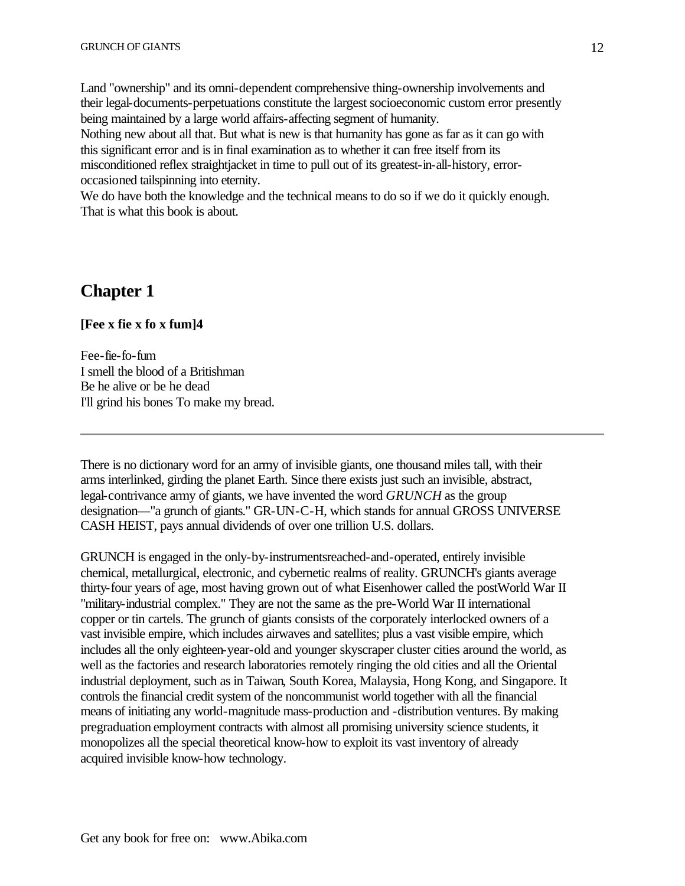Land "ownership" and its omni-dependent comprehensive thing-ownership involvements and their legal-documents-perpetuations constitute the largest socioeconomic custom error presently being maintained by a large world affairs-affecting segment of humanity.

Nothing new about all that. But what is new is that humanity has gone as far as it can go with this significant error and is in final examination as to whether it can free itself from its misconditioned reflex straightjacket in time to pull out of its greatest-in-all-history, error-occasioned tailspinning into eternity.

We do have both the knowledge and the technical means to do so if we do it quickly enough. That is what this book is about.

## Chapter 1

**[Fee x fie x fo x fum]4**

Fee-fie-fo-fum
I smell the blood of a Britishman
Be he alive or be he dead
I'll grind his bones To make my bread.

---

There is no dictionary word for an army of invisible giants, one thousand miles tall, with their arms interlinked, girding the planet Earth. Since there exists just such an invisible, abstract, legal-contrivance army of giants, we have invented the word *GRUNCH* as the group designation—"a grunch of giants." GR-UN-C-H, which stands for annual GROSS UNIVERSE CASH HEIST, pays annual dividends of over one trillion U.S. dollars.

GRUNCH is engaged in the only-by-instrumentsreached-and-operated, entirely invisible chemical, metallurgical, electronic, and cybernetic realms of reality. GRUNCH's giants average thirty-four years of age, most having grown out of what Eisenhower called the postWorld War II "military-industrial complex." They are not the same as the pre-World War II international copper or tin cartels. The grunch of giants consists of the corporately interlocked owners of a vast invisible empire, which includes airwaves and satellites; plus a vast visible empire, which includes all the only eighteen-year-old and younger skyscraper cluster cities around the world, as well as the factories and research laboratories remotely ringing the old cities and all the Oriental industrial deployment, such as in Taiwan, South Korea, Malaysia, Hong Kong, and Singapore. It controls the financial credit system of the noncommunist world together with all the financial means of initiating any world-magnitude mass-production and -distribution ventures. By making pregraduation employment contracts with almost all promising university science students, it monopolizes all the special theoretical know-how to exploit its vast inventory of already acquired invisible know-how technology.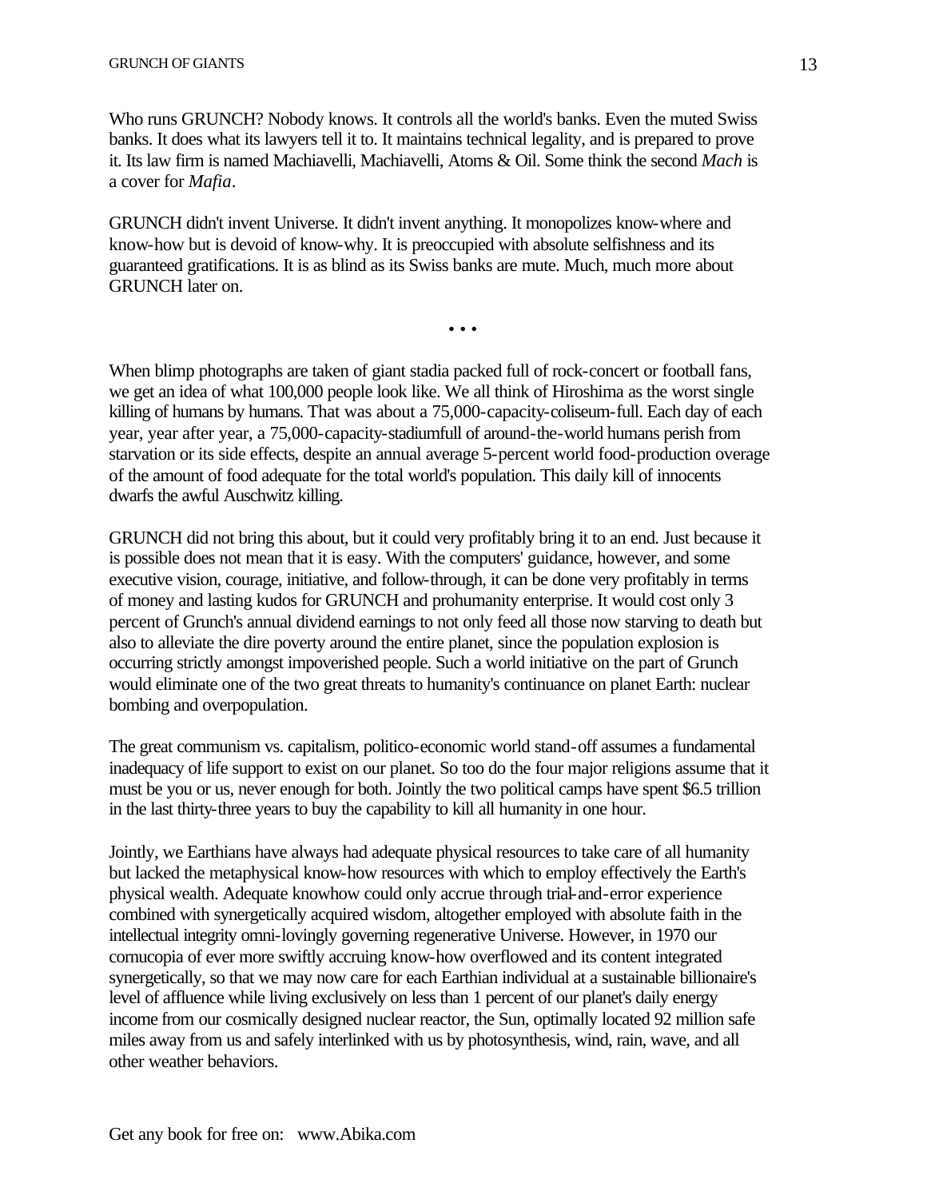Who runs GRUNCH? Nobody knows. It controls all the world's banks. Even the muted Swiss banks. It does what its lawyers tell it to. It maintains technical legality, and is prepared to prove it. Its law firm is named Machiavelli, Machiavelli, Atoms & Oil. Some think the second *Mach* is a cover for *Mafia*.

GRUNCH didn't invent Universe. It didn't invent anything. It monopolizes know-where and know-how but is devoid of know-why. It is preoccupied with absolute selfishness and its guaranteed gratifications. It is as blind as its Swiss banks are mute. Much, much more about GRUNCH later on.

• • •

When blimp photographs are taken of giant stadia packed full of rock-concert or football fans, we get an idea of what 100,000 people look like. We all think of Hiroshima as the worst single killing of humans by humans. That was about a 75,000-capacity-coliseum-full. Each day of each year, year after year, a 75,000-capacity-stadiumfull of around-the-world humans perish from starvation or its side effects, despite an annual average 5-percent world food-production overage of the amount of food adequate for the total world's population. This daily kill of innocents dwarfs the awful Auschwitz killing.

GRUNCH did not bring this about, but it could very profitably bring it to an end. Just because it is possible does not mean that it is easy. With the computers' guidance, however, and some executive vision, courage, initiative, and follow-through, it can be done very profitably in terms of money and lasting kudos for GRUNCH and prohumanity enterprise. It would cost only 3 percent of Grunch's annual dividend earnings to not only feed all those now starving to death but also to alleviate the dire poverty around the entire planet, since the population explosion is occurring strictly amongst impoverished people. Such a world initiative on the part of Grunch would eliminate one of the two great threats to humanity's continuance on planet Earth: nuclear bombing and overpopulation.

The great communism vs. capitalism, politico-economic world stand-off assumes a fundamental inadequacy of life support to exist on our planet. So too do the four major religions assume that it must be you or us, never enough for both. Jointly the two political camps have spent $6.5 trillion in the last thirty-three years to buy the capability to kill all humanity in one hour.

Jointly, we Earthians have always had adequate physical resources to take care of all humanity but lacked the metaphysical know-how resources with which to employ effectively the Earth's physical wealth. Adequate knowhow could only accrue through trial-and-error experience combined with synergetically acquired wisdom, altogether employed with absolute faith in the intellectual integrity omni-lovingly governing regenerative Universe. However, in 1970 our cornucopia of ever more swiftly accruing know-how overflowed and its content integrated synergetically, so that we may now care for each Earthian individual at a sustainable billionaire's level of affluence while living exclusively on less than 1 percent of our planet's daily energy income from our cosmically designed nuclear reactor, the Sun, optimally located 92 million safe miles away from us and safely interlinked with us by photosynthesis, wind, rain, wave, and all other weather behaviors.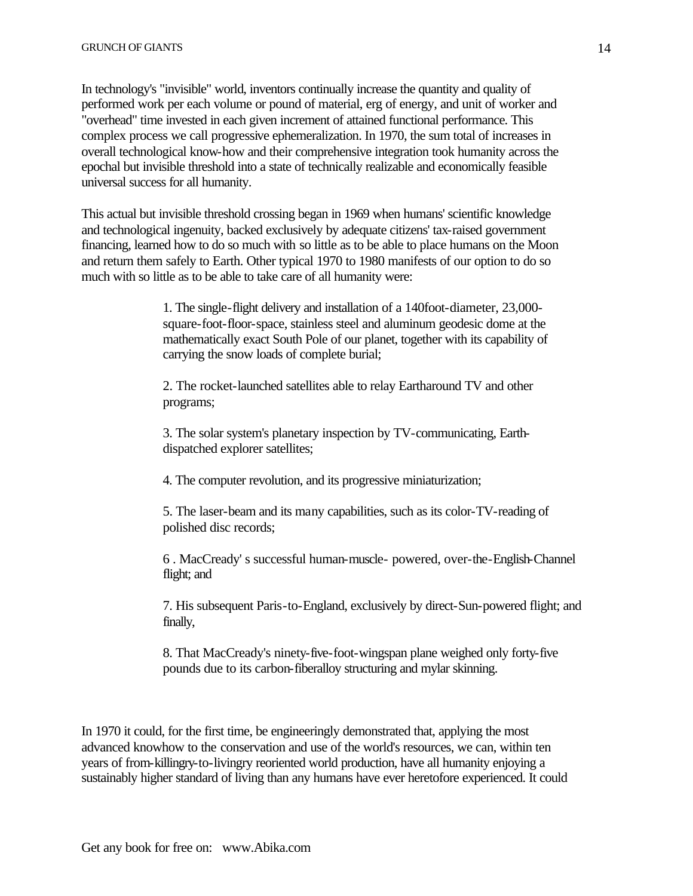In technology's "invisible" world, inventors continually increase the quantity and quality of performed work per each volume or pound of material, erg of energy, and unit of worker and "overhead" time invested in each given increment of attained functional performance. This complex process we call progressive ephemeralization. In 1970, the sum total of increases in overall technological know-how and their comprehensive integration took humanity across the epochal but invisible threshold into a state of technically realizable and economically feasible universal success for all humanity.

This actual but invisible threshold crossing began in 1969 when humans' scientific knowledge and technological ingenuity, backed exclusively by adequate citizens' tax-raised government financing, learned how to do so much with so little as to be able to place humans on the Moon and return them safely to Earth. Other typical 1970 to 1980 manifests of our option to do so much with so little as to be able to take care of all humanity were:

1. The single-flight delivery and installation of a 140foot-diameter, 23,000-square-foot-floor-space, stainless steel and aluminum geodesic dome at the mathematically exact South Pole of our planet, together with its capability of carrying the snow loads of complete burial;

2. The rocket-launched satellites able to relay Eartharound TV and other programs;

3. The solar system's planetary inspection by TV-communicating, Earth-dispatched explorer satellites;

4. The computer revolution, and its progressive miniaturization;

5. The laser-beam and its many capabilities, such as its color-TV-reading of polished disc records;

6 . MacCready' s successful human-muscle- powered, over-the-English-Channel flight; and

7. His subsequent Paris-to-England, exclusively by direct-Sun-powered flight; and finally,

8. That MacCready's ninety-five-foot-wingspan plane weighed only forty-five pounds due to its carbon-fiberalloy structuring and mylar skinning.

In 1970 it could, for the first time, be engineeringly demonstrated that, applying the most advanced knowhow to the conservation and use of the world's resources, we can, within ten years of from-killingry-to-livingry reoriented world production, have all humanity enjoying a sustainably higher standard of living than any humans have ever heretofore experienced. It could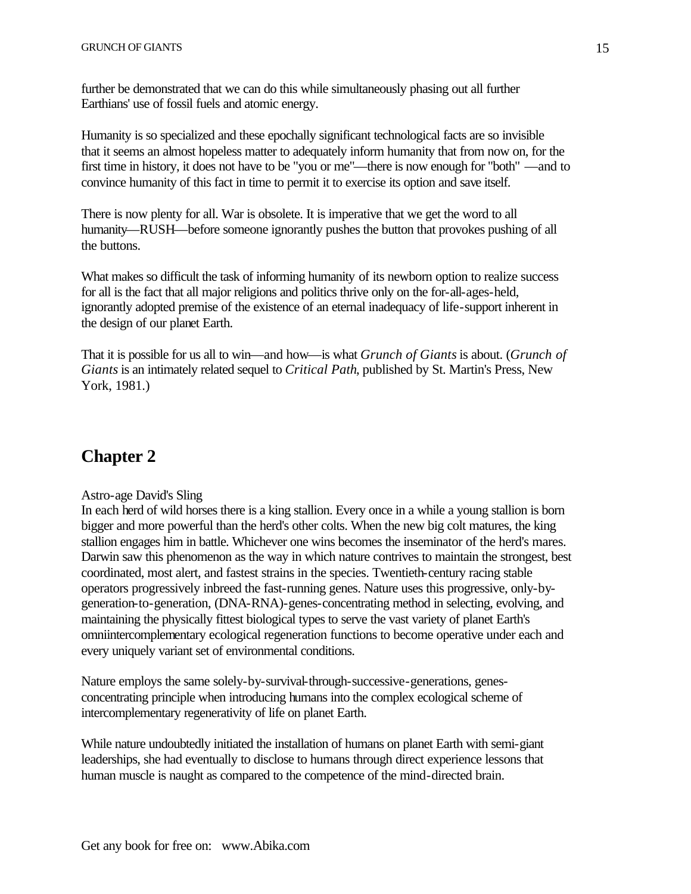further be demonstrated that we can do this while simultaneously phasing out all further Earthians' use of fossil fuels and atomic energy.

Humanity is so specialized and these epochally significant technological facts are so invisible that it seems an almost hopeless matter to adequately inform humanity that from now on, for the first time in history, it does not have to be "you or me"—there is now enough for "both" —and to convince humanity of this fact in time to permit it to exercise its option and save itself.

There is now plenty for all. War is obsolete. It is imperative that we get the word to all humanity—RUSH—before someone ignorantly pushes the button that provokes pushing of all the buttons.

What makes so difficult the task of informing humanity of its newborn option to realize success for all is the fact that all major religions and politics thrive only on the for-all-ages-held, ignorantly adopted premise of the existence of an eternal inadequacy of life-support inherent in the design of our planet Earth.

That it is possible for us all to win—and how—is what *Grunch of Giants* is about. (*Grunch of Giants* is an intimately related sequel to *Critical Path*, published by St. Martin's Press, New York, 1981.)

## Chapter 2

Astro-age David's Sling

In each herd of wild horses there is a king stallion. Every once in a while a young stallion is born bigger and more powerful than the herd's other colts. When the new big colt matures, the king stallion engages him in battle. Whichever one wins becomes the inseminator of the herd's mares. Darwin saw this phenomenon as the way in which nature contrives to maintain the strongest, best coordinated, most alert, and fastest strains in the species. Twentieth-century racing stable operators progressively inbreed the fast-running genes. Nature uses this progressive, only-by-generation-to-generation, (DNA-RNA)-genes-concentrating method in selecting, evolving, and maintaining the physically fittest biological types to serve the vast variety of planet Earth's omniintercomplementary ecological regeneration functions to become operative under each and every uniquely variant set of environmental conditions.

Nature employs the same solely-by-survival-through-successive-generations, genes-concentrating principle when introducing humans into the complex ecological scheme of intercomplementary regenerativity of life on planet Earth.

While nature undoubtedly initiated the installation of humans on planet Earth with semi-giant leaderships, she had eventually to disclose to humans through direct experience lessons that human muscle is naught as compared to the competence of the mind-directed brain.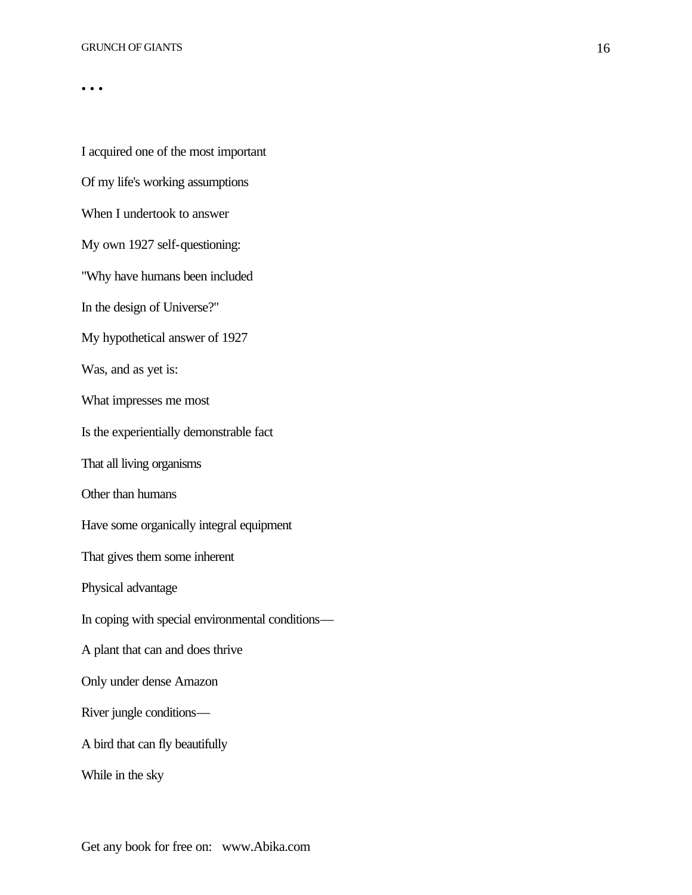. . .

I acquired one of the most important

Of my life's working assumptions

When I undertook to answer

My own 1927 self-questioning:

"Why have humans been included

In the design of Universe?"

My hypothetical answer of 1927

Was, and as yet is:

What impresses me most

Is the experientially demonstrable fact

That all living organisms

Other than humans

Have some organically integral equipment

That gives them some inherent

Physical advantage

In coping with special environmental conditions—

A plant that can and does thrive

Only under dense Amazon

River jungle conditions—

A bird that can fly beautifully

While in the sky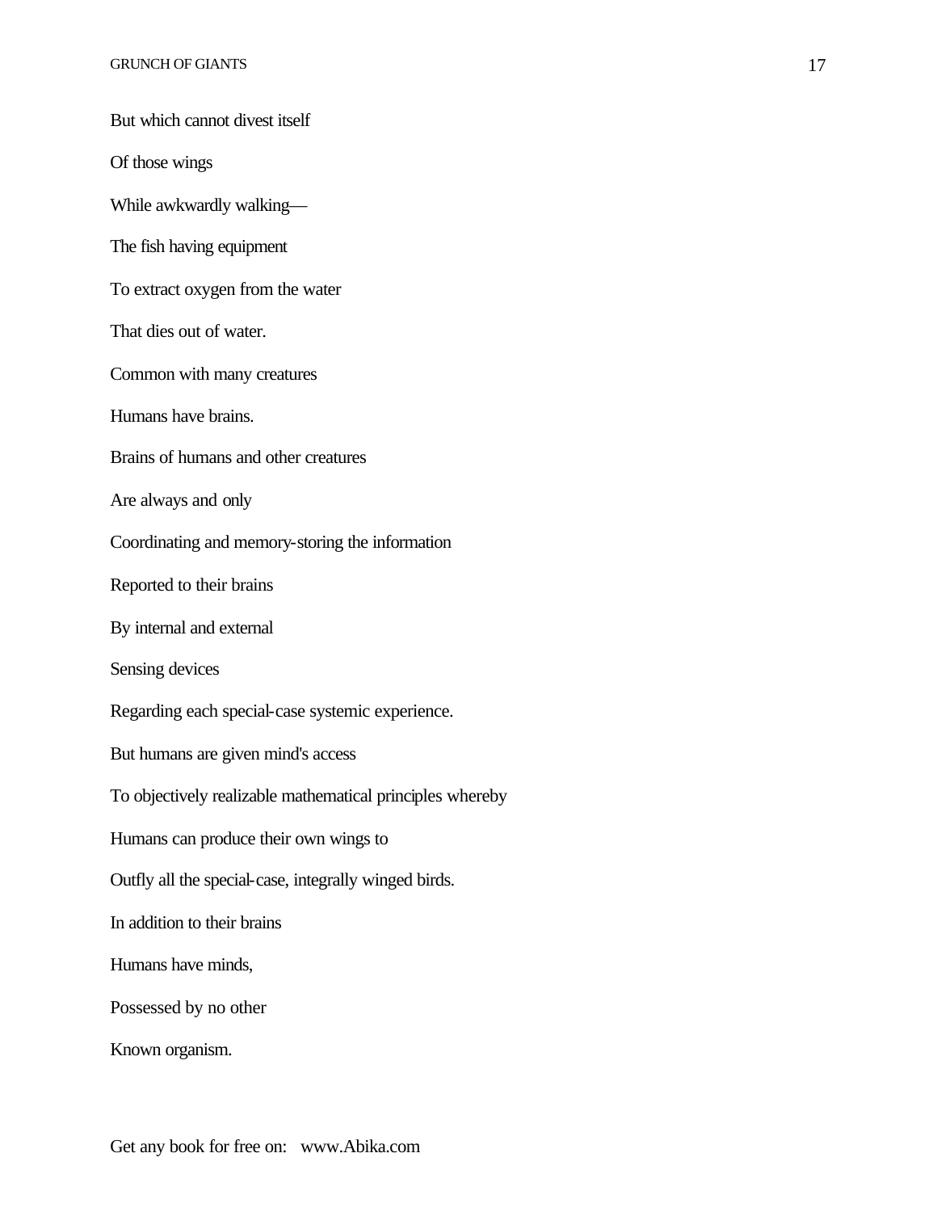But which cannot divest itself

Of those wings

While awkwardly walking—

The fish having equipment

To extract oxygen from the water

That dies out of water.

Common with many creatures

Humans have brains.

Brains of humans and other creatures

Are always and only

Coordinating and memory-storing the information

Reported to their brains

By internal and external

Sensing devices

Regarding each special-case systemic experience.

But humans are given mind's access

To objectively realizable mathematical principles whereby

Humans can produce their own wings to

Outfly all the special-case, integrally winged birds.

In addition to their brains

Humans have minds,

Possessed by no other

Known organism.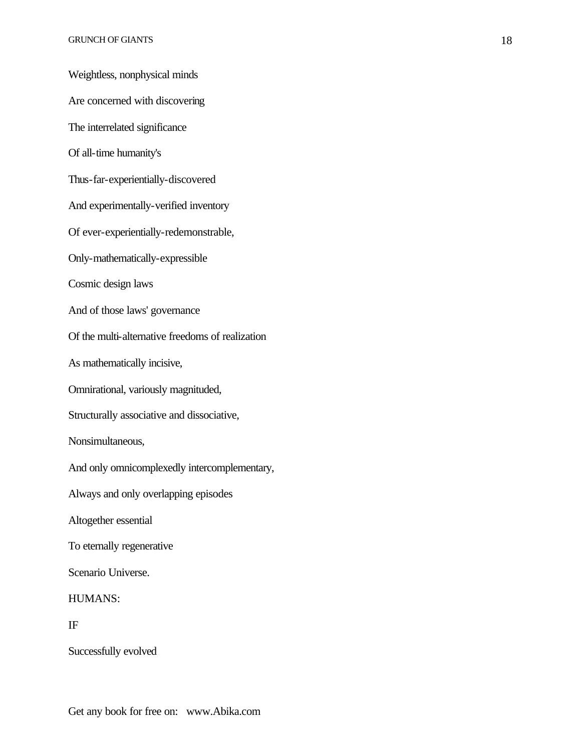Weightless, nonphysical minds

Are concerned with discovering

The interrelated significance

Of all-time humanity's

Thus-far-experientially-discovered

And experimentally-verified inventory

Of ever-experientially-redemonstrable,

Only-mathematically-expressible

Cosmic design laws

And of those laws' governance

Of the multi-alternative freedoms of realization

As mathematically incisive,

Omnirational, variously magnituded,

Structurally associative and dissociative,

Nonsimultaneous,

And only omnicomplexedly intercomplementary,

Always and only overlapping episodes

Altogether essential

To eternally regenerative

Scenario Universe.

HUMANS:

IF

Successfully evolved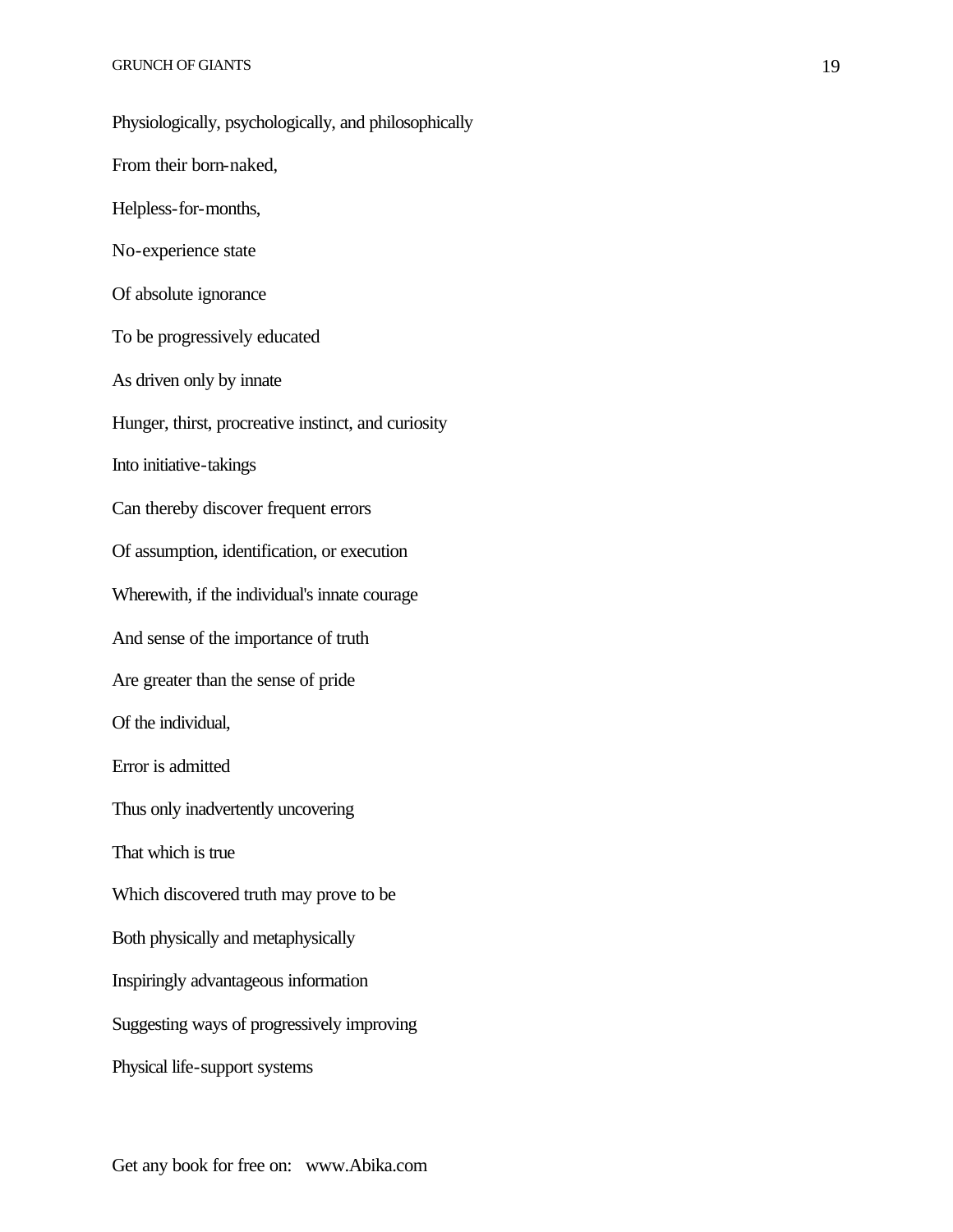Physiologically, psychologically, and philosophically

From their born-naked,

Helpless-for-months,

No-experience state

Of absolute ignorance

To be progressively educated

As driven only by innate

Hunger, thirst, procreative instinct, and curiosity

Into initiative-takings

Can thereby discover frequent errors

Of assumption, identification, or execution

Wherewith, if the individual's innate courage

And sense of the importance of truth

Are greater than the sense of pride

Of the individual,

Error is admitted

Thus only inadvertently uncovering

That which is true

Which discovered truth may prove to be

Both physically and metaphysically

Inspiringly advantageous information

Suggesting ways of progressively improving

Physical life-support systems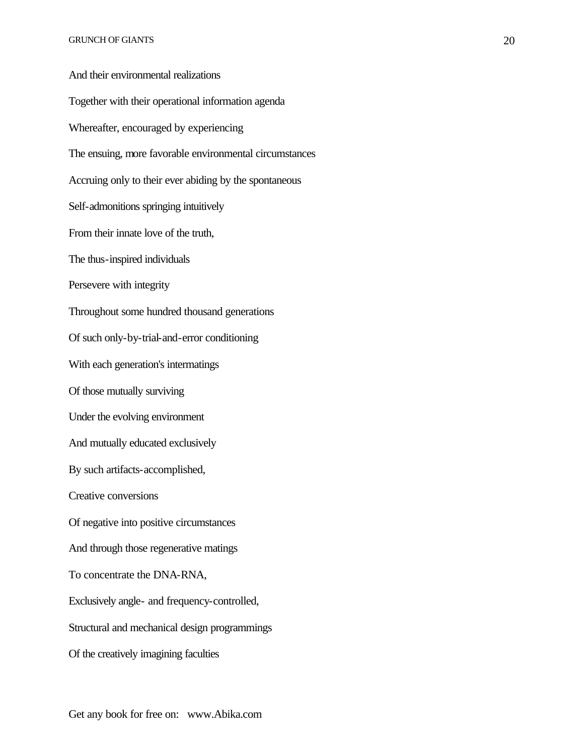And their environmental realizations

Together with their operational information agenda

Whereafter, encouraged by experiencing

The ensuing, more favorable environmental circumstances

Accruing only to their ever abiding by the spontaneous

Self-admonitions springing intuitively

From their innate love of the truth,

The thus-inspired individuals

Persevere with integrity

Throughout some hundred thousand generations

Of such only-by-trial-and-error conditioning

With each generation's intermatings

Of those mutually surviving

Under the evolving environment

And mutually educated exclusively

By such artifacts-accomplished,

Creative conversions

Of negative into positive circumstances

And through those regenerative matings

To concentrate the DNA-RNA,

Exclusively angle- and frequency-controlled,

Structural and mechanical design programmings

Of the creatively imagining faculties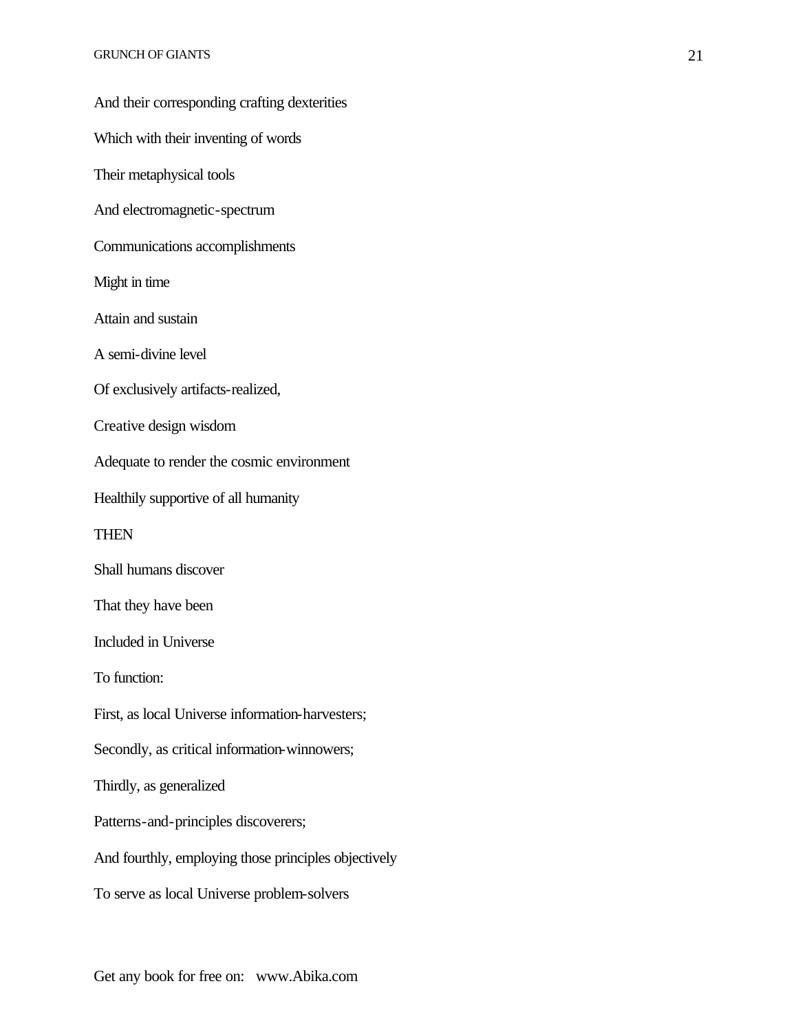And their corresponding crafting dexterities

Which with their inventing of words

Their metaphysical tools

And electromagnetic-spectrum

Communications accomplishments

Might in time

Attain and sustain

A semi-divine level

Of exclusively artifacts-realized,

Creative design wisdom

Adequate to render the cosmic environment

Healthily supportive of all humanity

THEN

Shall humans discover

That they have been

Included in Universe

To function:

First, as local Universe information-harvesters;

Secondly, as critical information-winnowers;

Thirdly, as generalized

Patterns-and-principles discoverers;

And fourthly, employing those principles objectively

To serve as local Universe problem-solvers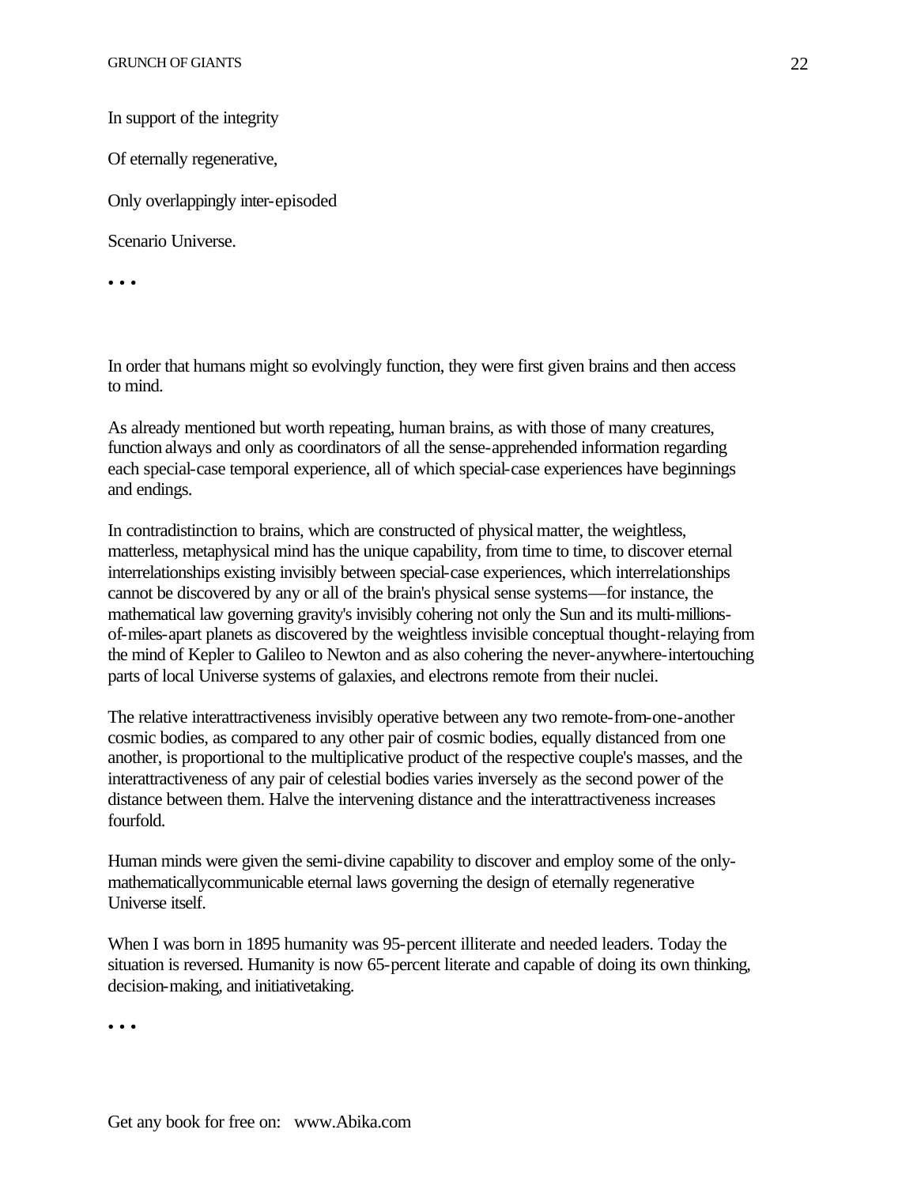In support of the integrity

Of eternally regenerative,

Only overlappingly inter-episoded

Scenario Universe.

• • •

In order that humans might so evolvingly function, they were first given brains and then access to mind.

As already mentioned but worth repeating, human brains, as with those of many creatures, function always and only as coordinators of all the sense-apprehended information regarding each special-case temporal experience, all of which special-case experiences have beginnings and endings.

In contradistinction to brains, which are constructed of physical matter, the weightless, matterless, metaphysical mind has the unique capability, from time to time, to discover eternal interrelationships existing invisibly between special-case experiences, which interrelationships cannot be discovered by any or all of the brain's physical sense systems—for instance, the mathematical law governing gravity's invisibly cohering not only the Sun and its multi-millions-of-miles-apart planets as discovered by the weightless invisible conceptual thought-relaying from the mind of Kepler to Galileo to Newton and as also cohering the never-anywhere-intertouching parts of local Universe systems of galaxies, and electrons remote from their nuclei.

The relative interattractiveness invisibly operative between any two remote-from-one-another cosmic bodies, as compared to any other pair of cosmic bodies, equally distanced from one another, is proportional to the multiplicative product of the respective couple's masses, and the interattractiveness of any pair of celestial bodies varies inversely as the second power of the distance between them. Halve the intervening distance and the interattractiveness increases fourfold.

Human minds were given the semi-divine capability to discover and employ some of the only-mathematicallycommunicable eternal laws governing the design of eternally regenerative Universe itself.

When I was born in 1895 humanity was 95-percent illiterate and needed leaders. Today the situation is reversed. Humanity is now 65-percent literate and capable of doing its own thinking, decision-making, and initiativetaking.

• • •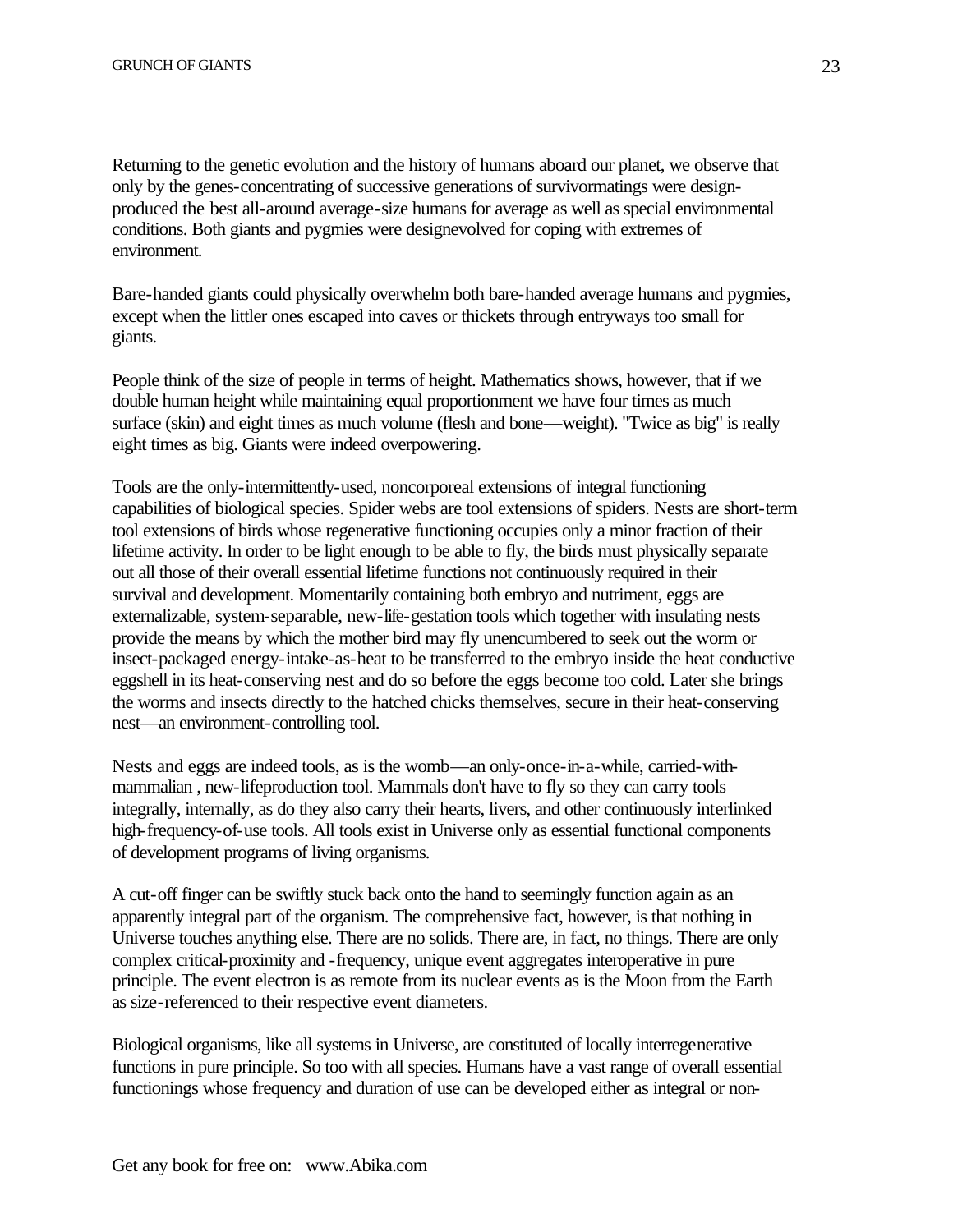Returning to the genetic evolution and the history of humans aboard our planet, we observe that only by the genes-concentrating of successive generations of survivormatings were design-produced the best all-around average-size humans for average as well as special environmental conditions. Both giants and pygmies were designevolved for coping with extremes of environment.

Bare-handed giants could physically overwhelm both bare-handed average humans and pygmies, except when the littler ones escaped into caves or thickets through entryways too small for giants.

People think of the size of people in terms of height. Mathematics shows, however, that if we double human height while maintaining equal proportionment we have four times as much surface (skin) and eight times as much volume (flesh and bone—weight). "Twice as big" is really eight times as big. Giants were indeed overpowering.

Tools are the only-intermittently-used, noncorporeal extensions of integral functioning capabilities of biological species. Spider webs are tool extensions of spiders. Nests are short-term tool extensions of birds whose regenerative functioning occupies only a minor fraction of their lifetime activity. In order to be light enough to be able to fly, the birds must physically separate out all those of their overall essential lifetime functions not continuously required in their survival and development. Momentarily containing both embryo and nutriment, eggs are externalizable, system-separable, new-life-gestation tools which together with insulating nests provide the means by which the mother bird may fly unencumbered to seek out the worm or insect-packaged energy-intake-as-heat to be transferred to the embryo inside the heat conductive eggshell in its heat-conserving nest and do so before the eggs become too cold. Later she brings the worms and insects directly to the hatched chicks themselves, secure in their heat-conserving nest—an environment-controlling tool.

Nests and eggs are indeed tools, as is the womb—an only-once-in-a-while, carried-with-mammalian , new-lifeproduction tool. Mammals don't have to fly so they can carry tools integrally, internally, as do they also carry their hearts, livers, and other continuously interlinked high-frequency-of-use tools. All tools exist in Universe only as essential functional components of development programs of living organisms.

A cut-off finger can be swiftly stuck back onto the hand to seemingly function again as an apparently integral part of the organism. The comprehensive fact, however, is that nothing in Universe touches anything else. There are no solids. There are, in fact, no things. There are only complex critical-proximity and -frequency, unique event aggregates interoperative in pure principle. The event electron is as remote from its nuclear events as is the Moon from the Earth as size-referenced to their respective event diameters.

Biological organisms, like all systems in Universe, are constituted of locally interregenerative functions in pure principle. So too with all species. Humans have a vast range of overall essential functionings whose frequency and duration of use can be developed either as integral or non-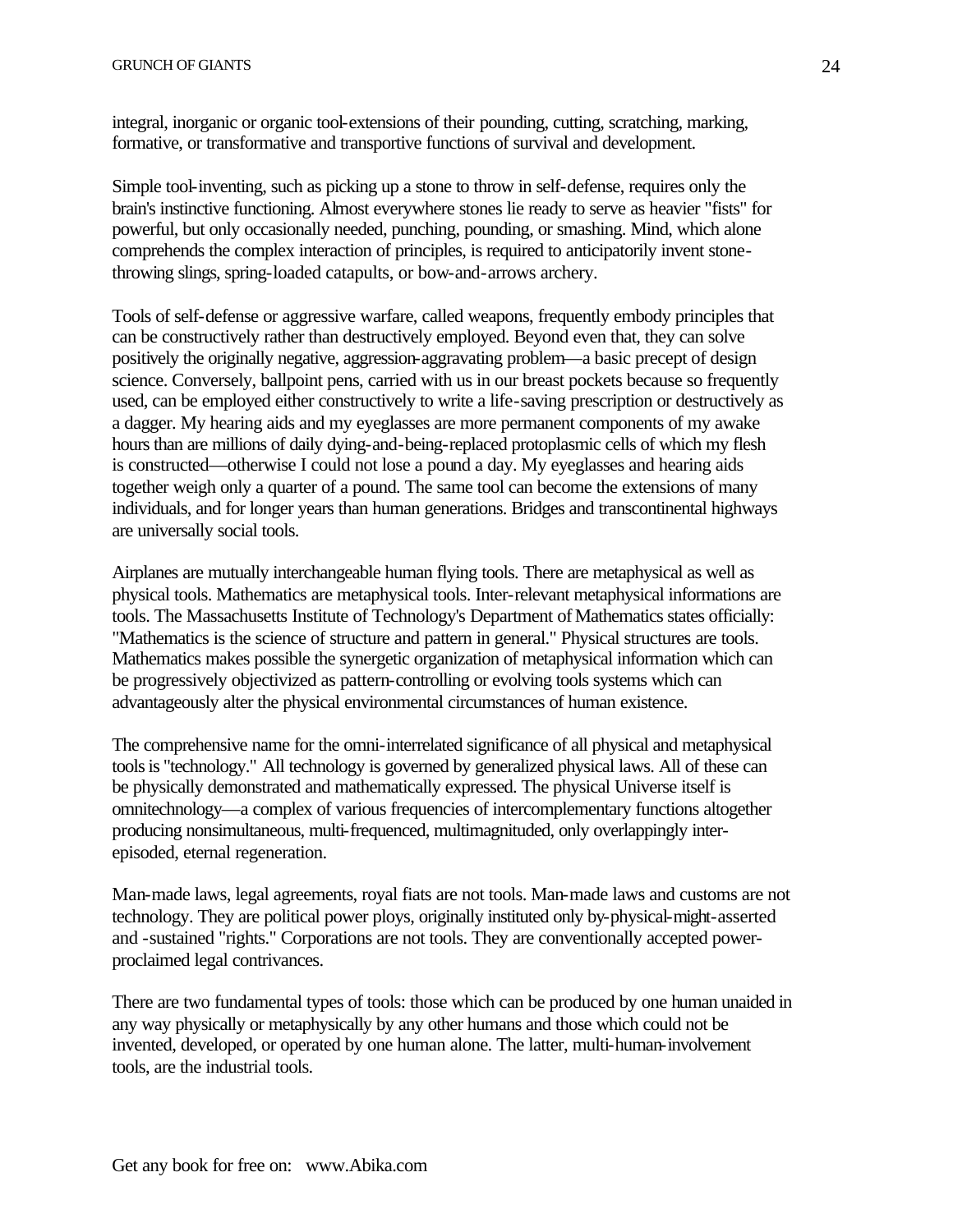integral, inorganic or organic tool-extensions of their pounding, cutting, scratching, marking, formative, or transformative and transportive functions of survival and development.

Simple tool-inventing, such as picking up a stone to throw in self-defense, requires only the brain's instinctive functioning. Almost everywhere stones lie ready to serve as heavier "fists" for powerful, but only occasionally needed, punching, pounding, or smashing. Mind, which alone comprehends the complex interaction of principles, is required to anticipatorily invent stone-throwing slings, spring-loaded catapults, or bow-and-arrows archery.

Tools of self-defense or aggressive warfare, called weapons, frequently embody principles that can be constructively rather than destructively employed. Beyond even that, they can solve positively the originally negative, aggression-aggravating problem—a basic precept of design science. Conversely, ballpoint pens, carried with us in our breast pockets because so frequently used, can be employed either constructively to write a life-saving prescription or destructively as a dagger. My hearing aids and my eyeglasses are more permanent components of my awake hours than are millions of daily dying-and-being-replaced protoplasmic cells of which my flesh is constructed—otherwise I could not lose a pound a day. My eyeglasses and hearing aids together weigh only a quarter of a pound. The same tool can become the extensions of many individuals, and for longer years than human generations. Bridges and transcontinental highways are universally social tools.

Airplanes are mutually interchangeable human flying tools. There are metaphysical as well as physical tools. Mathematics are metaphysical tools. Inter-relevant metaphysical informations are tools. The Massachusetts Institute of Technology's Department of Mathematics states officially: "Mathematics is the science of structure and pattern in general." Physical structures are tools. Mathematics makes possible the synergetic organization of metaphysical information which can be progressively objectivized as pattern-controlling or evolving tools systems which can advantageously alter the physical environmental circumstances of human existence.

The comprehensive name for the omni-interrelated significance of all physical and metaphysical tools is "technology." All technology is governed by generalized physical laws. All of these can be physically demonstrated and mathematically expressed. The physical Universe itself is omnitechnology—a complex of various frequencies of intercomplementary functions altogether producing nonsimultaneous, multi-frequenced, multimagnituded, only overlappingly inter-episoded, eternal regeneration.

Man-made laws, legal agreements, royal fiats are not tools. Man-made laws and customs are not technology. They are political power ploys, originally instituted only by-physical-might-asserted and -sustained "rights." Corporations are not tools. They are conventionally accepted power-proclaimed legal contrivances.

There are two fundamental types of tools: those which can be produced by one human unaided in any way physically or metaphysically by any other humans and those which could not be invented, developed, or operated by one human alone. The latter, multi-human-involvement tools, are the industrial tools.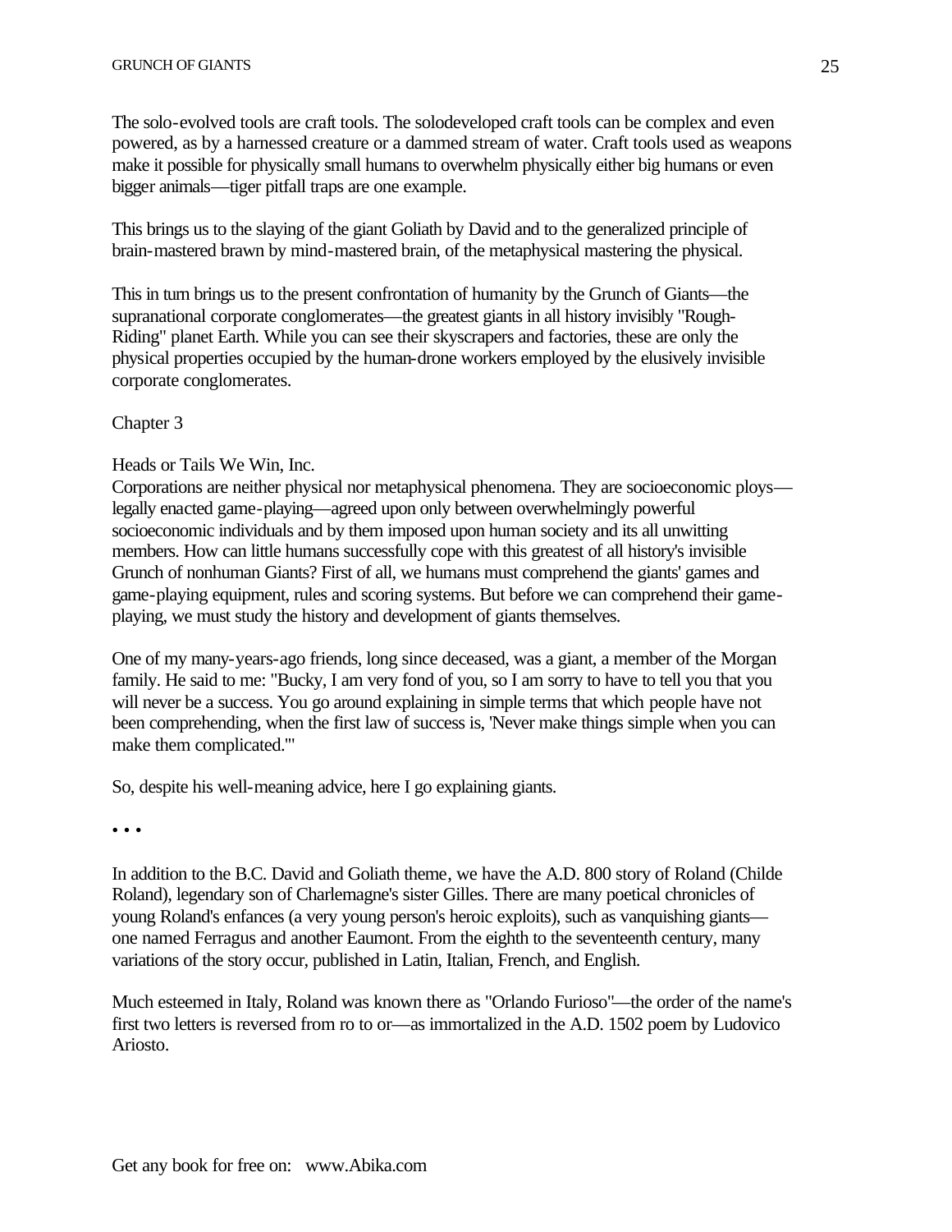The solo-evolved tools are craft tools. The solodeveloped craft tools can be complex and even powered, as by a harnessed creature or a dammed stream of water. Craft tools used as weapons make it possible for physically small humans to overwhelm physically either big humans or even bigger animals—tiger pitfall traps are one example.

This brings us to the slaying of the giant Goliath by David and to the generalized principle of brain-mastered brawn by mind-mastered brain, of the metaphysical mastering the physical.

This in turn brings us to the present confrontation of humanity by the Grunch of Giants—the supranational corporate conglomerates—the greatest giants in all history invisibly "Rough-Riding" planet Earth. While you can see their skyscrapers and factories, these are only the physical properties occupied by the human-drone workers employed by the elusively invisible corporate conglomerates.

## Chapter 3

### Heads or Tails We Win, Inc.

Corporations are neither physical nor metaphysical phenomena. They are socioeconomic ploys—legally enacted game-playing—agreed upon only between overwhelmingly powerful socioeconomic individuals and by them imposed upon human society and its all unwitting members. How can little humans successfully cope with this greatest of all history's invisible Grunch of nonhuman Giants? First of all, we humans must comprehend the giants' games and game-playing equipment, rules and scoring systems. But before we can comprehend their game-playing, we must study the history and development of giants themselves.

One of my many-years-ago friends, long since deceased, was a giant, a member of the Morgan family. He said to me: "Bucky, I am very fond of you, so I am sorry to have to tell you that you will never be a success. You go around explaining in simple terms that which people have not been comprehending, when the first law of success is, 'Never make things simple when you can make them complicated.'"

So, despite his well-meaning advice, here I go explaining giants.

• • •

In addition to the B.C. David and Goliath theme, we have the A.D. 800 story of Roland (Childe Roland), legendary son of Charlemagne's sister Gilles. There are many poetical chronicles of young Roland's enfances (a very young person's heroic exploits), such as vanquishing giants—one named Ferragus and another Eaumont. From the eighth to the seventeenth century, many variations of the story occur, published in Latin, Italian, French, and English.

Much esteemed in Italy, Roland was known there as "Orlando Furioso"—the order of the name's first two letters is reversed from ro to or—as immortalized in the A.D. 1502 poem by Ludovico Ariosto.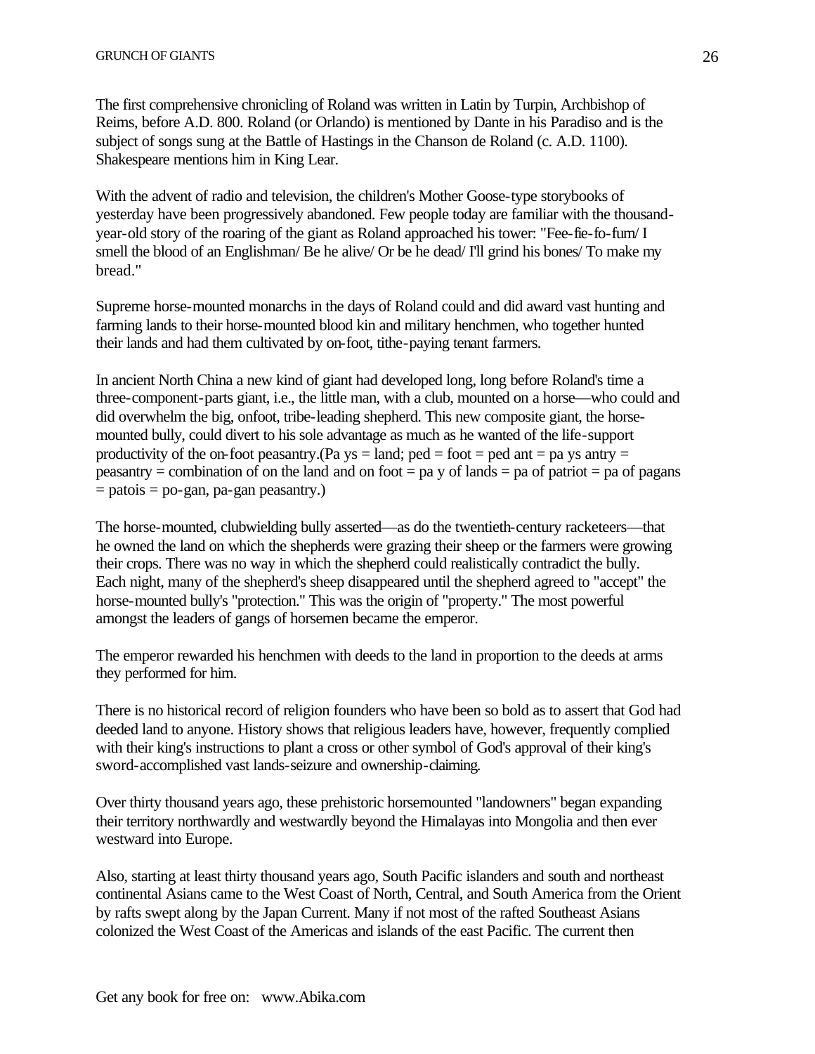The first comprehensive chronicling of Roland was written in Latin by Turpin, Archbishop of Reims, before A.D. 800. Roland (or Orlando) is mentioned by Dante in his Paradiso and is the subject of songs sung at the Battle of Hastings in the Chanson de Roland (c. A.D. 1100). Shakespeare mentions him in King Lear.

With the advent of radio and television, the children's Mother Goose-type storybooks of yesterday have been progressively abandoned. Few people today are familiar with the thousand-year-old story of the roaring of the giant as Roland approached his tower: "Fee-fie-fo-fum/ I smell the blood of an Englishman/ Be he alive/ Or be he dead/ I'll grind his bones/ To make my bread."

Supreme horse-mounted monarchs in the days of Roland could and did award vast hunting and farming lands to their horse-mounted blood kin and military henchmen, who together hunted their lands and had them cultivated by on-foot, tithe-paying tenant farmers.

In ancient North China a new kind of giant had developed long, long before Roland's time a three-component-parts giant, i.e., the little man, with a club, mounted on a horse—who could and did overwhelm the big, onfoot, tribe-leading shepherd. This new composite giant, the horse-mounted bully, could divert to his sole advantage as much as he wanted of the life-support productivity of the on-foot peasantry.(Pa ys = land; ped = foot = ped ant = pa ys antry = peasantry = combination of on the land and on foot = pa y of lands = pa of patriot = pa of pagans = patois = po-gan, pa-gan peasantry.)

The horse-mounted, clubwielding bully asserted—as do the twentieth-century racketeers—that he owned the land on which the shepherds were grazing their sheep or the farmers were growing their crops. There was no way in which the shepherd could realistically contradict the bully. Each night, many of the shepherd's sheep disappeared until the shepherd agreed to "accept" the horse-mounted bully's "protection." This was the origin of "property." The most powerful amongst the leaders of gangs of horsemen became the emperor.

The emperor rewarded his henchmen with deeds to the land in proportion to the deeds at arms they performed for him.

There is no historical record of religion founders who have been so bold as to assert that God had deeded land to anyone. History shows that religious leaders have, however, frequently complied with their king's instructions to plant a cross or other symbol of God's approval of their king's sword-accomplished vast lands-seizure and ownership-claiming.

Over thirty thousand years ago, these prehistoric horsemounted "landowners" began expanding their territory northwardly and westwardly beyond the Himalayas into Mongolia and then ever westward into Europe.

Also, starting at least thirty thousand years ago, South Pacific islanders and south and northeast continental Asians came to the West Coast of North, Central, and South America from the Orient by rafts swept along by the Japan Current. Many if not most of the rafted Southeast Asians colonized the West Coast of the Americas and islands of the east Pacific. The current then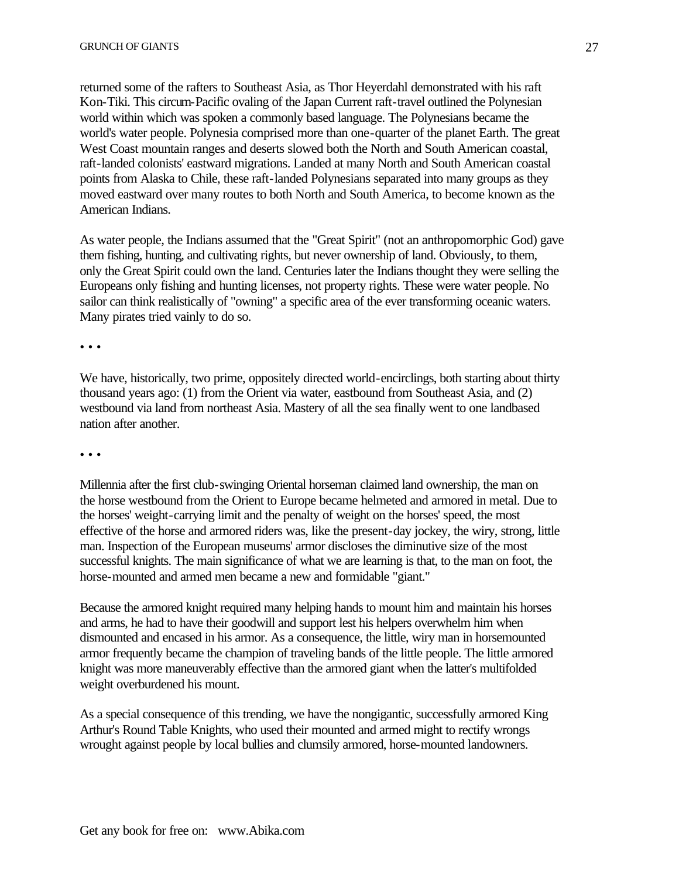returned some of the rafters to Southeast Asia, as Thor Heyerdahl demonstrated with his raft Kon-Tiki. This circum-Pacific ovaling of the Japan Current raft-travel outlined the Polynesian world within which was spoken a commonly based language. The Polynesians became the world's water people. Polynesia comprised more than one-quarter of the planet Earth. The great West Coast mountain ranges and deserts slowed both the North and South American coastal, raft-landed colonists' eastward migrations. Landed at many North and South American coastal points from Alaska to Chile, these raft-landed Polynesians separated into many groups as they moved eastward over many routes to both North and South America, to become known as the American Indians.

As water people, the Indians assumed that the "Great Spirit" (not an anthropomorphic God) gave them fishing, hunting, and cultivating rights, but never ownership of land. Obviously, to them, only the Great Spirit could own the land. Centuries later the Indians thought they were selling the Europeans only fishing and hunting licenses, not property rights. These were water people. No sailor can think realistically of "owning" a specific area of the ever transforming oceanic waters. Many pirates tried vainly to do so.

• • •

We have, historically, two prime, oppositely directed world-encirclings, both starting about thirty thousand years ago: (1) from the Orient via water, eastbound from Southeast Asia, and (2) westbound via land from northeast Asia. Mastery of all the sea finally went to one landbased nation after another.

• • •

Millennia after the first club-swinging Oriental horseman claimed land ownership, the man on the horse westbound from the Orient to Europe became helmeted and armored in metal. Due to the horses' weight-carrying limit and the penalty of weight on the horses' speed, the most effective of the horse and armored riders was, like the present-day jockey, the wiry, strong, little man. Inspection of the European museums' armor discloses the diminutive size of the most successful knights. The main significance of what we are learning is that, to the man on foot, the horse-mounted and armed men became a new and formidable "giant."

Because the armored knight required many helping hands to mount him and maintain his horses and arms, he had to have their goodwill and support lest his helpers overwhelm him when dismounted and encased in his armor. As a consequence, the little, wiry man in horsemounted armor frequently became the champion of traveling bands of the little people. The little armored knight was more maneuverably effective than the armored giant when the latter's multifolded weight overburdened his mount.

As a special consequence of this trending, we have the nongigantic, successfully armored King Arthur's Round Table Knights, who used their mounted and armed might to rectify wrongs wrought against people by local bullies and clumsily armored, horse-mounted landowners.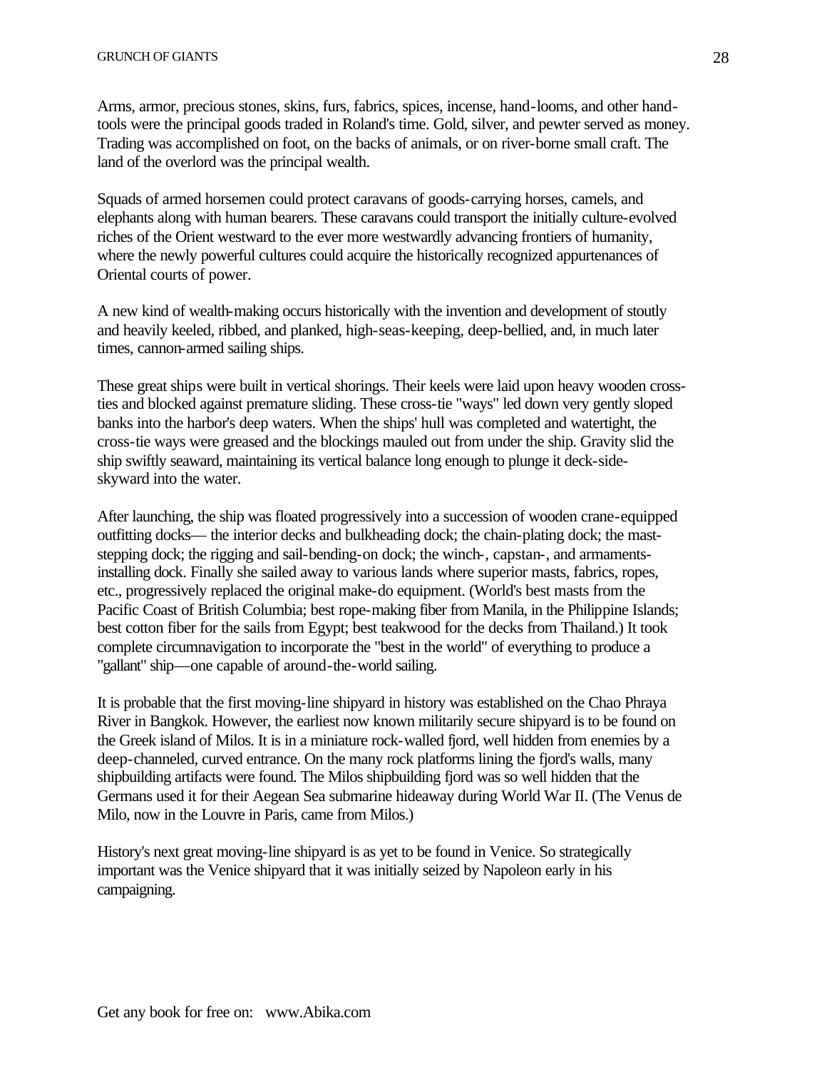Arms, armor, precious stones, skins, furs, fabrics, spices, incense, hand-looms, and other hand-tools were the principal goods traded in Roland's time. Gold, silver, and pewter served as money. Trading was accomplished on foot, on the backs of animals, or on river-borne small craft. The land of the overlord was the principal wealth.

Squads of armed horsemen could protect caravans of goods-carrying horses, camels, and elephants along with human bearers. These caravans could transport the initially culture-evolved riches of the Orient westward to the ever more westwardly advancing frontiers of humanity, where the newly powerful cultures could acquire the historically recognized appurtenances of Oriental courts of power.

A new kind of wealth-making occurs historically with the invention and development of stoutly and heavily keeled, ribbed, and planked, high-seas-keeping, deep-bellied, and, in much later times, cannon-armed sailing ships.

These great ships were built in vertical shorings. Their keels were laid upon heavy wooden cross-ties and blocked against premature sliding. These cross-tie "ways" led down very gently sloped banks into the harbor's deep waters. When the ships' hull was completed and watertight, the cross-tie ways were greased and the blockings mauled out from under the ship. Gravity slid the ship swiftly seaward, maintaining its vertical balance long enough to plunge it deck-side-skyward into the water.

After launching, the ship was floated progressively into a succession of wooden crane-equipped outfitting docks— the interior decks and bulkheading dock; the chain-plating dock; the mast-stepping dock; the rigging and sail-bending-on dock; the winch-, capstan-, and armaments-installing dock. Finally she sailed away to various lands where superior masts, fabrics, ropes, etc., progressively replaced the original make-do equipment. (World's best masts from the Pacific Coast of British Columbia; best rope-making fiber from Manila, in the Philippine Islands; best cotton fiber for the sails from Egypt; best teakwood for the decks from Thailand.) It took complete circumnavigation to incorporate the "best in the world" of everything to produce a "gallant" ship—one capable of around-the-world sailing.

It is probable that the first moving-line shipyard in history was established on the Chao Phraya River in Bangkok. However, the earliest now known militarily secure shipyard is to be found on the Greek island of Milos. It is in a miniature rock-walled fjord, well hidden from enemies by a deep-channeled, curved entrance. On the many rock platforms lining the fjord's walls, many shipbuilding artifacts were found. The Milos shipbuilding fjord was so well hidden that the Germans used it for their Aegean Sea submarine hideaway during World War II. (The Venus de Milo, now in the Louvre in Paris, came from Milos.)

History's next great moving-line shipyard is as yet to be found in Venice. So strategically important was the Venice shipyard that it was initially seized by Napoleon early in his campaigning.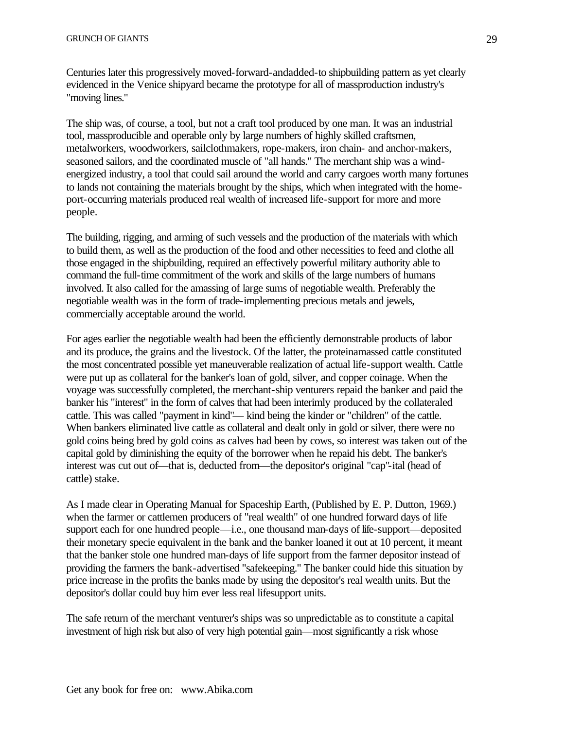Centuries later this progressively moved-forward-andadded-to shipbuilding pattern as yet clearly evidenced in the Venice shipyard became the prototype for all of massproduction industry's "moving lines."

The ship was, of course, a tool, but not a craft tool produced by one man. It was an industrial tool, massproducible and operable only by large numbers of highly skilled craftsmen, metalworkers, woodworkers, sailclothmakers, rope-makers, iron chain- and anchor-makers, seasoned sailors, and the coordinated muscle of "all hands." The merchant ship was a wind-energized industry, a tool that could sail around the world and carry cargoes worth many fortunes to lands not containing the materials brought by the ships, which when integrated with the home-port-occurring materials produced real wealth of increased life-support for more and more people.

The building, rigging, and arming of such vessels and the production of the materials with which to build them, as well as the production of the food and other necessities to feed and clothe all those engaged in the shipbuilding, required an effectively powerful military authority able to command the full-time commitment of the work and skills of the large numbers of humans involved. It also called for the amassing of large sums of negotiable wealth. Preferably the negotiable wealth was in the form of trade-implementing precious metals and jewels, commercially acceptable around the world.

For ages earlier the negotiable wealth had been the efficiently demonstrable products of labor and its produce, the grains and the livestock. Of the latter, the proteinamassed cattle constituted the most concentrated possible yet maneuverable realization of actual life-support wealth. Cattle were put up as collateral for the banker's loan of gold, silver, and copper coinage. When the voyage was successfully completed, the merchant-ship venturers repaid the banker and paid the banker his "interest" in the form of calves that had been interimly produced by the collateraled cattle. This was called "payment in kind"— kind being the kinder or "children" of the cattle. When bankers eliminated live cattle as collateral and dealt only in gold or silver, there were no gold coins being bred by gold coins as calves had been by cows, so interest was taken out of the capital gold by diminishing the equity of the borrower when he repaid his debt. The banker's interest was cut out of—that is, deducted from—the depositor's original "cap"-ital (head of cattle) stake.

As I made clear in Operating Manual for Spaceship Earth, (Published by E. P. Dutton, 1969.) when the farmer or cattlemen producers of "real wealth" of one hundred forward days of life support each for one hundred people—i.e., one thousand man-days of life-support—deposited their monetary specie equivalent in the bank and the banker loaned it out at 10 percent, it meant that the banker stole one hundred man-days of life support from the farmer depositor instead of providing the farmers the bank-advertised "safekeeping." The banker could hide this situation by price increase in the profits the banks made by using the depositor's real wealth units. But the depositor's dollar could buy him ever less real lifesupport units.

The safe return of the merchant venturer's ships was so unpredictable as to constitute a capital investment of high risk but also of very high potential gain—most significantly a risk whose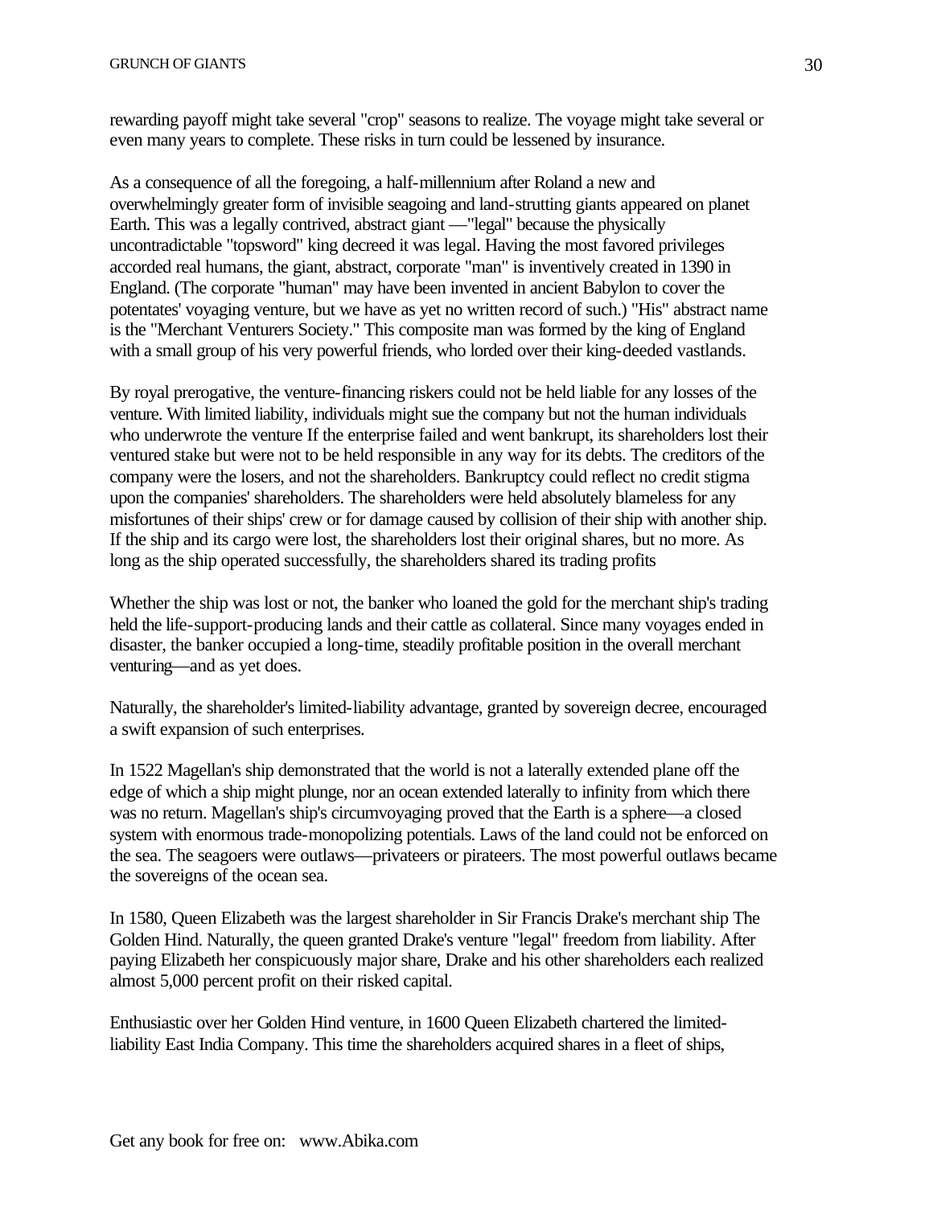rewarding payoff might take several "crop" seasons to realize. The voyage might take several or even many years to complete. These risks in turn could be lessened by insurance.

As a consequence of all the foregoing, a half-millennium after Roland a new and overwhelmingly greater form of invisible seagoing and land-strutting giants appeared on planet Earth. This was a legally contrived, abstract giant —"legal" because the physically uncontradictable "topsword" king decreed it was legal. Having the most favored privileges accorded real humans, the giant, abstract, corporate "man" is inventively created in 1390 in England. (The corporate "human" may have been invented in ancient Babylon to cover the potentates' voyaging venture, but we have as yet no written record of such.) "His" abstract name is the "Merchant Venturers Society." This composite man was formed by the king of England with a small group of his very powerful friends, who lorded over their king-deeded vastlands.

By royal prerogative, the venture-financing riskers could not be held liable for any losses of the venture. With limited liability, individuals might sue the company but not the human individuals who underwrote the venture If the enterprise failed and went bankrupt, its shareholders lost their ventured stake but were not to be held responsible in any way for its debts. The creditors of the company were the losers, and not the shareholders. Bankruptcy could reflect no credit stigma upon the companies' shareholders. The shareholders were held absolutely blameless for any misfortunes of their ships' crew or for damage caused by collision of their ship with another ship. If the ship and its cargo were lost, the shareholders lost their original shares, but no more. As long as the ship operated successfully, the shareholders shared its trading profits

Whether the ship was lost or not, the banker who loaned the gold for the merchant ship's trading held the life-support-producing lands and their cattle as collateral. Since many voyages ended in disaster, the banker occupied a long-time, steadily profitable position in the overall merchant venturing—and as yet does.

Naturally, the shareholder's limited-liability advantage, granted by sovereign decree, encouraged a swift expansion of such enterprises.

In 1522 Magellan's ship demonstrated that the world is not a laterally extended plane off the edge of which a ship might plunge, nor an ocean extended laterally to infinity from which there was no return. Magellan's ship's circumvoyaging proved that the Earth is a sphere—a closed system with enormous trade-monopolizing potentials. Laws of the land could not be enforced on the sea. The seagoers were outlaws—privateers or pirateers. The most powerful outlaws became the sovereigns of the ocean sea.

In 1580, Queen Elizabeth was the largest shareholder in Sir Francis Drake's merchant ship The Golden Hind. Naturally, the queen granted Drake's venture "legal" freedom from liability. After paying Elizabeth her conspicuously major share, Drake and his other shareholders each realized almost 5,000 percent profit on their risked capital.

Enthusiastic over her Golden Hind venture, in 1600 Queen Elizabeth chartered the limited-liability East India Company. This time the shareholders acquired shares in a fleet of ships,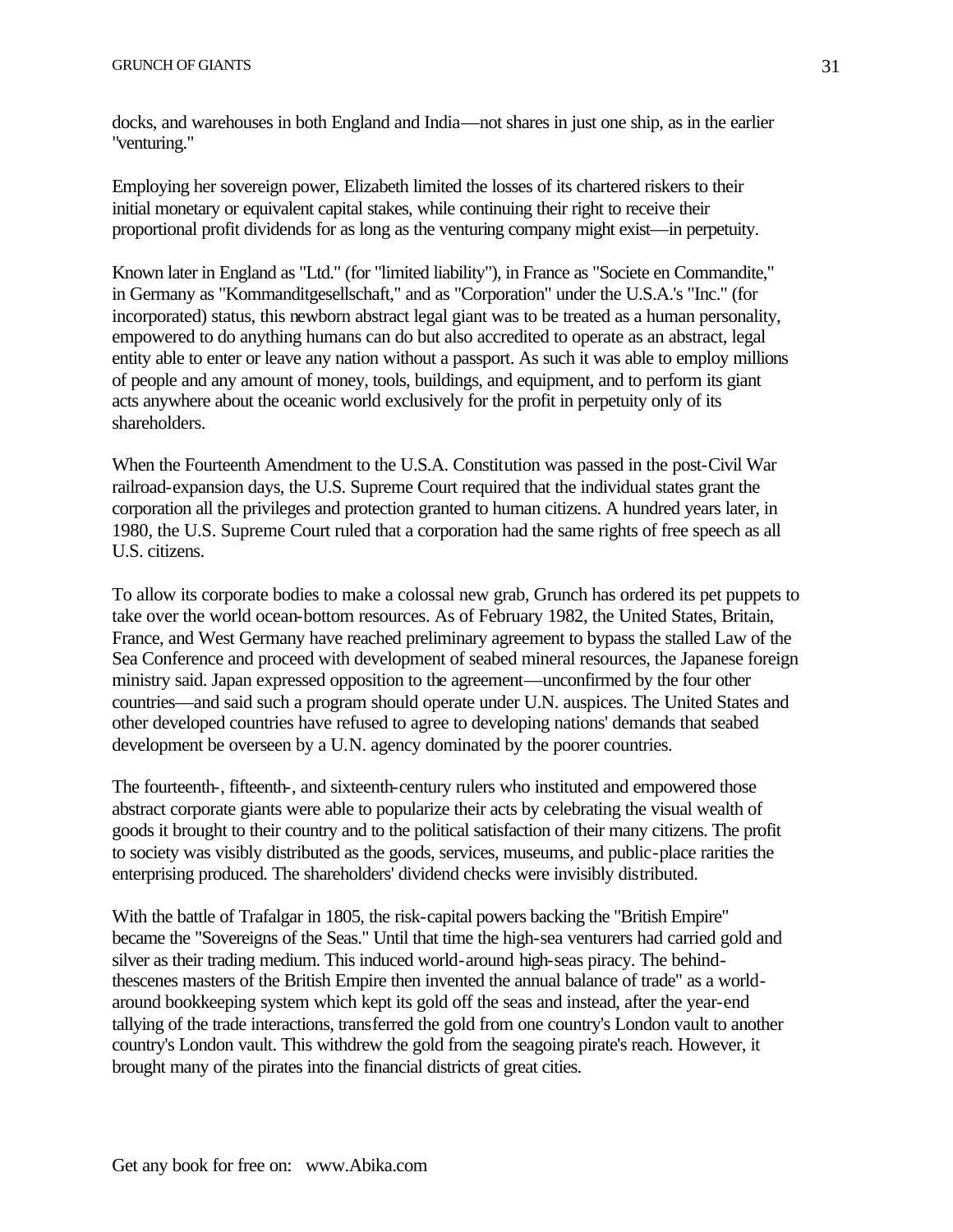docks, and warehouses in both England and India—not shares in just one ship, as in the earlier "venturing."

Employing her sovereign power, Elizabeth limited the losses of its chartered riskers to their initial monetary or equivalent capital stakes, while continuing their right to receive their proportional profit dividends for as long as the venturing company might exist—in perpetuity.

Known later in England as "Ltd." (for "limited liability"), in France as "Societe en Commandite," in Germany as "Kommanditgesellschaft," and as "Corporation" under the U.S.A.'s "Inc." (for incorporated) status, this newborn abstract legal giant was to be treated as a human personality, empowered to do anything humans can do but also accredited to operate as an abstract, legal entity able to enter or leave any nation without a passport. As such it was able to employ millions of people and any amount of money, tools, buildings, and equipment, and to perform its giant acts anywhere about the oceanic world exclusively for the profit in perpetuity only of its shareholders.

When the Fourteenth Amendment to the U.S.A. Constitution was passed in the post-Civil War railroad-expansion days, the U.S. Supreme Court required that the individual states grant the corporation all the privileges and protection granted to human citizens. A hundred years later, in 1980, the U.S. Supreme Court ruled that a corporation had the same rights of free speech as all U.S. citizens.

To allow its corporate bodies to make a colossal new grab, Grunch has ordered its pet puppets to take over the world ocean-bottom resources. As of February 1982, the United States, Britain, France, and West Germany have reached preliminary agreement to bypass the stalled Law of the Sea Conference and proceed with development of seabed mineral resources, the Japanese foreign ministry said. Japan expressed opposition to the agreement—unconfirmed by the four other countries—and said such a program should operate under U.N. auspices. The United States and other developed countries have refused to agree to developing nations' demands that seabed development be overseen by a U.N. agency dominated by the poorer countries.

The fourteenth-, fifteenth-, and sixteenth-century rulers who instituted and empowered those abstract corporate giants were able to popularize their acts by celebrating the visual wealth of goods it brought to their country and to the political satisfaction of their many citizens. The profit to society was visibly distributed as the goods, services, museums, and public-place rarities the enterprising produced. The shareholders' dividend checks were invisibly distributed.

With the battle of Trafalgar in 1805, the risk-capital powers backing the "British Empire" became the "Sovereigns of the Seas." Until that time the high-sea venturers had carried gold and silver as their trading medium. This induced world-around high-seas piracy. The behind-thescenes masters of the British Empire then invented the annual balance of trade" as a world-around bookkeeping system which kept its gold off the seas and instead, after the year-end tallying of the trade interactions, transferred the gold from one country's London vault to another country's London vault. This withdrew the gold from the seagoing pirate's reach. However, it brought many of the pirates into the financial districts of great cities.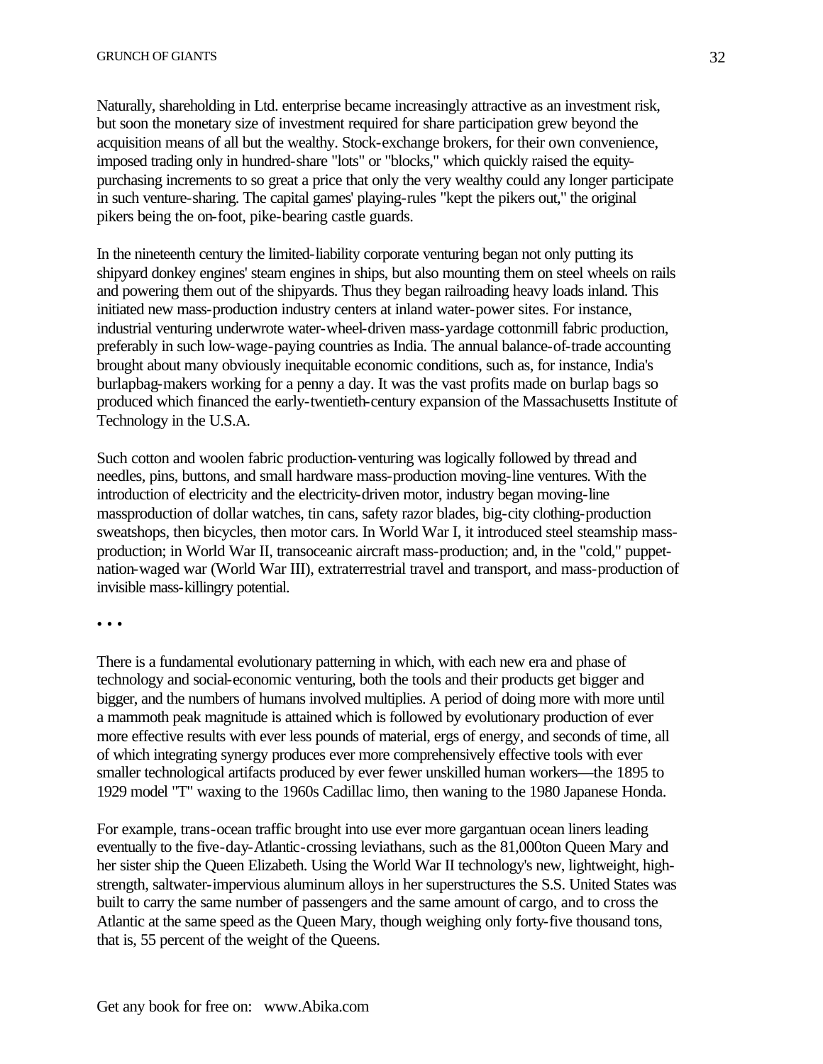Naturally, shareholding in Ltd. enterprise became increasingly attractive as an investment risk, but soon the monetary size of investment required for share participation grew beyond the acquisition means of all but the wealthy. Stock-exchange brokers, for their own convenience, imposed trading only in hundred-share "lots" or "blocks," which quickly raised the equity-purchasing increments to so great a price that only the very wealthy could any longer participate in such venture-sharing. The capital games' playing-rules "kept the pikers out," the original pikers being the on-foot, pike-bearing castle guards.

In the nineteenth century the limited-liability corporate venturing began not only putting its shipyard donkey engines' steam engines in ships, but also mounting them on steel wheels on rails and powering them out of the shipyards. Thus they began railroading heavy loads inland. This initiated new mass-production industry centers at inland water-power sites. For instance, industrial venturing underwrote water-wheel-driven mass-yardage cottonmill fabric production, preferably in such low-wage-paying countries as India. The annual balance-of-trade accounting brought about many obviously inequitable economic conditions, such as, for instance, India's burlapbag-makers working for a penny a day. It was the vast profits made on burlap bags so produced which financed the early-twentieth-century expansion of the Massachusetts Institute of Technology in the U.S.A.

Such cotton and woolen fabric production-venturing was logically followed by thread and needles, pins, buttons, and small hardware mass-production moving-line ventures. With the introduction of electricity and the electricity-driven motor, industry began moving-line massproduction of dollar watches, tin cans, safety razor blades, big-city clothing-production sweatshops, then bicycles, then motor cars. In World War I, it introduced steel steamship mass-production; in World War II, transoceanic aircraft mass-production; and, in the "cold," puppet-nation-waged war (World War III), extraterrestrial travel and transport, and mass-production of invisible mass-killingry potential.

• • •

There is a fundamental evolutionary patterning in which, with each new era and phase of technology and social-economic venturing, both the tools and their products get bigger and bigger, and the numbers of humans involved multiplies. A period of doing more with more until a mammoth peak magnitude is attained which is followed by evolutionary production of ever more effective results with ever less pounds of material, ergs of energy, and seconds of time, all of which integrating synergy produces ever more comprehensively effective tools with ever smaller technological artifacts produced by ever fewer unskilled human workers—the 1895 to 1929 model "T" waxing to the 1960s Cadillac limo, then waning to the 1980 Japanese Honda.

For example, trans-ocean traffic brought into use ever more gargantuan ocean liners leading eventually to the five-day-Atlantic-crossing leviathans, such as the 81,000ton Queen Mary and her sister ship the Queen Elizabeth. Using the World War II technology's new, lightweight, high-strength, saltwater-impervious aluminum alloys in her superstructures the S.S. United States was built to carry the same number of passengers and the same amount of cargo, and to cross the Atlantic at the same speed as the Queen Mary, though weighing only forty-five thousand tons, that is, 55 percent of the weight of the Queens.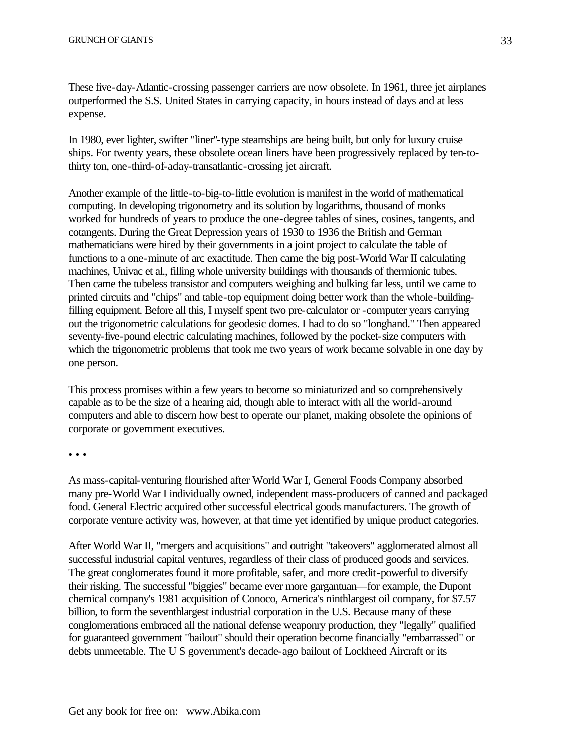These five-day-Atlantic-crossing passenger carriers are now obsolete. In 1961, three jet airplanes outperformed the S.S. United States in carrying capacity, in hours instead of days and at less expense.

In 1980, ever lighter, swifter "liner"-type steamships are being built, but only for luxury cruise ships. For twenty years, these obsolete ocean liners have been progressively replaced by ten-to-thirty ton, one-third-of-aday-transatlantic-crossing jet aircraft.

Another example of the little-to-big-to-little evolution is manifest in the world of mathematical computing. In developing trigonometry and its solution by logarithms, thousand of monks worked for hundreds of years to produce the one-degree tables of sines, cosines, tangents, and cotangents. During the Great Depression years of 1930 to 1936 the British and German mathematicians were hired by their governments in a joint project to calculate the table of functions to a one-minute of arc exactitude. Then came the big post-World War II calculating machines, Univac et al., filling whole university buildings with thousands of thermionic tubes. Then came the tubeless transistor and computers weighing and bulking far less, until we came to printed circuits and "chips" and table-top equipment doing better work than the whole-building-filling equipment. Before all this, I myself spent two pre-calculator or -computer years carrying out the trigonometric calculations for geodesic domes. I had to do so "longhand." Then appeared seventy-five-pound electric calculating machines, followed by the pocket-size computers with which the trigonometric problems that took me two years of work became solvable in one day by one person.

This process promises within a few years to become so miniaturized and so comprehensively capable as to be the size of a hearing aid, though able to interact with all the world-around computers and able to discern how best to operate our planet, making obsolete the opinions of corporate or government executives.

• • •

As mass-capital-venturing flourished after World War I, General Foods Company absorbed many pre-World War I individually owned, independent mass-producers of canned and packaged food. General Electric acquired other successful electrical goods manufacturers. The growth of corporate venture activity was, however, at that time yet identified by unique product categories.

After World War II, "mergers and acquisitions" and outright "takeovers" agglomerated almost all successful industrial capital ventures, regardless of their class of produced goods and services. The great conglomerates found it more profitable, safer, and more credit-powerful to diversify their risking. The successful "biggies" became ever more gargantuan—for example, the Dupont chemical company's 1981 acquisition of Conoco, America's ninthlargest oil company, for $7.57 billion, to form the seventhlargest industrial corporation in the U.S. Because many of these conglomerations embraced all the national defense weaponry production, they "legally" qualified for guaranteed government "bailout" should their operation become financially "embarrassed" or debts unmeetable. The U S government's decade-ago bailout of Lockheed Aircraft or its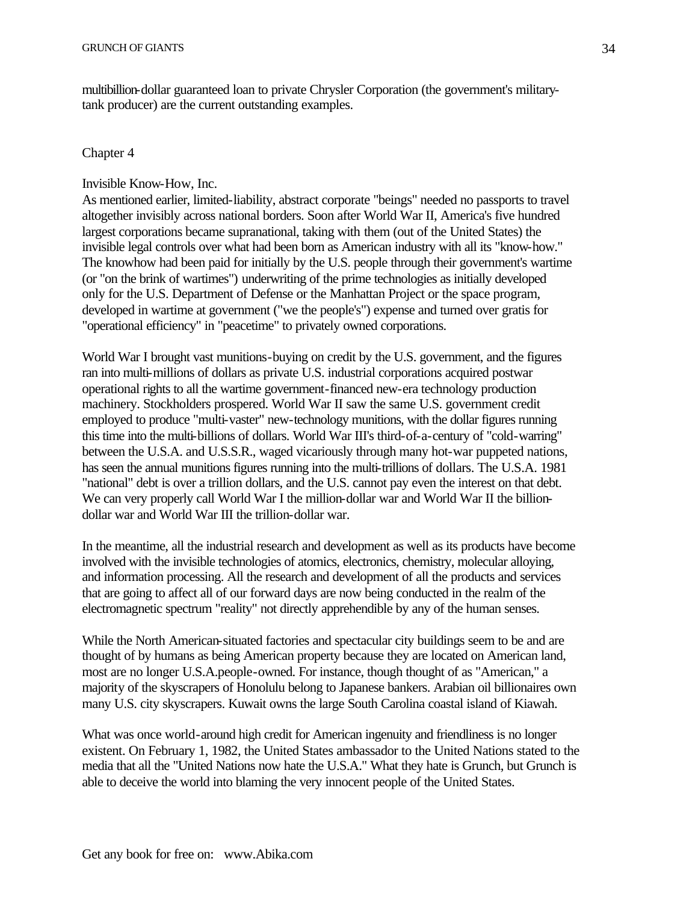multibillion-dollar guaranteed loan to private Chrysler Corporation (the government's military-tank producer) are the current outstanding examples.

## Chapter 4

### Invisible Know-How, Inc.

As mentioned earlier, limited-liability, abstract corporate "beings" needed no passports to travel altogether invisibly across national borders. Soon after World War II, America's five hundred largest corporations became supranational, taking with them (out of the United States) the invisible legal controls over what had been born as American industry with all its "know-how." The knowhow had been paid for initially by the U.S. people through their government's wartime (or "on the brink of wartimes") underwriting of the prime technologies as initially developed only for the U.S. Department of Defense or the Manhattan Project or the space program, developed in wartime at government ("we the people's") expense and turned over gratis for "operational efficiency" in "peacetime" to privately owned corporations.

World War I brought vast munitions-buying on credit by the U.S. government, and the figures ran into multi-millions of dollars as private U.S. industrial corporations acquired postwar operational rights to all the wartime government-financed new-era technology production machinery. Stockholders prospered. World War II saw the same U.S. government credit employed to produce "multi-vaster" new-technology munitions, with the dollar figures running this time into the multi-billions of dollars. World War III's third-of-a-century of "cold-warring" between the U.S.A. and U.S.S.R., waged vicariously through many hot-war puppeted nations, has seen the annual munitions figures running into the multi-trillions of dollars. The U.S.A. 1981 "national" debt is over a trillion dollars, and the U.S. cannot pay even the interest on that debt. We can very properly call World War I the million-dollar war and World War II the billion-dollar war and World War III the trillion-dollar war.

In the meantime, all the industrial research and development as well as its products have become involved with the invisible technologies of atomics, electronics, chemistry, molecular alloying, and information processing. All the research and development of all the products and services that are going to affect all of our forward days are now being conducted in the realm of the electromagnetic spectrum "reality" not directly apprehendible by any of the human senses.

While the North American-situated factories and spectacular city buildings seem to be and are thought of by humans as being American property because they are located on American land, most are no longer U.S.A.people-owned. For instance, though thought of as "American," a majority of the skyscrapers of Honolulu belong to Japanese bankers. Arabian oil billionaires own many U.S. city skyscrapers. Kuwait owns the large South Carolina coastal island of Kiawah.

What was once world-around high credit for American ingenuity and friendliness is no longer existent. On February 1, 1982, the United States ambassador to the United Nations stated to the media that all the "United Nations now hate the U.S.A." What they hate is Grunch, but Grunch is able to deceive the world into blaming the very innocent people of the United States.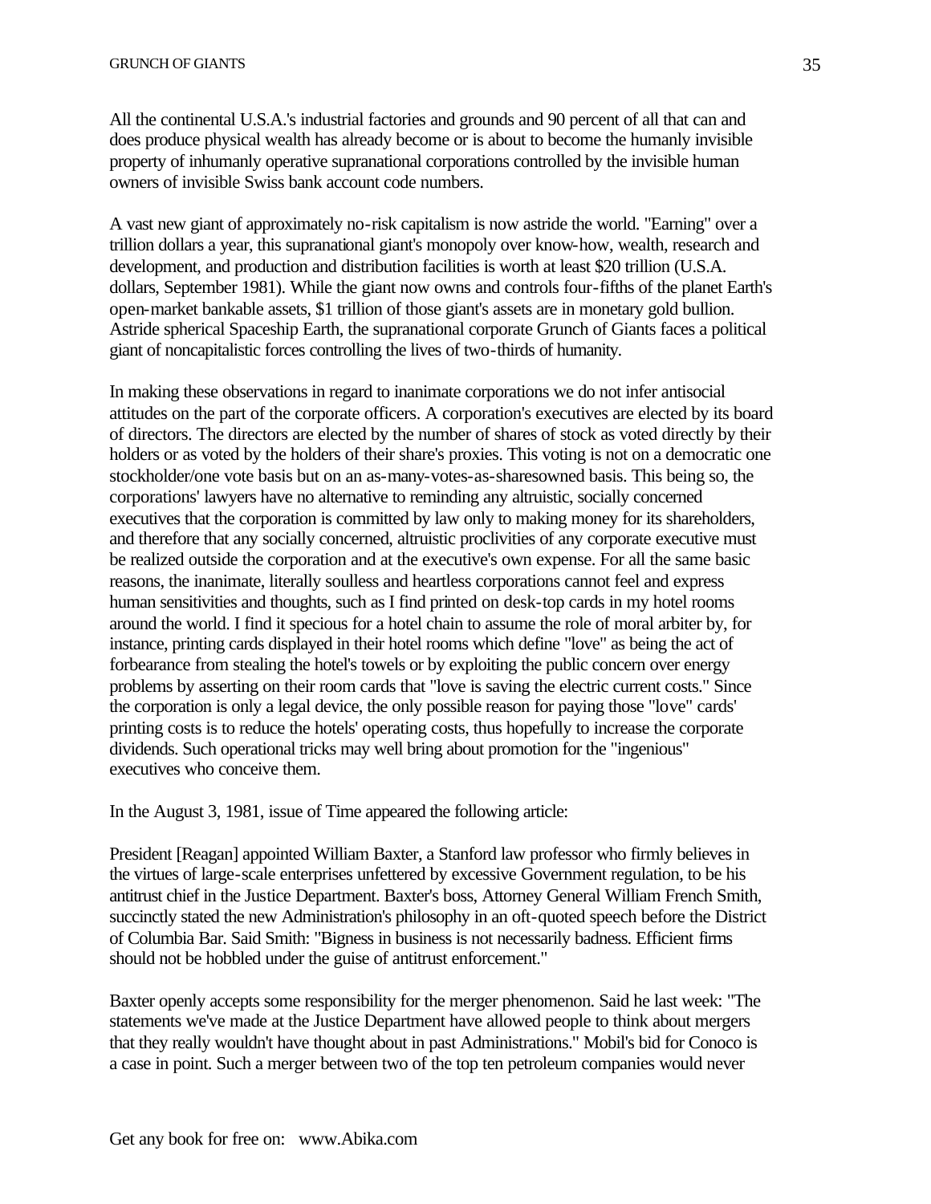All the continental U.S.A.'s industrial factories and grounds and 90 percent of all that can and does produce physical wealth has already become or is about to become the humanly invisible property of inhumanly operative supranational corporations controlled by the invisible human owners of invisible Swiss bank account code numbers.

A vast new giant of approximately no-risk capitalism is now astride the world. "Earning" over a trillion dollars a year, this supranational giant's monopoly over know-how, wealth, research and development, and production and distribution facilities is worth at least $20 trillion (U.S.A. dollars, September 1981). While the giant now owns and controls four-fifths of the planet Earth's open-market bankable assets, $1 trillion of those giant's assets are in monetary gold bullion. Astride spherical Spaceship Earth, the supranational corporate Grunch of Giants faces a political giant of noncapitalistic forces controlling the lives of two-thirds of humanity.

In making these observations in regard to inanimate corporations we do not infer antisocial attitudes on the part of the corporate officers. A corporation's executives are elected by its board of directors. The directors are elected by the number of shares of stock as voted directly by their holders or as voted by the holders of their share's proxies. This voting is not on a democratic one stockholder/one vote basis but on an as-many-votes-as-sharesowned basis. This being so, the corporations' lawyers have no alternative to reminding any altruistic, socially concerned executives that the corporation is committed by law only to making money for its shareholders, and therefore that any socially concerned, altruistic proclivities of any corporate executive must be realized outside the corporation and at the executive's own expense. For all the same basic reasons, the inanimate, literally soulless and heartless corporations cannot feel and express human sensitivities and thoughts, such as I find printed on desk-top cards in my hotel rooms around the world. I find it specious for a hotel chain to assume the role of moral arbiter by, for instance, printing cards displayed in their hotel rooms which define "love" as being the act of forbearance from stealing the hotel's towels or by exploiting the public concern over energy problems by asserting on their room cards that "love is saving the electric current costs." Since the corporation is only a legal device, the only possible reason for paying those "love" cards' printing costs is to reduce the hotels' operating costs, thus hopefully to increase the corporate dividends. Such operational tricks may well bring about promotion for the "ingenious" executives who conceive them.

In the August 3, 1981, issue of Time appeared the following article:

President [Reagan] appointed William Baxter, a Stanford law professor who firmly believes in the virtues of large-scale enterprises unfettered by excessive Government regulation, to be his antitrust chief in the Justice Department. Baxter's boss, Attorney General William French Smith, succinctly stated the new Administration's philosophy in an oft-quoted speech before the District of Columbia Bar. Said Smith: "Bigness in business is not necessarily badness. Efficient firms should not be hobbled under the guise of antitrust enforcement."

Baxter openly accepts some responsibility for the merger phenomenon. Said he last week: "The statements we've made at the Justice Department have allowed people to think about mergers that they really wouldn't have thought about in past Administrations." Mobil's bid for Conoco is a case in point. Such a merger between two of the top ten petroleum companies would never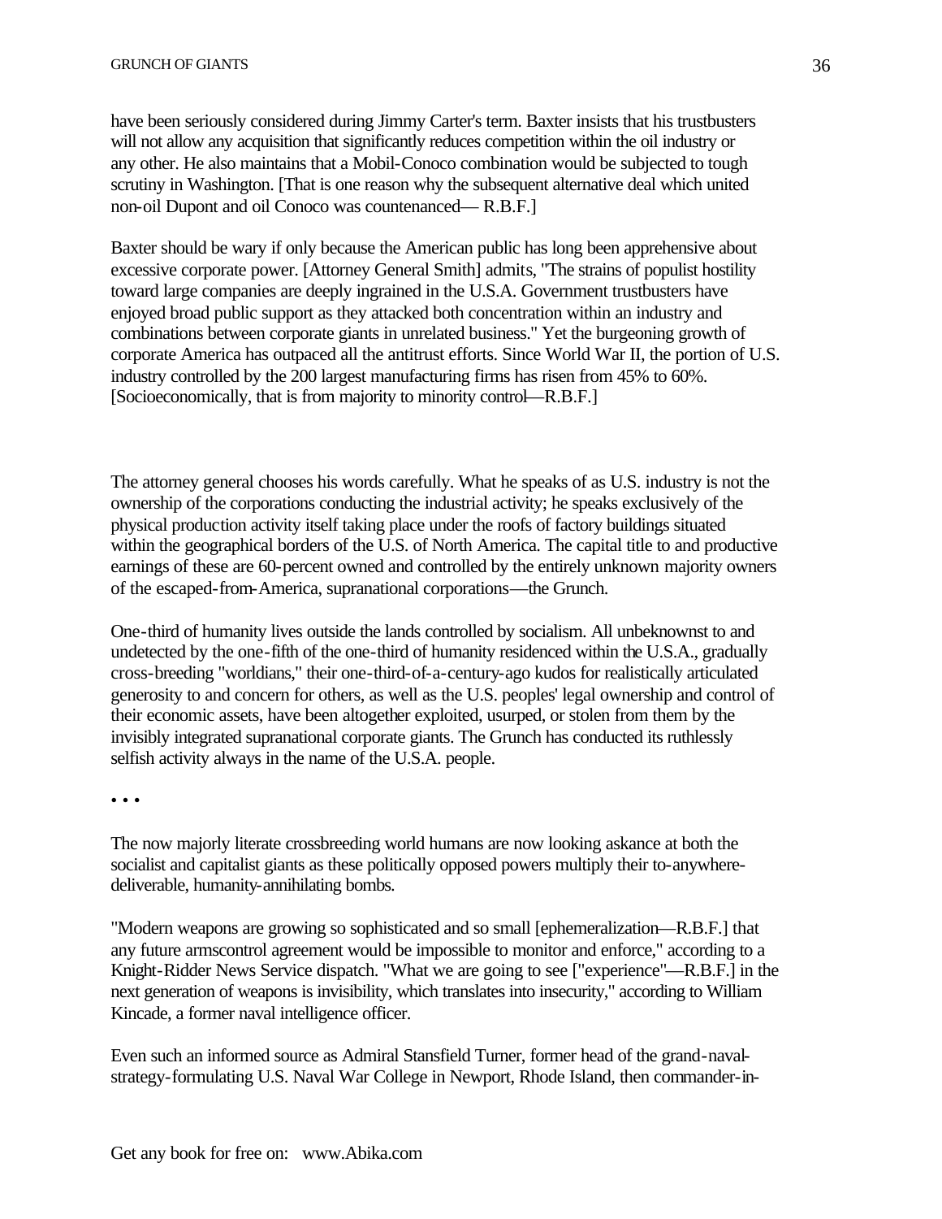have been seriously considered during Jimmy Carter's term. Baxter insists that his trustbusters will not allow any acquisition that significantly reduces competition within the oil industry or any other. He also maintains that a Mobil-Conoco combination would be subjected to tough scrutiny in Washington. [That is one reason why the subsequent alternative deal which united non-oil Dupont and oil Conoco was countenanced— R.B.F.]

Baxter should be wary if only because the American public has long been apprehensive about excessive corporate power. [Attorney General Smith] admits, "The strains of populist hostility toward large companies are deeply ingrained in the U.S.A. Government trustbusters have enjoyed broad public support as they attacked both concentration within an industry and combinations between corporate giants in unrelated business." Yet the burgeoning growth of corporate America has outpaced all the antitrust efforts. Since World War II, the portion of U.S. industry controlled by the 200 largest manufacturing firms has risen from 45% to 60%. [Socioeconomically, that is from majority to minority control—R.B.F.]

The attorney general chooses his words carefully. What he speaks of as U.S. industry is not the ownership of the corporations conducting the industrial activity; he speaks exclusively of the physical production activity itself taking place under the roofs of factory buildings situated within the geographical borders of the U.S. of North America. The capital title to and productive earnings of these are 60-percent owned and controlled by the entirely unknown majority owners of the escaped-from-America, supranational corporations—the Grunch.

One-third of humanity lives outside the lands controlled by socialism. All unbeknownst to and undetected by the one-fifth of the one-third of humanity residenced within the U.S.A., gradually cross-breeding "worldians," their one-third-of-a-century-ago kudos for realistically articulated generosity to and concern for others, as well as the U.S. peoples' legal ownership and control of their economic assets, have been altogether exploited, usurped, or stolen from them by the invisibly integrated supranational corporate giants. The Grunch has conducted its ruthlessly selfish activity always in the name of the U.S.A. people.

• • •

The now majorly literate crossbreeding world humans are now looking askance at both the socialist and capitalist giants as these politically opposed powers multiply their to-anywhere-deliverable, humanity-annihilating bombs.

"Modern weapons are growing so sophisticated and so small [ephemeralization—R.B.F.] that any future armscontrol agreement would be impossible to monitor and enforce," according to a Knight-Ridder News Service dispatch. "What we are going to see ["experience"—R.B.F.] in the next generation of weapons is invisibility, which translates into insecurity," according to William Kincade, a former naval intelligence officer.

Even such an informed source as Admiral Stansfield Turner, former head of the grand-naval-strategy-formulating U.S. Naval War College in Newport, Rhode Island, then commander-in-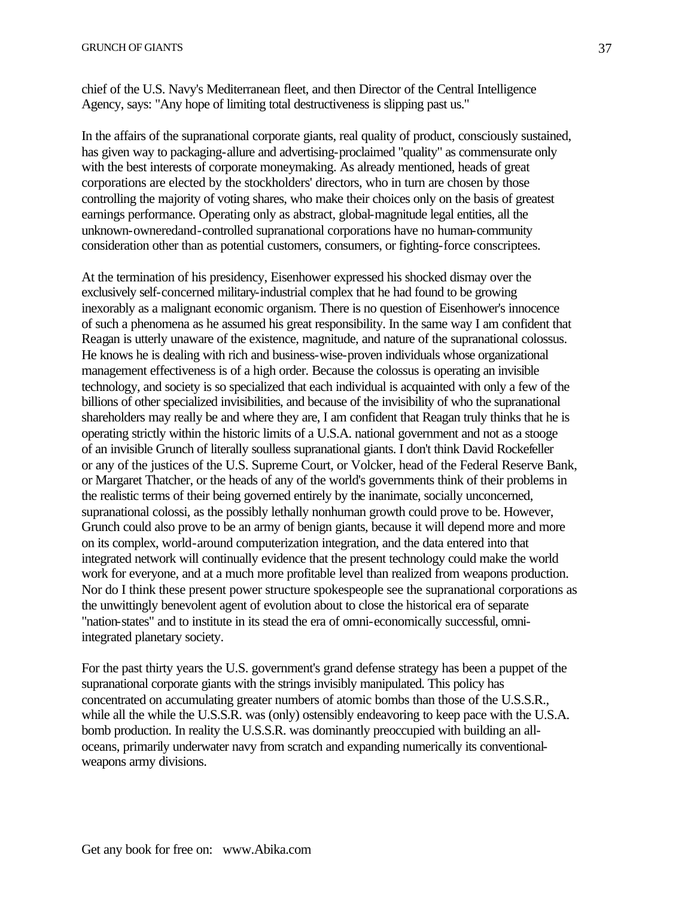chief of the U.S. Navy's Mediterranean fleet, and then Director of the Central Intelligence Agency, says: "Any hope of limiting total destructiveness is slipping past us."

In the affairs of the supranational corporate giants, real quality of product, consciously sustained, has given way to packaging-allure and advertising-proclaimed "quality" as commensurate only with the best interests of corporate moneymaking. As already mentioned, heads of great corporations are elected by the stockholders' directors, who in turn are chosen by those controlling the majority of voting shares, who make their choices only on the basis of greatest earnings performance. Operating only as abstract, global-magnitude legal entities, all the unknown-owneredand-controlled supranational corporations have no human-community consideration other than as potential customers, consumers, or fighting-force conscriptees.

At the termination of his presidency, Eisenhower expressed his shocked dismay over the exclusively self-concerned military-industrial complex that he had found to be growing inexorably as a malignant economic organism. There is no question of Eisenhower's innocence of such a phenomena as he assumed his great responsibility. In the same way I am confident that Reagan is utterly unaware of the existence, magnitude, and nature of the supranational colossus. He knows he is dealing with rich and business-wise-proven individuals whose organizational management effectiveness is of a high order. Because the colossus is operating an invisible technology, and society is so specialized that each individual is acquainted with only a few of the billions of other specialized invisibilities, and because of the invisibility of who the supranational shareholders may really be and where they are, I am confident that Reagan truly thinks that he is operating strictly within the historic limits of a U.S.A. national government and not as a stooge of an invisible Grunch of literally soulless supranational giants. I don't think David Rockefeller or any of the justices of the U.S. Supreme Court, or Volcker, head of the Federal Reserve Bank, or Margaret Thatcher, or the heads of any of the world's governments think of their problems in the realistic terms of their being governed entirely by the inanimate, socially unconcerned, supranational colossi, as the possibly lethally nonhuman growth could prove to be. However, Grunch could also prove to be an army of benign giants, because it will depend more and more on its complex, world-around computerization integration, and the data entered into that integrated network will continually evidence that the present technology could make the world work for everyone, and at a much more profitable level than realized from weapons production. Nor do I think these present power structure spokespeople see the supranational corporations as the unwittingly benevolent agent of evolution about to close the historical era of separate "nation-states" and to institute in its stead the era of omni-economically successful, omni-integrated planetary society.

For the past thirty years the U.S. government's grand defense strategy has been a puppet of the supranational corporate giants with the strings invisibly manipulated. This policy has concentrated on accumulating greater numbers of atomic bombs than those of the U.S.S.R., while all the while the U.S.S.R. was (only) ostensibly endeavoring to keep pace with the U.S.A. bomb production. In reality the U.S.S.R. was dominantly preoccupied with building an all-oceans, primarily underwater navy from scratch and expanding numerically its conventional-weapons army divisions.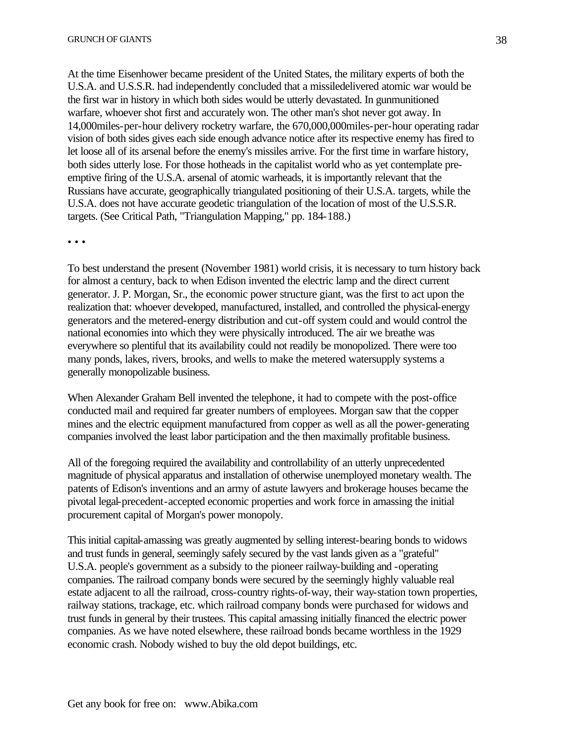At the time Eisenhower became president of the United States, the military experts of both the U.S.A. and U.S.S.R. had independently concluded that a missiledelivered atomic war would be the first war in history in which both sides would be utterly devastated. In gunmunitioned warfare, whoever shot first and accurately won. The other man's shot never got away. In 14,000miles-per-hour delivery rocketry warfare, the 670,000,000miles-per-hour operating radar vision of both sides gives each side enough advance notice after its respective enemy has fired to let loose all of its arsenal before the enemy's missiles arrive. For the first time in warfare history, both sides utterly lose. For those hotheads in the capitalist world who as yet contemplate pre-emptive firing of the U.S.A. arsenal of atomic warheads, it is importantly relevant that the Russians have accurate, geographically triangulated positioning of their U.S.A. targets, while the U.S.A. does not have accurate geodetic triangulation of the location of most of the U.S.S.R. targets. (See Critical Path, "Triangulation Mapping," pp. 184-188.)

• • •

To best understand the present (November 1981) world crisis, it is necessary to turn history back for almost a century, back to when Edison invented the electric lamp and the direct current generator. J. P. Morgan, Sr., the economic power structure giant, was the first to act upon the realization that: whoever developed, manufactured, installed, and controlled the physical-energy generators and the metered-energy distribution and cut-off system could and would control the national economies into which they were physically introduced. The air we breathe was everywhere so plentiful that its availability could not readily be monopolized. There were too many ponds, lakes, rivers, brooks, and wells to make the metered watersupply systems a generally monopolizable business.

When Alexander Graham Bell invented the telephone, it had to compete with the post-office conducted mail and required far greater numbers of employees. Morgan saw that the copper mines and the electric equipment manufactured from copper as well as all the power-generating companies involved the least labor participation and the then maximally profitable business.

All of the foregoing required the availability and controllability of an utterly unprecedented magnitude of physical apparatus and installation of otherwise unemployed monetary wealth. The patents of Edison's inventions and an army of astute lawyers and brokerage houses became the pivotal legal-precedent-accepted economic properties and work force in amassing the initial procurement capital of Morgan's power monopoly.

This initial capital-amassing was greatly augmented by selling interest-bearing bonds to widows and trust funds in general, seemingly safely secured by the vast lands given as a "grateful" U.S.A. people's government as a subsidy to the pioneer railway-building and -operating companies. The railroad company bonds were secured by the seemingly highly valuable real estate adjacent to all the railroad, cross-country rights-of-way, their way-station town properties, railway stations, trackage, etc. which railroad company bonds were purchased for widows and trust funds in general by their trustees. This capital amassing initially financed the electric power companies. As we have noted elsewhere, these railroad bonds became worthless in the 1929 economic crash. Nobody wished to buy the old depot buildings, etc.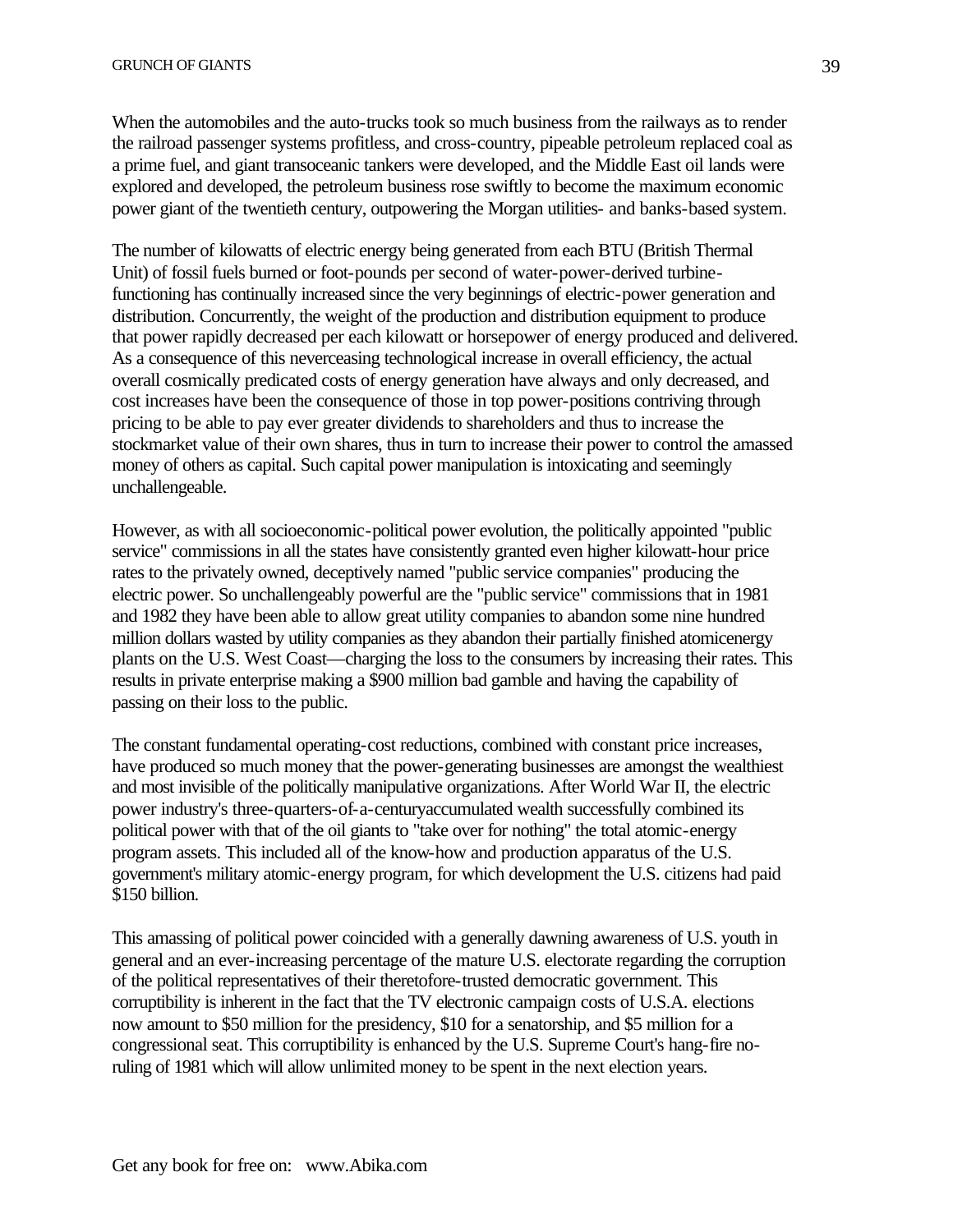When the automobiles and the auto-trucks took so much business from the railways as to render the railroad passenger systems profitless, and cross-country, pipeable petroleum replaced coal as a prime fuel, and giant transoceanic tankers were developed, and the Middle East oil lands were explored and developed, the petroleum business rose swiftly to become the maximum economic power giant of the twentieth century, outpowering the Morgan utilities- and banks-based system.

The number of kilowatts of electric energy being generated from each BTU (British Thermal Unit) of fossil fuels burned or foot-pounds per second of water-power-derived turbine-functioning has continually increased since the very beginnings of electric-power generation and distribution. Concurrently, the weight of the production and distribution equipment to produce that power rapidly decreased per each kilowatt or horsepower of energy produced and delivered. As a consequence of this neverceasing technological increase in overall efficiency, the actual overall cosmically predicated costs of energy generation have always and only decreased, and cost increases have been the consequence of those in top power-positions contriving through pricing to be able to pay ever greater dividends to shareholders and thus to increase the stockmarket value of their own shares, thus in turn to increase their power to control the amassed money of others as capital. Such capital power manipulation is intoxicating and seemingly unchallengeable.

However, as with all socioeconomic-political power evolution, the politically appointed "public service" commissions in all the states have consistently granted even higher kilowatt-hour price rates to the privately owned, deceptively named "public service companies" producing the electric power. So unchallengeably powerful are the "public service" commissions that in 1981 and 1982 they have been able to allow great utility companies to abandon some nine hundred million dollars wasted by utility companies as they abandon their partially finished atomicenergy plants on the U.S. West Coast—charging the loss to the consumers by increasing their rates. This results in private enterprise making a $900 million bad gamble and having the capability of passing on their loss to the public.

The constant fundamental operating-cost reductions, combined with constant price increases, have produced so much money that the power-generating businesses are amongst the wealthiest and most invisible of the politically manipulative organizations. After World War II, the electric power industry's three-quarters-of-a-centuryaccumulated wealth successfully combined its political power with that of the oil giants to "take over for nothing" the total atomic-energy program assets. This included all of the know-how and production apparatus of the U.S. government's military atomic-energy program, for which development the U.S. citizens had paid $150 billion.

This amassing of political power coincided with a generally dawning awareness of U.S. youth in general and an ever-increasing percentage of the mature U.S. electorate regarding the corruption of the political representatives of their theretofore-trusted democratic government. This corruptibility is inherent in the fact that the TV electronic campaign costs of U.S.A. elections now amount to $50 million for the presidency, $10 for a senatorship, and $5 million for a congressional seat. This corruptibility is enhanced by the U.S. Supreme Court's hang-fire no-ruling of 1981 which will allow unlimited money to be spent in the next election years.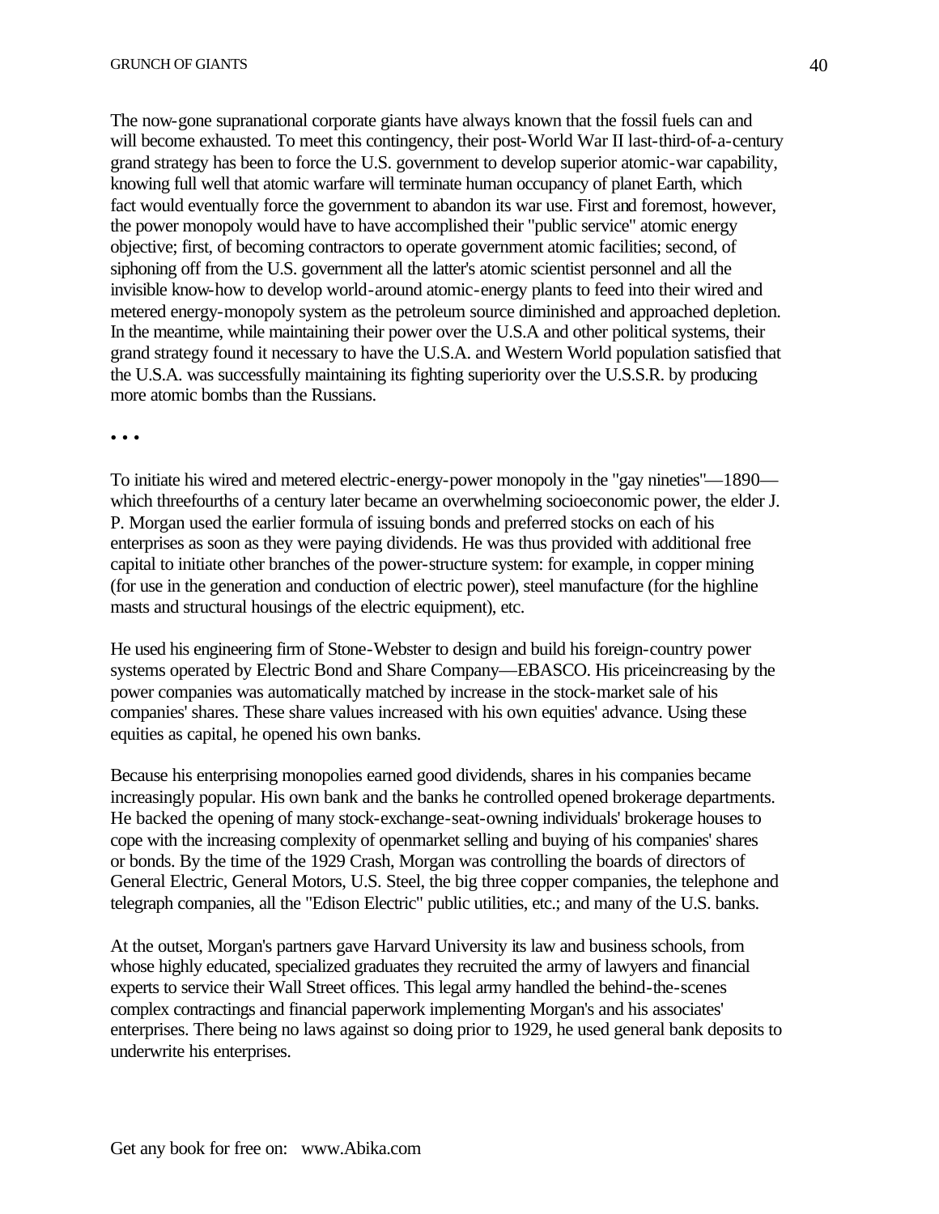The now-gone supranational corporate giants have always known that the fossil fuels can and will become exhausted. To meet this contingency, their post-World War II last-third-of-a-century grand strategy has been to force the U.S. government to develop superior atomic-war capability, knowing full well that atomic warfare will terminate human occupancy of planet Earth, which fact would eventually force the government to abandon its war use. First and foremost, however, the power monopoly would have to have accomplished their "public service" atomic energy objective; first, of becoming contractors to operate government atomic facilities; second, of siphoning off from the U.S. government all the latter's atomic scientist personnel and all the invisible know-how to develop world-around atomic-energy plants to feed into their wired and metered energy-monopoly system as the petroleum source diminished and approached depletion. In the meantime, while maintaining their power over the U.S.A and other political systems, their grand strategy found it necessary to have the U.S.A. and Western World population satisfied that the U.S.A. was successfully maintaining its fighting superiority over the U.S.S.R. by producing more atomic bombs than the Russians.

• • •

To initiate his wired and metered electric-energy-power monopoly in the "gay nineties"—1890—which threefourths of a century later became an overwhelming socioeconomic power, the elder J. P. Morgan used the earlier formula of issuing bonds and preferred stocks on each of his enterprises as soon as they were paying dividends. He was thus provided with additional free capital to initiate other branches of the power-structure system: for example, in copper mining (for use in the generation and conduction of electric power), steel manufacture (for the highline masts and structural housings of the electric equipment), etc.

He used his engineering firm of Stone-Webster to design and build his foreign-country power systems operated by Electric Bond and Share Company—EBASCO. His priceincreasing by the power companies was automatically matched by increase in the stock-market sale of his companies' shares. These share values increased with his own equities' advance. Using these equities as capital, he opened his own banks.

Because his enterprising monopolies earned good dividends, shares in his companies became increasingly popular. His own bank and the banks he controlled opened brokerage departments. He backed the opening of many stock-exchange-seat-owning individuals' brokerage houses to cope with the increasing complexity of openmarket selling and buying of his companies' shares or bonds. By the time of the 1929 Crash, Morgan was controlling the boards of directors of General Electric, General Motors, U.S. Steel, the big three copper companies, the telephone and telegraph companies, all the "Edison Electric" public utilities, etc.; and many of the U.S. banks.

At the outset, Morgan's partners gave Harvard University its law and business schools, from whose highly educated, specialized graduates they recruited the army of lawyers and financial experts to service their Wall Street offices. This legal army handled the behind-the-scenes complex contractings and financial paperwork implementing Morgan's and his associates' enterprises. There being no laws against so doing prior to 1929, he used general bank deposits to underwrite his enterprises.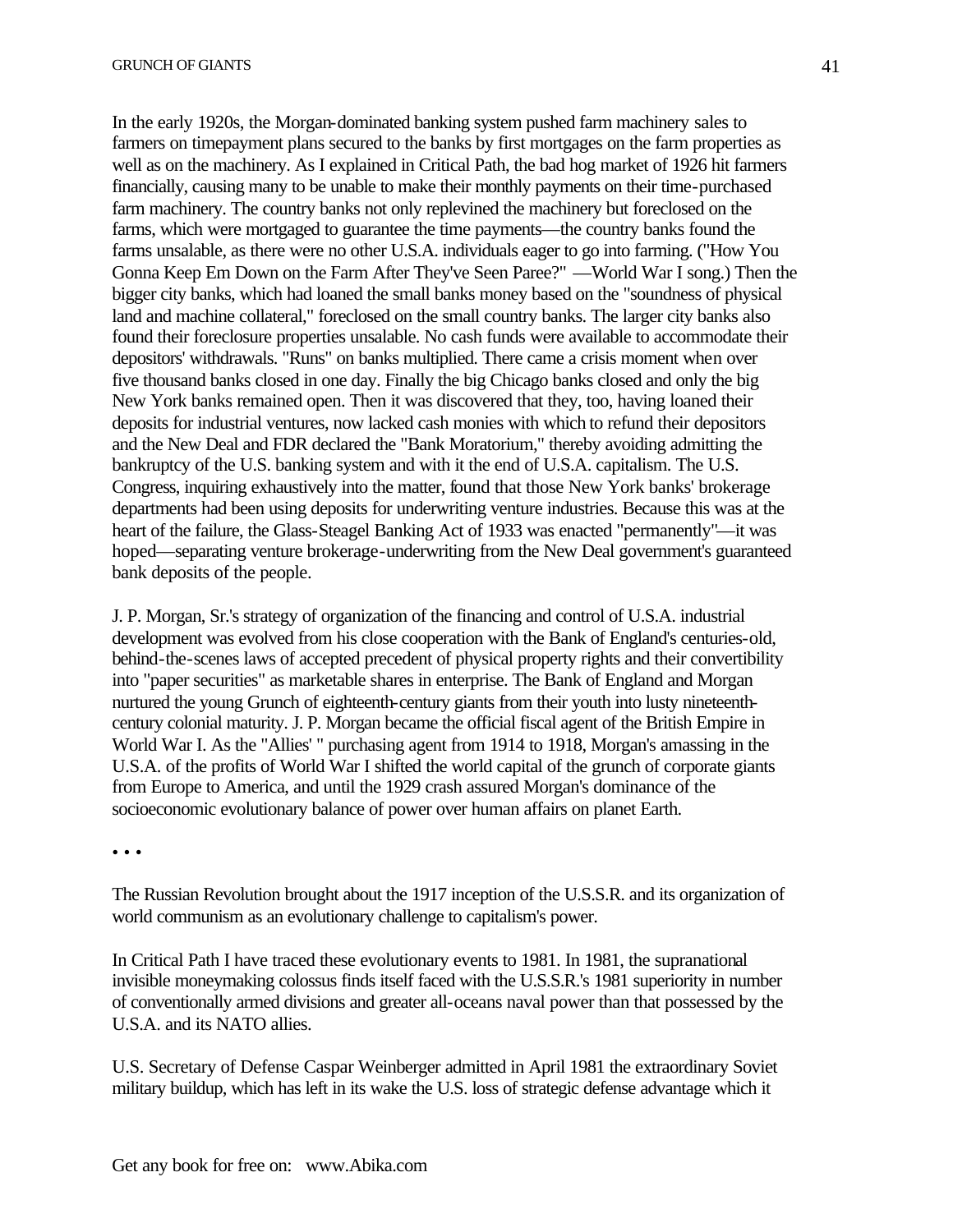In the early 1920s, the Morgan-dominated banking system pushed farm machinery sales to farmers on timepayment plans secured to the banks by first mortgages on the farm properties as well as on the machinery. As I explained in Critical Path, the bad hog market of 1926 hit farmers financially, causing many to be unable to make their monthly payments on their time-purchased farm machinery. The country banks not only replevined the machinery but foreclosed on the farms, which were mortgaged to guarantee the time payments—the country banks found the farms unsalable, as there were no other U.S.A. individuals eager to go into farming. ("How You Gonna Keep Em Down on the Farm After They've Seen Paree?" —World War I song.) Then the bigger city banks, which had loaned the small banks money based on the "soundness of physical land and machine collateral," foreclosed on the small country banks. The larger city banks also found their foreclosure properties unsalable. No cash funds were available to accommodate their depositors' withdrawals. "Runs" on banks multiplied. There came a crisis moment when over five thousand banks closed in one day. Finally the big Chicago banks closed and only the big New York banks remained open. Then it was discovered that they, too, having loaned their deposits for industrial ventures, now lacked cash monies with which to refund their depositors and the New Deal and FDR declared the "Bank Moratorium," thereby avoiding admitting the bankruptcy of the U.S. banking system and with it the end of U.S.A. capitalism. The U.S. Congress, inquiring exhaustively into the matter, found that those New York banks' brokerage departments had been using deposits for underwriting venture industries. Because this was at the heart of the failure, the Glass-Steagel Banking Act of 1933 was enacted "permanently"—it was hoped—separating venture brokerage-underwriting from the New Deal government's guaranteed bank deposits of the people.

J. P. Morgan, Sr.'s strategy of organization of the financing and control of U.S.A. industrial development was evolved from his close cooperation with the Bank of England's centuries-old, behind-the-scenes laws of accepted precedent of physical property rights and their convertibility into "paper securities" as marketable shares in enterprise. The Bank of England and Morgan nurtured the young Grunch of eighteenth-century giants from their youth into lusty nineteenth-century colonial maturity. J. P. Morgan became the official fiscal agent of the British Empire in World War I. As the "Allies' " purchasing agent from 1914 to 1918, Morgan's amassing in the U.S.A. of the profits of World War I shifted the world capital of the grunch of corporate giants from Europe to America, and until the 1929 crash assured Morgan's dominance of the socioeconomic evolutionary balance of power over human affairs on planet Earth.

• • •

The Russian Revolution brought about the 1917 inception of the U.S.S.R. and its organization of world communism as an evolutionary challenge to capitalism's power.

In Critical Path I have traced these evolutionary events to 1981. In 1981, the supranational invisible moneymaking colossus finds itself faced with the U.S.S.R.'s 1981 superiority in number of conventionally armed divisions and greater all-oceans naval power than that possessed by the U.S.A. and its NATO allies.

U.S. Secretary of Defense Caspar Weinberger admitted in April 1981 the extraordinary Soviet military buildup, which has left in its wake the U.S. loss of strategic defense advantage which it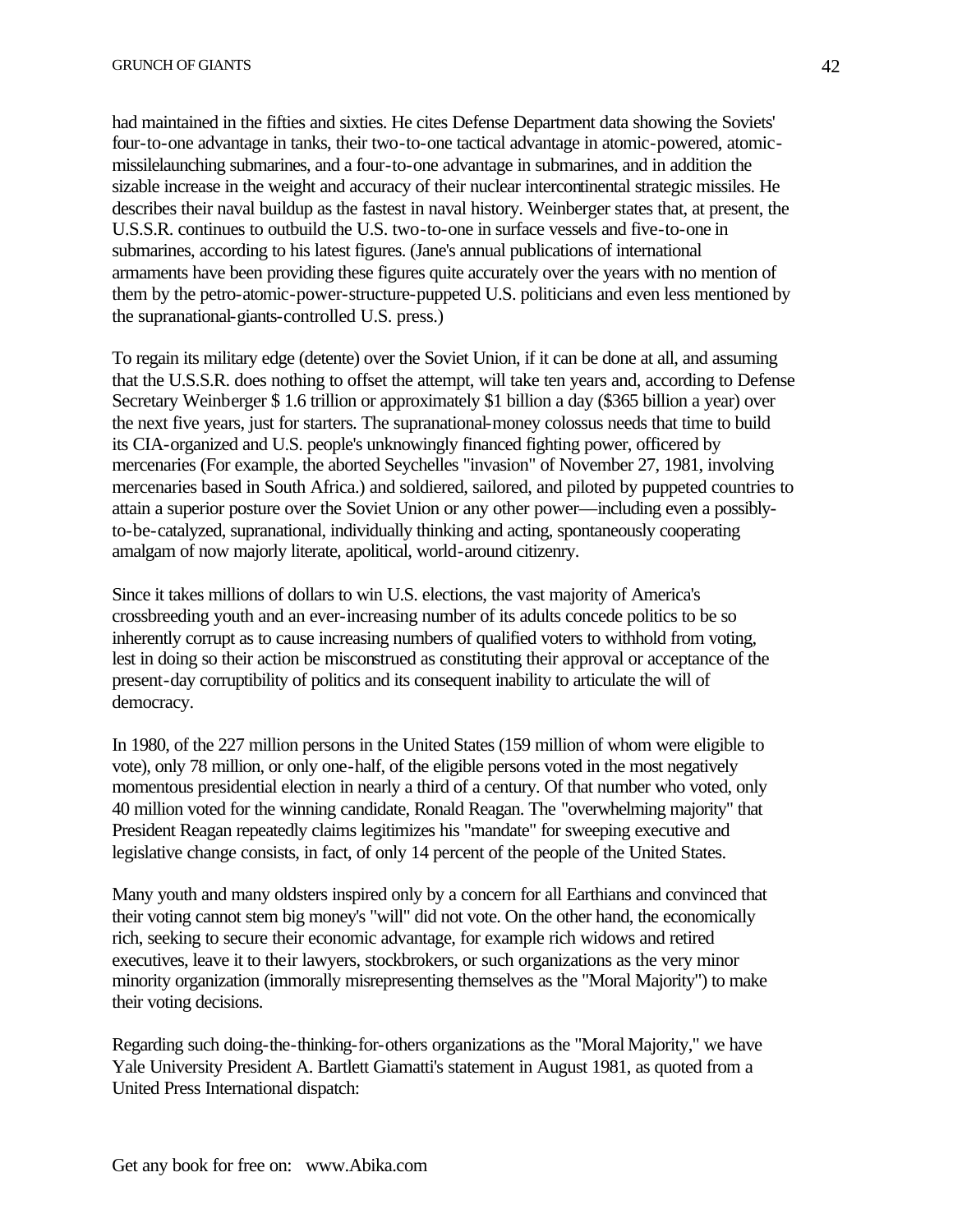had maintained in the fifties and sixties. He cites Defense Department data showing the Soviets' four-to-one advantage in tanks, their two-to-one tactical advantage in atomic-powered, atomic-missilelaunching submarines, and a four-to-one advantage in submarines, and in addition the sizable increase in the weight and accuracy of their nuclear intercontinental strategic missiles. He describes their naval buildup as the fastest in naval history. Weinberger states that, at present, the U.S.S.R. continues to outbuild the U.S. two-to-one in surface vessels and five-to-one in submarines, according to his latest figures. (Jane's annual publications of international armaments have been providing these figures quite accurately over the years with no mention of them by the petro-atomic-power-structure-puppeted U.S. politicians and even less mentioned by the supranational-giants-controlled U.S. press.)

To regain its military edge (detente) over the Soviet Union, if it can be done at all, and assuming that the U.S.S.R. does nothing to offset the attempt, will take ten years and, according to Defense Secretary Weinberger $ 1.6 trillion or approximately $1 billion a day ($365 billion a year) over the next five years, just for starters. The supranational-money colossus needs that time to build its CIA-organized and U.S. people's unknowingly financed fighting power, officered by mercenaries (For example, the aborted Seychelles "invasion" of November 27, 1981, involving mercenaries based in South Africa.) and soldiered, sailored, and piloted by puppeted countries to attain a superior posture over the Soviet Union or any other power—including even a possibly-to-be-catalyzed, supranational, individually thinking and acting, spontaneously cooperating amalgam of now majorly literate, apolitical, world-around citizenry.

Since it takes millions of dollars to win U.S. elections, the vast majority of America's crossbreeding youth and an ever-increasing number of its adults concede politics to be so inherently corrupt as to cause increasing numbers of qualified voters to withhold from voting, lest in doing so their action be misconstrued as constituting their approval or acceptance of the present-day corruptibility of politics and its consequent inability to articulate the will of democracy.

In 1980, of the 227 million persons in the United States (159 million of whom were eligible to vote), only 78 million, or only one-half, of the eligible persons voted in the most negatively momentous presidential election in nearly a third of a century. Of that number who voted, only 40 million voted for the winning candidate, Ronald Reagan. The "overwhelming majority" that President Reagan repeatedly claims legitimizes his "mandate" for sweeping executive and legislative change consists, in fact, of only 14 percent of the people of the United States.

Many youth and many oldsters inspired only by a concern for all Earthians and convinced that their voting cannot stem big money's "will" did not vote. On the other hand, the economically rich, seeking to secure their economic advantage, for example rich widows and retired executives, leave it to their lawyers, stockbrokers, or such organizations as the very minor minority organization (immorally misrepresenting themselves as the "Moral Majority") to make their voting decisions.

Regarding such doing-the-thinking-for-others organizations as the "Moral Majority," we have Yale University President A. Bartlett Giamatti's statement in August 1981, as quoted from a United Press International dispatch: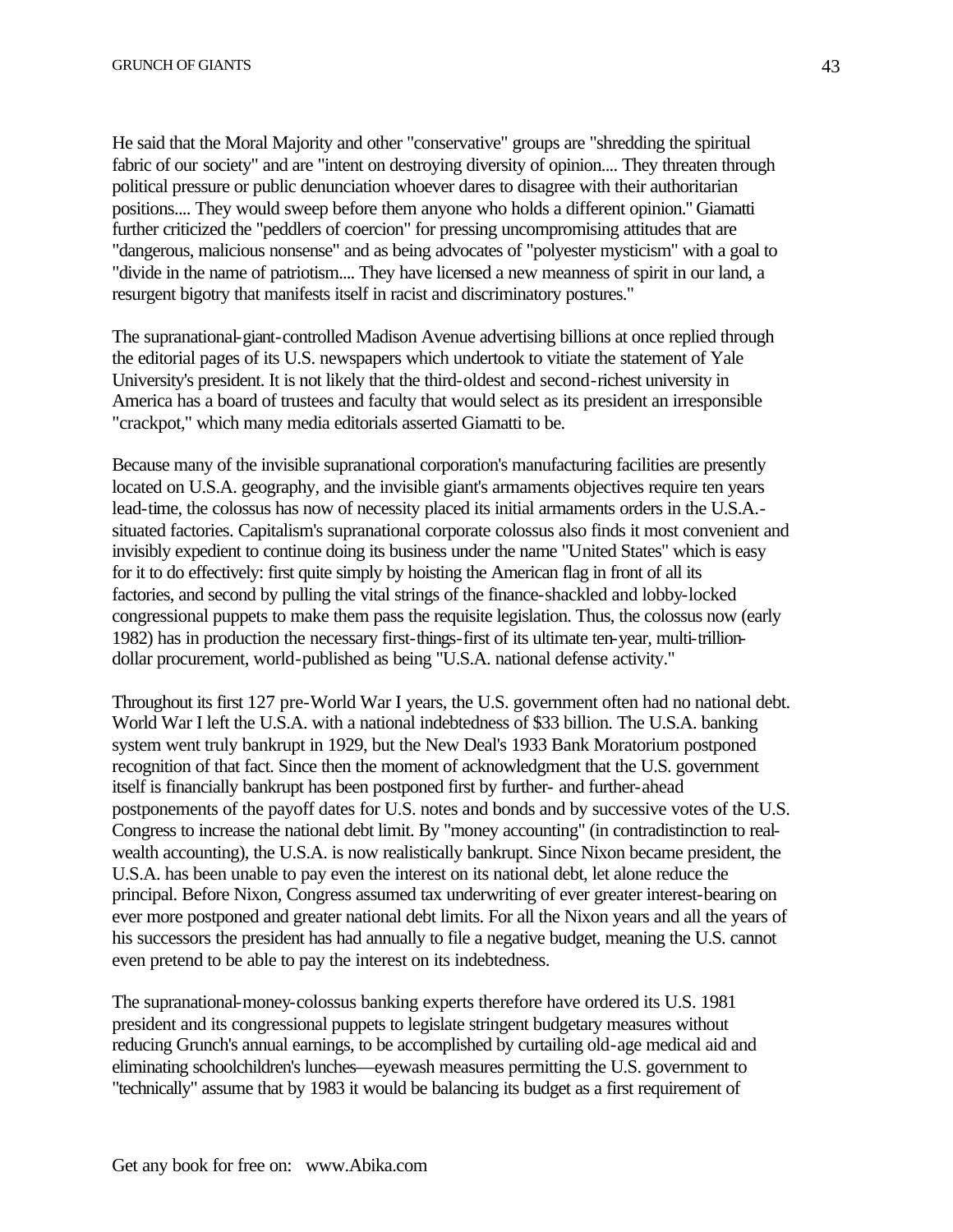He said that the Moral Majority and other "conservative" groups are "shredding the spiritual fabric of our society" and are "intent on destroying diversity of opinion.... They threaten through political pressure or public denunciation whoever dares to disagree with their authoritarian positions.... They would sweep before them anyone who holds a different opinion." Giamatti further criticized the "peddlers of coercion" for pressing uncompromising attitudes that are "dangerous, malicious nonsense" and as being advocates of "polyester mysticism" with a goal to "divide in the name of patriotism.... They have licensed a new meanness of spirit in our land, a resurgent bigotry that manifests itself in racist and discriminatory postures."

The supranational-giant-controlled Madison Avenue advertising billions at once replied through the editorial pages of its U.S. newspapers which undertook to vitiate the statement of Yale University's president. It is not likely that the third-oldest and second-richest university in America has a board of trustees and faculty that would select as its president an irresponsible "crackpot," which many media editorials asserted Giamatti to be.

Because many of the invisible supranational corporation's manufacturing facilities are presently located on U.S.A. geography, and the invisible giant's armaments objectives require ten years lead-time, the colossus has now of necessity placed its initial armaments orders in the U.S.A.-situated factories. Capitalism's supranational corporate colossus also finds it most convenient and invisibly expedient to continue doing its business under the name "United States" which is easy for it to do effectively: first quite simply by hoisting the American flag in front of all its factories, and second by pulling the vital strings of the finance-shackled and lobby-locked congressional puppets to make them pass the requisite legislation. Thus, the colossus now (early 1982) has in production the necessary first-things-first of its ultimate ten-year, multi-trillion-dollar procurement, world-published as being "U.S.A. national defense activity."

Throughout its first 127 pre-World War I years, the U.S. government often had no national debt. World War I left the U.S.A. with a national indebtedness of $33 billion. The U.S.A. banking system went truly bankrupt in 1929, but the New Deal's 1933 Bank Moratorium postponed recognition of that fact. Since then the moment of acknowledgment that the U.S. government itself is financially bankrupt has been postponed first by further- and further-ahead postponements of the payoff dates for U.S. notes and bonds and by successive votes of the U.S. Congress to increase the national debt limit. By "money accounting" (in contradistinction to real-wealth accounting), the U.S.A. is now realistically bankrupt. Since Nixon became president, the U.S.A. has been unable to pay even the interest on its national debt, let alone reduce the principal. Before Nixon, Congress assumed tax underwriting of ever greater interest-bearing on ever more postponed and greater national debt limits. For all the Nixon years and all the years of his successors the president has had annually to file a negative budget, meaning the U.S. cannot even pretend to be able to pay the interest on its indebtedness.

The supranational-money-colossus banking experts therefore have ordered its U.S. 1981 president and its congressional puppets to legislate stringent budgetary measures without reducing Grunch's annual earnings, to be accomplished by curtailing old-age medical aid and eliminating schoolchildren's lunches—eyewash measures permitting the U.S. government to "technically" assume that by 1983 it would be balancing its budget as a first requirement of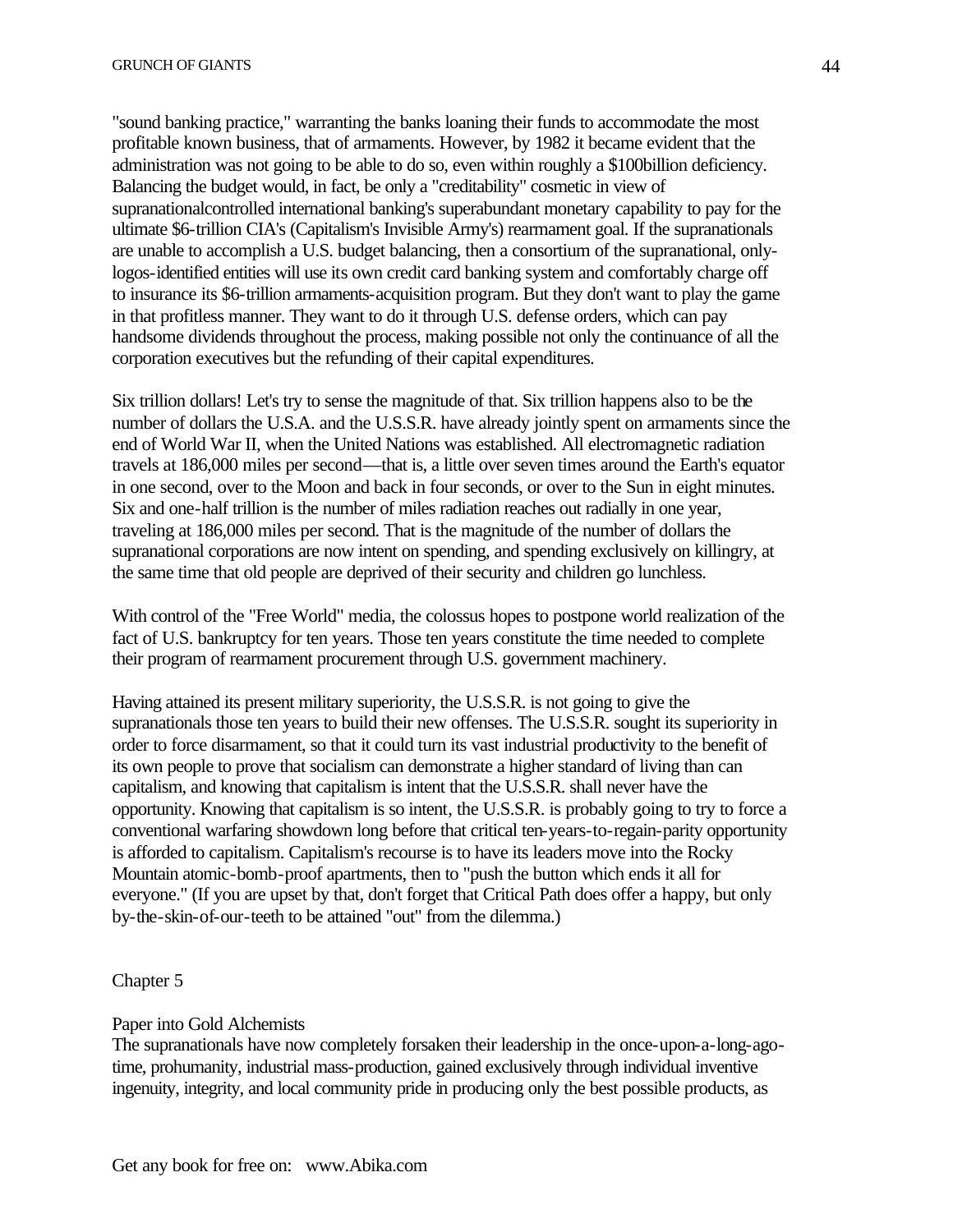"sound banking practice," warranting the banks loaning their funds to accommodate the most profitable known business, that of armaments. However, by 1982 it became evident that the administration was not going to be able to do so, even within roughly a $100billion deficiency. Balancing the budget would, in fact, be only a "creditability" cosmetic in view of supranationalcontrolled international banking's superabundant monetary capability to pay for the ultimate $6-trillion CIA's (Capitalism's Invisible Army's) rearmament goal. If the supranationals are unable to accomplish a U.S. budget balancing, then a consortium of the supranational, only-logos-identified entities will use its own credit card banking system and comfortably charge off to insurance its $6-trillion armaments-acquisition program. But they don't want to play the game in that profitless manner. They want to do it through U.S. defense orders, which can pay handsome dividends throughout the process, making possible not only the continuance of all the corporation executives but the refunding of their capital expenditures.

Six trillion dollars! Let's try to sense the magnitude of that. Six trillion happens also to be the number of dollars the U.S.A. and the U.S.S.R. have already jointly spent on armaments since the end of World War II, when the United Nations was established. All electromagnetic radiation travels at 186,000 miles per second—that is, a little over seven times around the Earth's equator in one second, over to the Moon and back in four seconds, or over to the Sun in eight minutes. Six and one-half trillion is the number of miles radiation reaches out radially in one year, traveling at 186,000 miles per second. That is the magnitude of the number of dollars the supranational corporations are now intent on spending, and spending exclusively on killingry, at the same time that old people are deprived of their security and children go lunchless.

With control of the "Free World" media, the colossus hopes to postpone world realization of the fact of U.S. bankruptcy for ten years. Those ten years constitute the time needed to complete their program of rearmament procurement through U.S. government machinery.

Having attained its present military superiority, the U.S.S.R. is not going to give the supranationals those ten years to build their new offenses. The U.S.S.R. sought its superiority in order to force disarmament, so that it could turn its vast industrial productivity to the benefit of its own people to prove that socialism can demonstrate a higher standard of living than can capitalism, and knowing that capitalism is intent that the U.S.S.R. shall never have the opportunity. Knowing that capitalism is so intent, the U.S.S.R. is probably going to try to force a conventional warfaring showdown long before that critical ten-years-to-regain-parity opportunity is afforded to capitalism. Capitalism's recourse is to have its leaders move into the Rocky Mountain atomic-bomb-proof apartments, then to "push the button which ends it all for everyone." (If you are upset by that, don't forget that Critical Path does offer a happy, but only by-the-skin-of-our-teeth to be attained "out" from the dilemma.)

## Chapter 5

### Paper into Gold Alchemists

The supranationals have now completely forsaken their leadership in the once-upon-a-long-ago-time, prohumanity, industrial mass-production, gained exclusively through individual inventive ingenuity, integrity, and local community pride in producing only the best possible products, as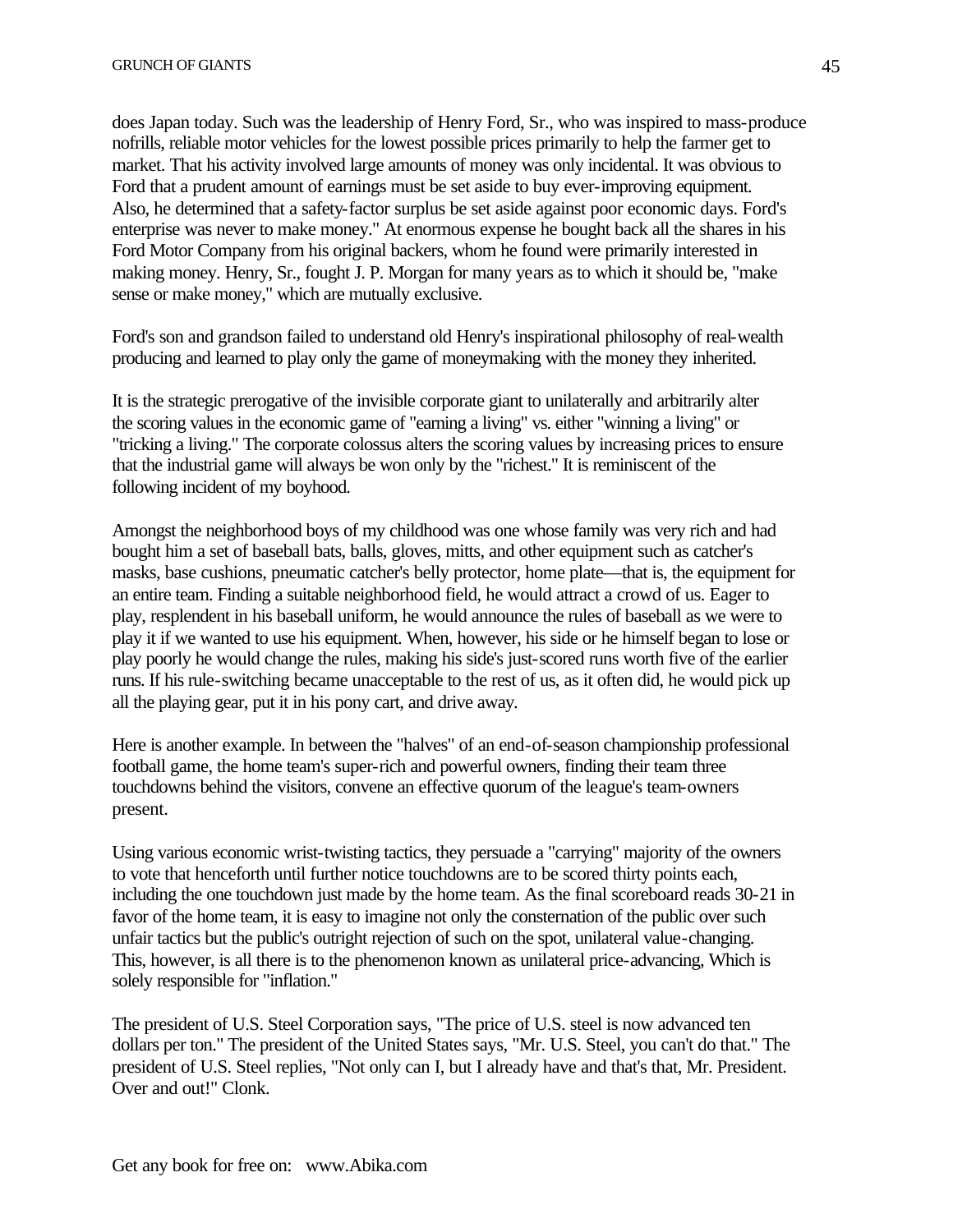does Japan today. Such was the leadership of Henry Ford, Sr., who was inspired to mass-produce nofrills, reliable motor vehicles for the lowest possible prices primarily to help the farmer get to market. That his activity involved large amounts of money was only incidental. It was obvious to Ford that a prudent amount of earnings must be set aside to buy ever-improving equipment. Also, he determined that a safety-factor surplus be set aside against poor economic days. Ford's enterprise was never to make money." At enormous expense he bought back all the shares in his Ford Motor Company from his original backers, whom he found were primarily interested in making money. Henry, Sr., fought J. P. Morgan for many years as to which it should be, "make sense or make money," which are mutually exclusive.

Ford's son and grandson failed to understand old Henry's inspirational philosophy of real-wealth producing and learned to play only the game of moneymaking with the money they inherited.

It is the strategic prerogative of the invisible corporate giant to unilaterally and arbitrarily alter the scoring values in the economic game of "earning a living" vs. either "winning a living" or "tricking a living." The corporate colossus alters the scoring values by increasing prices to ensure that the industrial game will always be won only by the "richest." It is reminiscent of the following incident of my boyhood.

Amongst the neighborhood boys of my childhood was one whose family was very rich and had bought him a set of baseball bats, balls, gloves, mitts, and other equipment such as catcher's masks, base cushions, pneumatic catcher's belly protector, home plate—that is, the equipment for an entire team. Finding a suitable neighborhood field, he would attract a crowd of us. Eager to play, resplendent in his baseball uniform, he would announce the rules of baseball as we were to play it if we wanted to use his equipment. When, however, his side or he himself began to lose or play poorly he would change the rules, making his side's just-scored runs worth five of the earlier runs. If his rule-switching became unacceptable to the rest of us, as it often did, he would pick up all the playing gear, put it in his pony cart, and drive away.

Here is another example. In between the "halves" of an end-of-season championship professional football game, the home team's super-rich and powerful owners, finding their team three touchdowns behind the visitors, convene an effective quorum of the league's team-owners present.

Using various economic wrist-twisting tactics, they persuade a "carrying" majority of the owners to vote that henceforth until further notice touchdowns are to be scored thirty points each, including the one touchdown just made by the home team. As the final scoreboard reads 30-21 in favor of the home team, it is easy to imagine not only the consternation of the public over such unfair tactics but the public's outright rejection of such on the spot, unilateral value-changing. This, however, is all there is to the phenomenon known as unilateral price-advancing, Which is solely responsible for "inflation."

The president of U.S. Steel Corporation says, "The price of U.S. steel is now advanced ten dollars per ton." The president of the United States says, "Mr. U.S. Steel, you can't do that." The president of U.S. Steel replies, "Not only can I, but I already have and that's that, Mr. President. Over and out!" Clonk.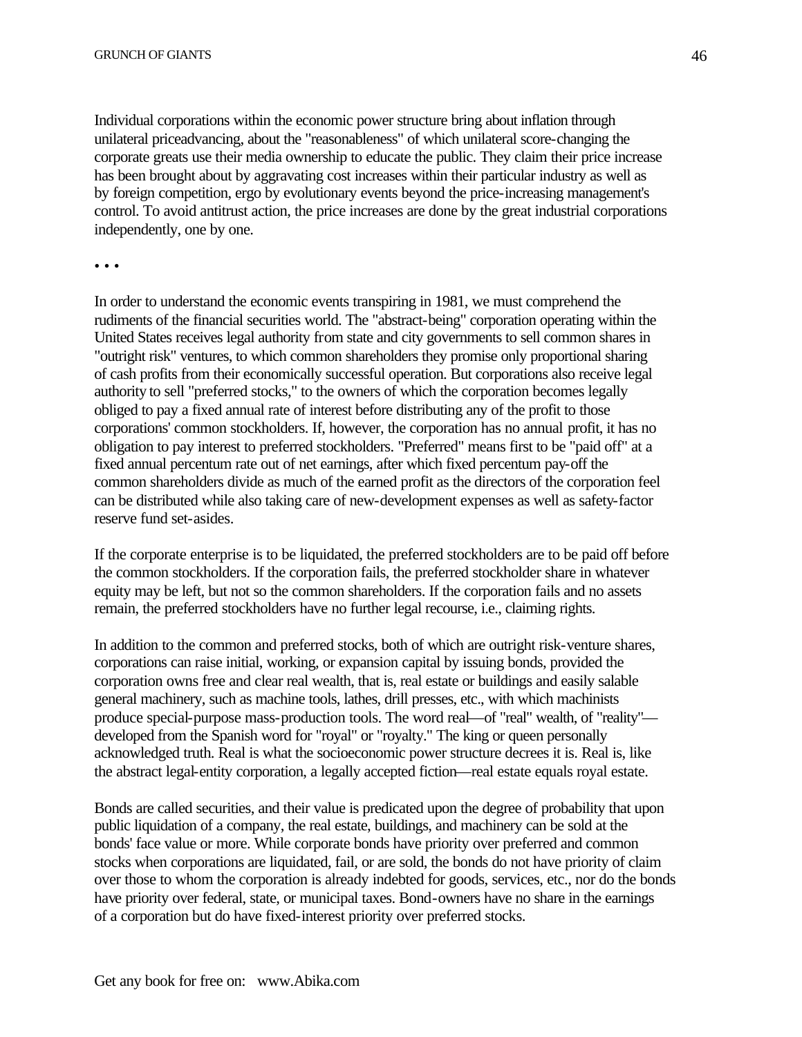Individual corporations within the economic power structure bring about inflation through unilateral priceadvancing, about the "reasonableness" of which unilateral score-changing the corporate greats use their media ownership to educate the public. They claim their price increase has been brought about by aggravating cost increases within their particular industry as well as by foreign competition, ergo by evolutionary events beyond the price-increasing management's control. To avoid antitrust action, the price increases are done by the great industrial corporations independently, one by one.

• • •

In order to understand the economic events transpiring in 1981, we must comprehend the rudiments of the financial securities world. The "abstract-being" corporation operating within the United States receives legal authority from state and city governments to sell common shares in "outright risk" ventures, to which common shareholders they promise only proportional sharing of cash profits from their economically successful operation. But corporations also receive legal authority to sell "preferred stocks," to the owners of which the corporation becomes legally obliged to pay a fixed annual rate of interest before distributing any of the profit to those corporations' common stockholders. If, however, the corporation has no annual profit, it has no obligation to pay interest to preferred stockholders. "Preferred" means first to be "paid off" at a fixed annual percentum rate out of net earnings, after which fixed percentum pay-off the common shareholders divide as much of the earned profit as the directors of the corporation feel can be distributed while also taking care of new-development expenses as well as safety-factor reserve fund set-asides.

If the corporate enterprise is to be liquidated, the preferred stockholders are to be paid off before the common stockholders. If the corporation fails, the preferred stockholder share in whatever equity may be left, but not so the common shareholders. If the corporation fails and no assets remain, the preferred stockholders have no further legal recourse, i.e., claiming rights.

In addition to the common and preferred stocks, both of which are outright risk-venture shares, corporations can raise initial, working, or expansion capital by issuing bonds, provided the corporation owns free and clear real wealth, that is, real estate or buildings and easily salable general machinery, such as machine tools, lathes, drill presses, etc., with which machinists produce special-purpose mass-production tools. The word real—of "real" wealth, of "reality"—developed from the Spanish word for "royal" or "royalty." The king or queen personally acknowledged truth. Real is what the socioeconomic power structure decrees it is. Real is, like the abstract legal-entity corporation, a legally accepted fiction—real estate equals royal estate.

Bonds are called securities, and their value is predicated upon the degree of probability that upon public liquidation of a company, the real estate, buildings, and machinery can be sold at the bonds' face value or more. While corporate bonds have priority over preferred and common stocks when corporations are liquidated, fail, or are sold, the bonds do not have priority of claim over those to whom the corporation is already indebted for goods, services, etc., nor do the bonds have priority over federal, state, or municipal taxes. Bond-owners have no share in the earnings of a corporation but do have fixed-interest priority over preferred stocks.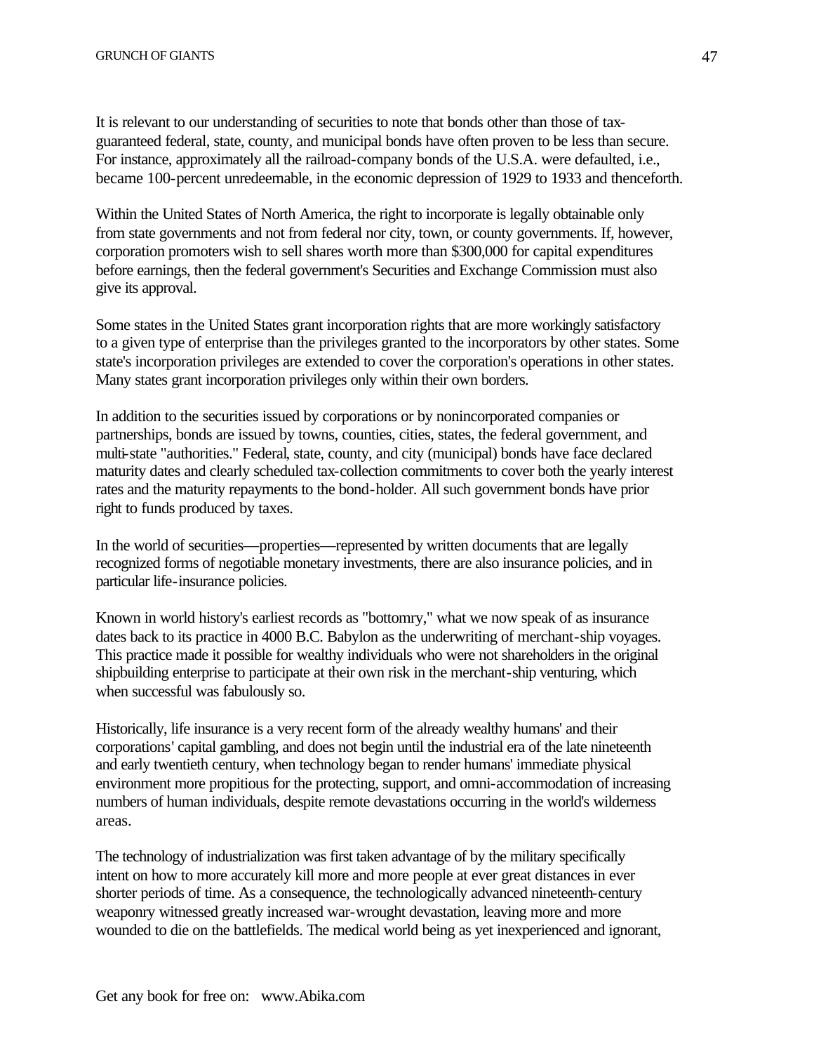It is relevant to our understanding of securities to note that bonds other than those of tax-guaranteed federal, state, county, and municipal bonds have often proven to be less than secure. For instance, approximately all the railroad-company bonds of the U.S.A. were defaulted, i.e., became 100-percent unredeemable, in the economic depression of 1929 to 1933 and thenceforth.

Within the United States of North America, the right to incorporate is legally obtainable only from state governments and not from federal nor city, town, or county governments. If, however, corporation promoters wish to sell shares worth more than $300,000 for capital expenditures before earnings, then the federal government's Securities and Exchange Commission must also give its approval.

Some states in the United States grant incorporation rights that are more workingly satisfactory to a given type of enterprise than the privileges granted to the incorporators by other states. Some state's incorporation privileges are extended to cover the corporation's operations in other states. Many states grant incorporation privileges only within their own borders.

In addition to the securities issued by corporations or by nonincorporated companies or partnerships, bonds are issued by towns, counties, cities, states, the federal government, and multi-state "authorities." Federal, state, county, and city (municipal) bonds have face declared maturity dates and clearly scheduled tax-collection commitments to cover both the yearly interest rates and the maturity repayments to the bond-holder. All such government bonds have prior right to funds produced by taxes.

In the world of securities—properties—represented by written documents that are legally recognized forms of negotiable monetary investments, there are also insurance policies, and in particular life-insurance policies.

Known in world history's earliest records as "bottomry," what we now speak of as insurance dates back to its practice in 4000 B.C. Babylon as the underwriting of merchant-ship voyages. This practice made it possible for wealthy individuals who were not shareholders in the original shipbuilding enterprise to participate at their own risk in the merchant-ship venturing, which when successful was fabulously so.

Historically, life insurance is a very recent form of the already wealthy humans' and their corporations' capital gambling, and does not begin until the industrial era of the late nineteenth and early twentieth century, when technology began to render humans' immediate physical environment more propitious for the protecting, support, and omni-accommodation of increasing numbers of human individuals, despite remote devastations occurring in the world's wilderness areas.

The technology of industrialization was first taken advantage of by the military specifically intent on how to more accurately kill more and more people at ever great distances in ever shorter periods of time. As a consequence, the technologically advanced nineteenth-century weaponry witnessed greatly increased war-wrought devastation, leaving more and more wounded to die on the battlefields. The medical world being as yet inexperienced and ignorant,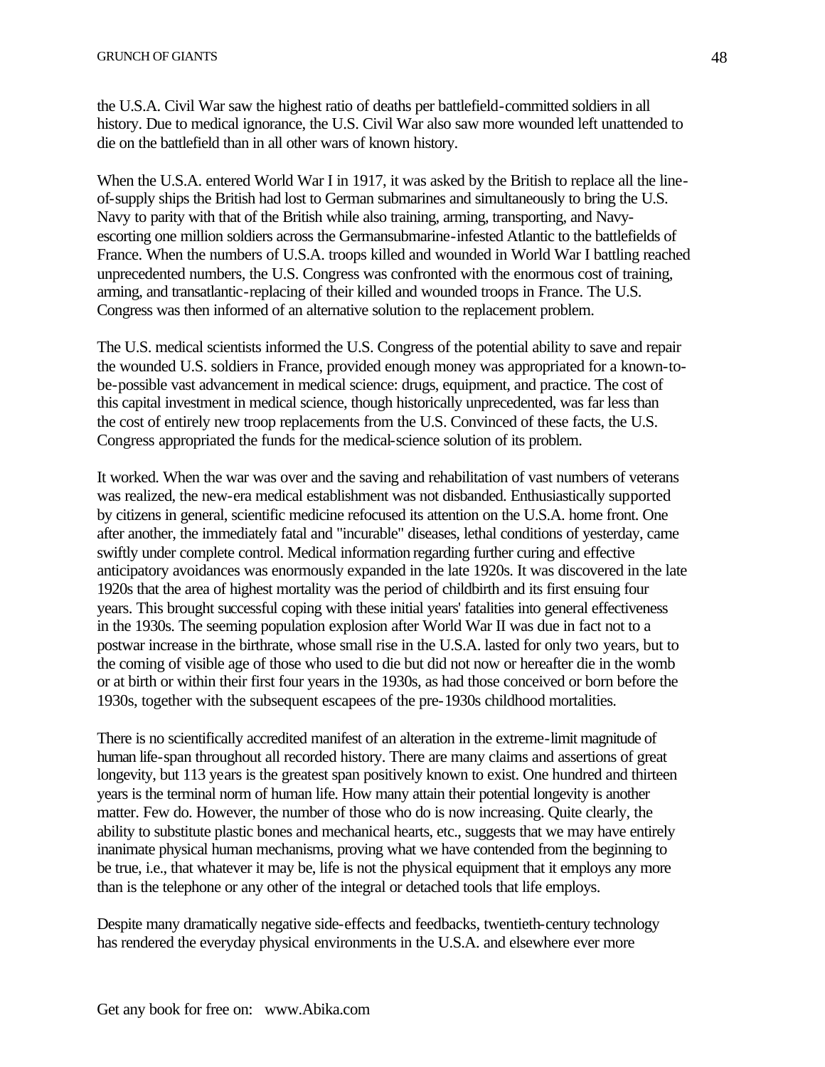the U.S.A. Civil War saw the highest ratio of deaths per battlefield-committed soldiers in all history. Due to medical ignorance, the U.S. Civil War also saw more wounded left unattended to die on the battlefield than in all other wars of known history.

When the U.S.A. entered World War I in 1917, it was asked by the British to replace all the line-of-supply ships the British had lost to German submarines and simultaneously to bring the U.S. Navy to parity with that of the British while also training, arming, transporting, and Navy-escorting one million soldiers across the Germansubmarine-infested Atlantic to the battlefields of France. When the numbers of U.S.A. troops killed and wounded in World War I battling reached unprecedented numbers, the U.S. Congress was confronted with the enormous cost of training, arming, and transatlantic-replacing of their killed and wounded troops in France. The U.S. Congress was then informed of an alternative solution to the replacement problem.

The U.S. medical scientists informed the U.S. Congress of the potential ability to save and repair the wounded U.S. soldiers in France, provided enough money was appropriated for a known-to-be-possible vast advancement in medical science: drugs, equipment, and practice. The cost of this capital investment in medical science, though historically unprecedented, was far less than the cost of entirely new troop replacements from the U.S. Convinced of these facts, the U.S. Congress appropriated the funds for the medical-science solution of its problem.

It worked. When the war was over and the saving and rehabilitation of vast numbers of veterans was realized, the new-era medical establishment was not disbanded. Enthusiastically supported by citizens in general, scientific medicine refocused its attention on the U.S.A. home front. One after another, the immediately fatal and "incurable" diseases, lethal conditions of yesterday, came swiftly under complete control. Medical information regarding further curing and effective anticipatory avoidances was enormously expanded in the late 1920s. It was discovered in the late 1920s that the area of highest mortality was the period of childbirth and its first ensuing four years. This brought successful coping with these initial years' fatalities into general effectiveness in the 1930s. The seeming population explosion after World War II was due in fact not to a postwar increase in the birthrate, whose small rise in the U.S.A. lasted for only two years, but to the coming of visible age of those who used to die but did not now or hereafter die in the womb or at birth or within their first four years in the 1930s, as had those conceived or born before the 1930s, together with the subsequent escapees of the pre-1930s childhood mortalities.

There is no scientifically accredited manifest of an alteration in the extreme-limit magnitude of human life-span throughout all recorded history. There are many claims and assertions of great longevity, but 113 years is the greatest span positively known to exist. One hundred and thirteen years is the terminal norm of human life. How many attain their potential longevity is another matter. Few do. However, the number of those who do is now increasing. Quite clearly, the ability to substitute plastic bones and mechanical hearts, etc., suggests that we may have entirely inanimate physical human mechanisms, proving what we have contended from the beginning to be true, i.e., that whatever it may be, life is not the physical equipment that it employs any more than is the telephone or any other of the integral or detached tools that life employs.

Despite many dramatically negative side-effects and feedbacks, twentieth-century technology has rendered the everyday physical environments in the U.S.A. and elsewhere ever more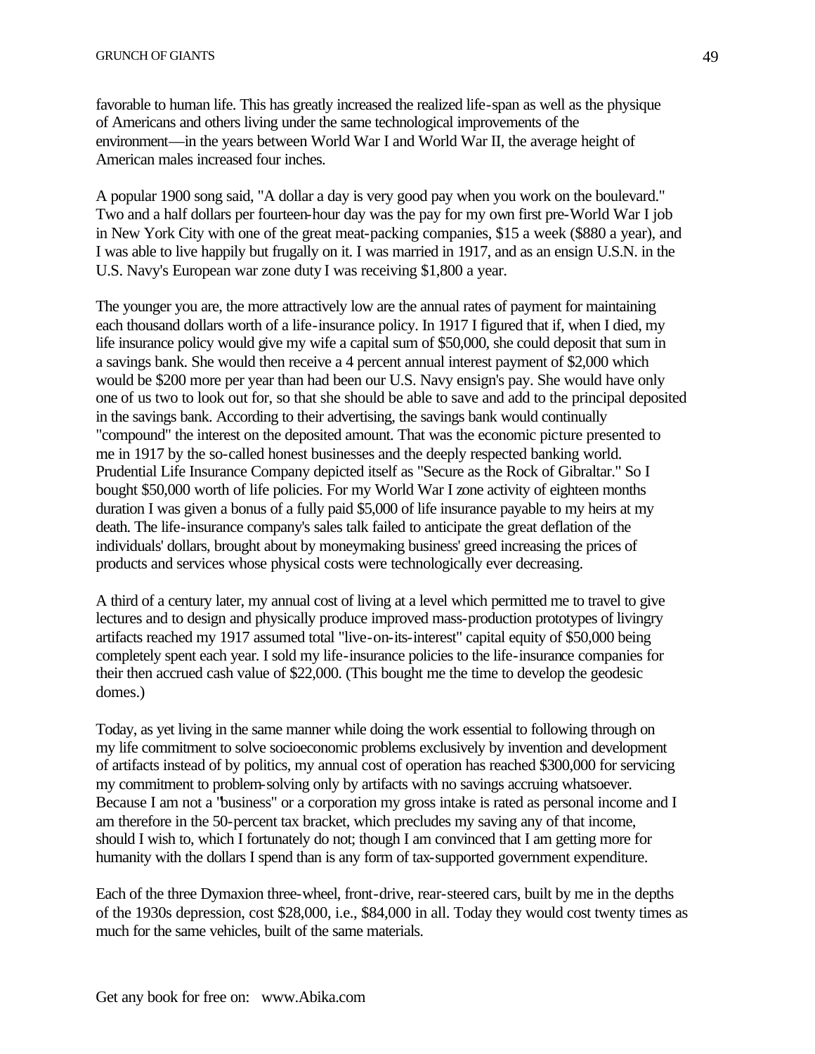favorable to human life. This has greatly increased the realized life-span as well as the physique of Americans and others living under the same technological improvements of the environment—in the years between World War I and World War II, the average height of American males increased four inches.

A popular 1900 song said, "A dollar a day is very good pay when you work on the boulevard." Two and a half dollars per fourteen-hour day was the pay for my own first pre-World War I job in New York City with one of the great meat-packing companies, $15 a week ($880 a year), and I was able to live happily but frugally on it. I was married in 1917, and as an ensign U.S.N. in the U.S. Navy's European war zone duty I was receiving $1,800 a year.

The younger you are, the more attractively low are the annual rates of payment for maintaining each thousand dollars worth of a life-insurance policy. In 1917 I figured that if, when I died, my life insurance policy would give my wife a capital sum of $50,000, she could deposit that sum in a savings bank. She would then receive a 4 percent annual interest payment of $2,000 which would be $200 more per year than had been our U.S. Navy ensign's pay. She would have only one of us two to look out for, so that she should be able to save and add to the principal deposited in the savings bank. According to their advertising, the savings bank would continually "compound" the interest on the deposited amount. That was the economic picture presented to me in 1917 by the so-called honest businesses and the deeply respected banking world. Prudential Life Insurance Company depicted itself as "Secure as the Rock of Gibraltar." So I bought $50,000 worth of life policies. For my World War I zone activity of eighteen months duration I was given a bonus of a fully paid $5,000 of life insurance payable to my heirs at my death. The life-insurance company's sales talk failed to anticipate the great deflation of the individuals' dollars, brought about by moneymaking business' greed increasing the prices of products and services whose physical costs were technologically ever decreasing.

A third of a century later, my annual cost of living at a level which permitted me to travel to give lectures and to design and physically produce improved mass-production prototypes of livingry artifacts reached my 1917 assumed total "live-on-its-interest" capital equity of $50,000 being completely spent each year. I sold my life-insurance policies to the life-insurance companies for their then accrued cash value of $22,000. (This bought me the time to develop the geodesic domes.)

Today, as yet living in the same manner while doing the work essential to following through on my life commitment to solve socioeconomic problems exclusively by invention and development of artifacts instead of by politics, my annual cost of operation has reached $300,000 for servicing my commitment to problem-solving only by artifacts with no savings accruing whatsoever. Because I am not a "business" or a corporation my gross intake is rated as personal income and I am therefore in the 50-percent tax bracket, which precludes my saving any of that income, should I wish to, which I fortunately do not; though I am convinced that I am getting more for humanity with the dollars I spend than is any form of tax-supported government expenditure.

Each of the three Dymaxion three-wheel, front-drive, rear-steered cars, built by me in the depths of the 1930s depression, cost $28,000, i.e., $84,000 in all. Today they would cost twenty times as much for the same vehicles, built of the same materials.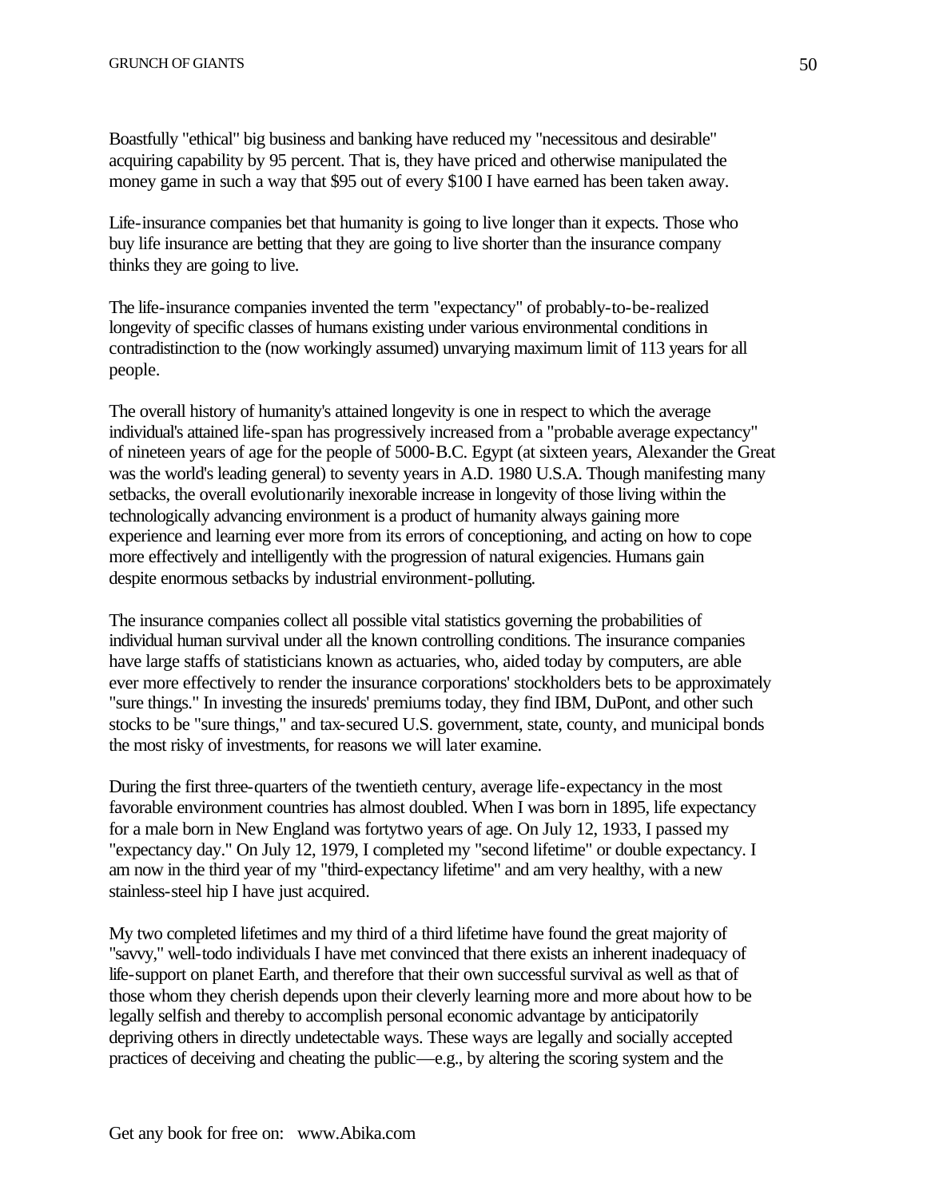Boastfully "ethical" big business and banking have reduced my "necessitous and desirable" acquiring capability by 95 percent. That is, they have priced and otherwise manipulated the money game in such a way that $95 out of every $100 I have earned has been taken away.

Life-insurance companies bet that humanity is going to live longer than it expects. Those who buy life insurance are betting that they are going to live shorter than the insurance company thinks they are going to live.

The life-insurance companies invented the term "expectancy" of probably-to-be-realized longevity of specific classes of humans existing under various environmental conditions in contradistinction to the (now workingly assumed) unvarying maximum limit of 113 years for all people.

The overall history of humanity's attained longevity is one in respect to which the average individual's attained life-span has progressively increased from a "probable average expectancy" of nineteen years of age for the people of 5000-B.C. Egypt (at sixteen years, Alexander the Great was the world's leading general) to seventy years in A.D. 1980 U.S.A. Though manifesting many setbacks, the overall evolutionarily inexorable increase in longevity of those living within the technologically advancing environment is a product of humanity always gaining more experience and learning ever more from its errors of conceptioning, and acting on how to cope more effectively and intelligently with the progression of natural exigencies. Humans gain despite enormous setbacks by industrial environment-polluting.

The insurance companies collect all possible vital statistics governing the probabilities of individual human survival under all the known controlling conditions. The insurance companies have large staffs of statisticians known as actuaries, who, aided today by computers, are able ever more effectively to render the insurance corporations' stockholders bets to be approximately "sure things." In investing the insureds' premiums today, they find IBM, DuPont, and other such stocks to be "sure things," and tax-secured U.S. government, state, county, and municipal bonds the most risky of investments, for reasons we will later examine.

During the first three-quarters of the twentieth century, average life-expectancy in the most favorable environment countries has almost doubled. When I was born in 1895, life expectancy for a male born in New England was fortytwo years of age. On July 12, 1933, I passed my "expectancy day." On July 12, 1979, I completed my "second lifetime" or double expectancy. I am now in the third year of my "third-expectancy lifetime" and am very healthy, with a new stainless-steel hip I have just acquired.

My two completed lifetimes and my third of a third lifetime have found the great majority of "savvy," well-todo individuals I have met convinced that there exists an inherent inadequacy of life-support on planet Earth, and therefore that their own successful survival as well as that of those whom they cherish depends upon their cleverly learning more and more about how to be legally selfish and thereby to accomplish personal economic advantage by anticipatorily depriving others in directly undetectable ways. These ways are legally and socially accepted practices of deceiving and cheating the public—e.g., by altering the scoring system and the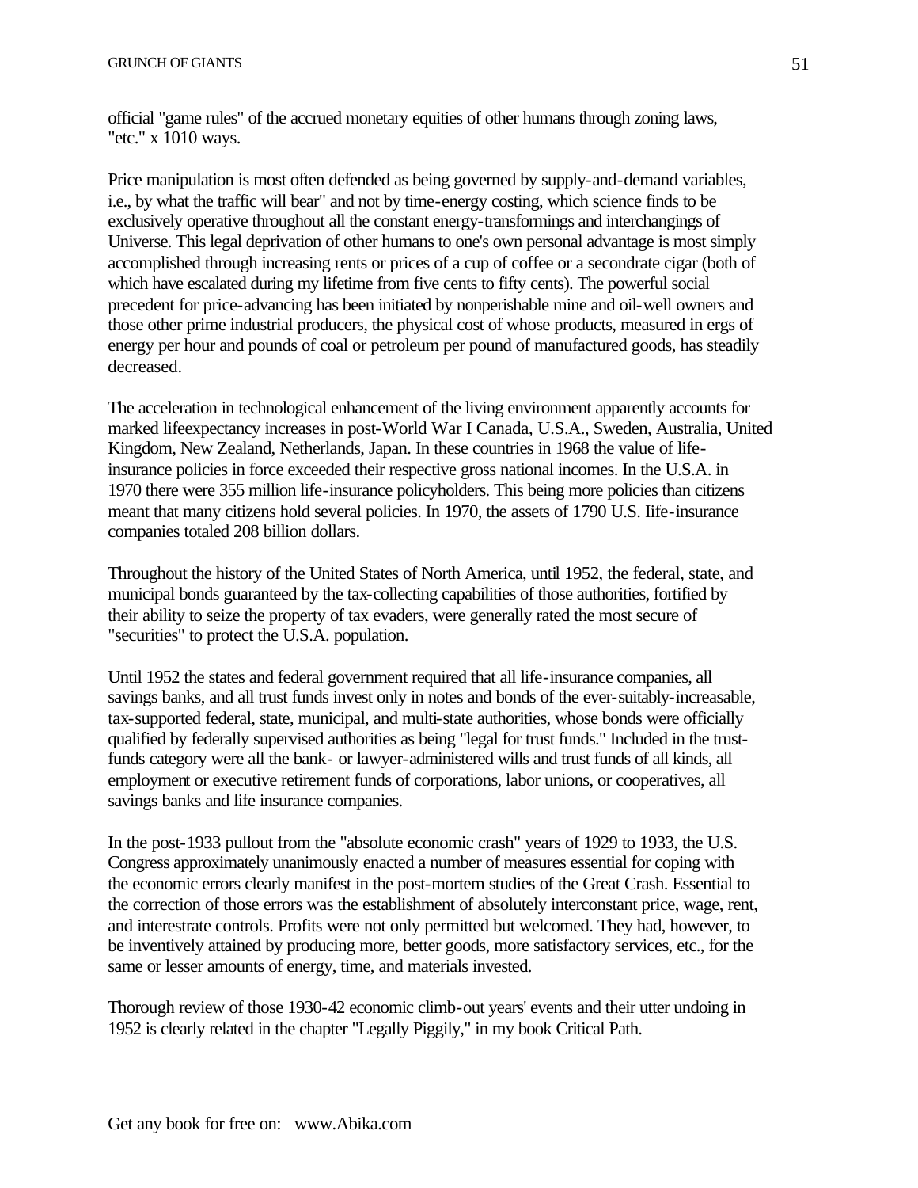official "game rules" of the accrued monetary equities of other humans through zoning laws, "etc." x 1010 ways.

Price manipulation is most often defended as being governed by supply-and-demand variables, i.e., by what the traffic will bear" and not by time-energy costing, which science finds to be exclusively operative throughout all the constant energy-transformings and interchangings of Universe. This legal deprivation of other humans to one's own personal advantage is most simply accomplished through increasing rents or prices of a cup of coffee or a secondrate cigar (both of which have escalated during my lifetime from five cents to fifty cents). The powerful social precedent for price-advancing has been initiated by nonperishable mine and oil-well owners and those other prime industrial producers, the physical cost of whose products, measured in ergs of energy per hour and pounds of coal or petroleum per pound of manufactured goods, has steadily decreased.

The acceleration in technological enhancement of the living environment apparently accounts for marked lifeexpectancy increases in post-World War I Canada, U.S.A., Sweden, Australia, United Kingdom, New Zealand, Netherlands, Japan. In these countries in 1968 the value of life-insurance policies in force exceeded their respective gross national incomes. In the U.S.A. in 1970 there were 355 million life-insurance policyholders. This being more policies than citizens meant that many citizens hold several policies. In 1970, the assets of 1790 U.S. Iife-insurance companies totaled 208 billion dollars.

Throughout the history of the United States of North America, until 1952, the federal, state, and municipal bonds guaranteed by the tax-collecting capabilities of those authorities, fortified by their ability to seize the property of tax evaders, were generally rated the most secure of "securities" to protect the U.S.A. population.

Until 1952 the states and federal government required that all life-insurance companies, all savings banks, and all trust funds invest only in notes and bonds of the ever-suitably-increasable, tax-supported federal, state, municipal, and multi-state authorities, whose bonds were officially qualified by federally supervised authorities as being "legal for trust funds." Included in the trust-funds category were all the bank- or lawyer-administered wills and trust funds of all kinds, all employment or executive retirement funds of corporations, labor unions, or cooperatives, all savings banks and life insurance companies.

In the post-1933 pullout from the "absolute economic crash" years of 1929 to 1933, the U.S. Congress approximately unanimously enacted a number of measures essential for coping with the economic errors clearly manifest in the post-mortem studies of the Great Crash. Essential to the correction of those errors was the establishment of absolutely interconstant price, wage, rent, and interestrate controls. Profits were not only permitted but welcomed. They had, however, to be inventively attained by producing more, better goods, more satisfactory services, etc., for the same or lesser amounts of energy, time, and materials invested.

Thorough review of those 1930-42 economic climb-out years' events and their utter undoing in 1952 is clearly related in the chapter "Legally Piggily," in my book Critical Path.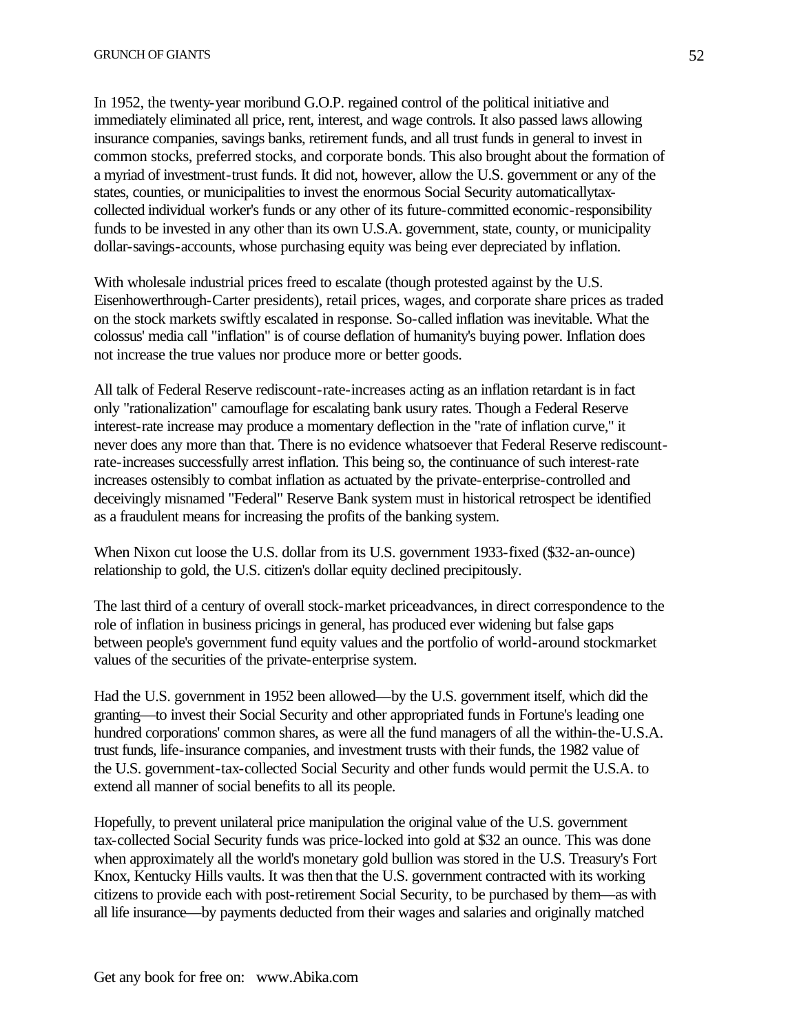In 1952, the twenty-year moribund G.O.P. regained control of the political initiative and immediately eliminated all price, rent, interest, and wage controls. It also passed laws allowing insurance companies, savings banks, retirement funds, and all trust funds in general to invest in common stocks, preferred stocks, and corporate bonds. This also brought about the formation of a myriad of investment-trust funds. It did not, however, allow the U.S. government or any of the states, counties, or municipalities to invest the enormous Social Security automaticallytax-collected individual worker's funds or any other of its future-committed economic-responsibility funds to be invested in any other than its own U.S.A. government, state, county, or municipality dollar-savings-accounts, whose purchasing equity was being ever depreciated by inflation.

With wholesale industrial prices freed to escalate (though protested against by the U.S. Eisenhowerthrough-Carter presidents), retail prices, wages, and corporate share prices as traded on the stock markets swiftly escalated in response. So-called inflation was inevitable. What the colossus' media call "inflation" is of course deflation of humanity's buying power. Inflation does not increase the true values nor produce more or better goods.

All talk of Federal Reserve rediscount-rate-increases acting as an inflation retardant is in fact only "rationalization" camouflage for escalating bank usury rates. Though a Federal Reserve interest-rate increase may produce a momentary deflection in the "rate of inflation curve," it never does any more than that. There is no evidence whatsoever that Federal Reserve rediscount-rate-increases successfully arrest inflation. This being so, the continuance of such interest-rate increases ostensibly to combat inflation as actuated by the private-enterprise-controlled and deceivingly misnamed "Federal" Reserve Bank system must in historical retrospect be identified as a fraudulent means for increasing the profits of the banking system.

When Nixon cut loose the U.S. dollar from its U.S. government 1933-fixed ($32-an-ounce) relationship to gold, the U.S. citizen's dollar equity declined precipitously.

The last third of a century of overall stock-market priceadvances, in direct correspondence to the role of inflation in business pricings in general, has produced ever widening but false gaps between people's government fund equity values and the portfolio of world-around stockmarket values of the securities of the private-enterprise system.

Had the U.S. government in 1952 been allowed—by the U.S. government itself, which did the granting—to invest their Social Security and other appropriated funds in Fortune's leading one hundred corporations' common shares, as were all the fund managers of all the within-the-U.S.A. trust funds, life-insurance companies, and investment trusts with their funds, the 1982 value of the U.S. government-tax-collected Social Security and other funds would permit the U.S.A. to extend all manner of social benefits to all its people.

Hopefully, to prevent unilateral price manipulation the original value of the U.S. government tax-collected Social Security funds was price-locked into gold at $32 an ounce. This was done when approximately all the world's monetary gold bullion was stored in the U.S. Treasury's Fort Knox, Kentucky Hills vaults. It was then that the U.S. government contracted with its working citizens to provide each with post-retirement Social Security, to be purchased by them—as with all life insurance—by payments deducted from their wages and salaries and originally matched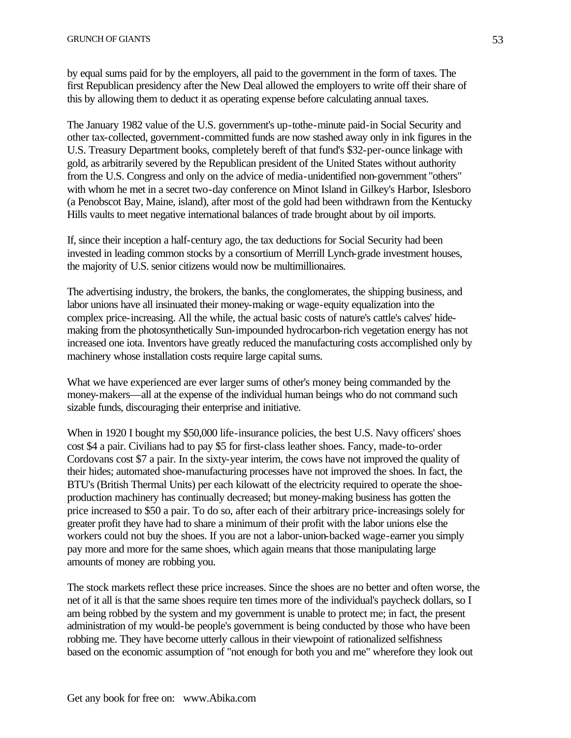by equal sums paid for by the employers, all paid to the government in the form of taxes. The first Republican presidency after the New Deal allowed the employers to write off their share of this by allowing them to deduct it as operating expense before calculating annual taxes.

The January 1982 value of the U.S. government's up-tothe-minute paid-in Social Security and other tax-collected, government-committed funds are now stashed away only in ink figures in the U.S. Treasury Department books, completely bereft of that fund's $32-per-ounce linkage with gold, as arbitrarily severed by the Republican president of the United States without authority from the U.S. Congress and only on the advice of media-unidentified non-government "others" with whom he met in a secret two-day conference on Minot Island in Gilkey's Harbor, Islesboro (a Penobscot Bay, Maine, island), after most of the gold had been withdrawn from the Kentucky Hills vaults to meet negative international balances of trade brought about by oil imports.

If, since their inception a half-century ago, the tax deductions for Social Security had been invested in leading common stocks by a consortium of Merrill Lynch-grade investment houses, the majority of U.S. senior citizens would now be multimillionaires.

The advertising industry, the brokers, the banks, the conglomerates, the shipping business, and labor unions have all insinuated their money-making or wage-equity equalization into the complex price-increasing. All the while, the actual basic costs of nature's cattle's calves' hide-making from the photosynthetically Sun-impounded hydrocarbon-rich vegetation energy has not increased one iota. Inventors have greatly reduced the manufacturing costs accomplished only by machinery whose installation costs require large capital sums.

What we have experienced are ever larger sums of other's money being commanded by the money-makers—all at the expense of the individual human beings who do not command such sizable funds, discouraging their enterprise and initiative.

When in 1920 I bought my $50,000 life-insurance policies, the best U.S. Navy officers' shoes cost $4 a pair. Civilians had to pay $5 for first-class leather shoes. Fancy, made-to-order Cordovans cost $7 a pair. In the sixty-year interim, the cows have not improved the quality of their hides; automated shoe-manufacturing processes have not improved the shoes. In fact, the BTU's (British Thermal Units) per each kilowatt of the electricity required to operate the shoe-production machinery has continually decreased; but money-making business has gotten the price increased to $50 a pair. To do so, after each of their arbitrary price-increasings solely for greater profit they have had to share a minimum of their profit with the labor unions else the workers could not buy the shoes. If you are not a labor-union-backed wage-earner you simply pay more and more for the same shoes, which again means that those manipulating large amounts of money are robbing you.

The stock markets reflect these price increases. Since the shoes are no better and often worse, the net of it all is that the same shoes require ten times more of the individual's paycheck dollars, so I am being robbed by the system and my government is unable to protect me; in fact, the present administration of my would-be people's government is being conducted by those who have been robbing me. They have become utterly callous in their viewpoint of rationalized selfishness based on the economic assumption of "not enough for both you and me" wherefore they look out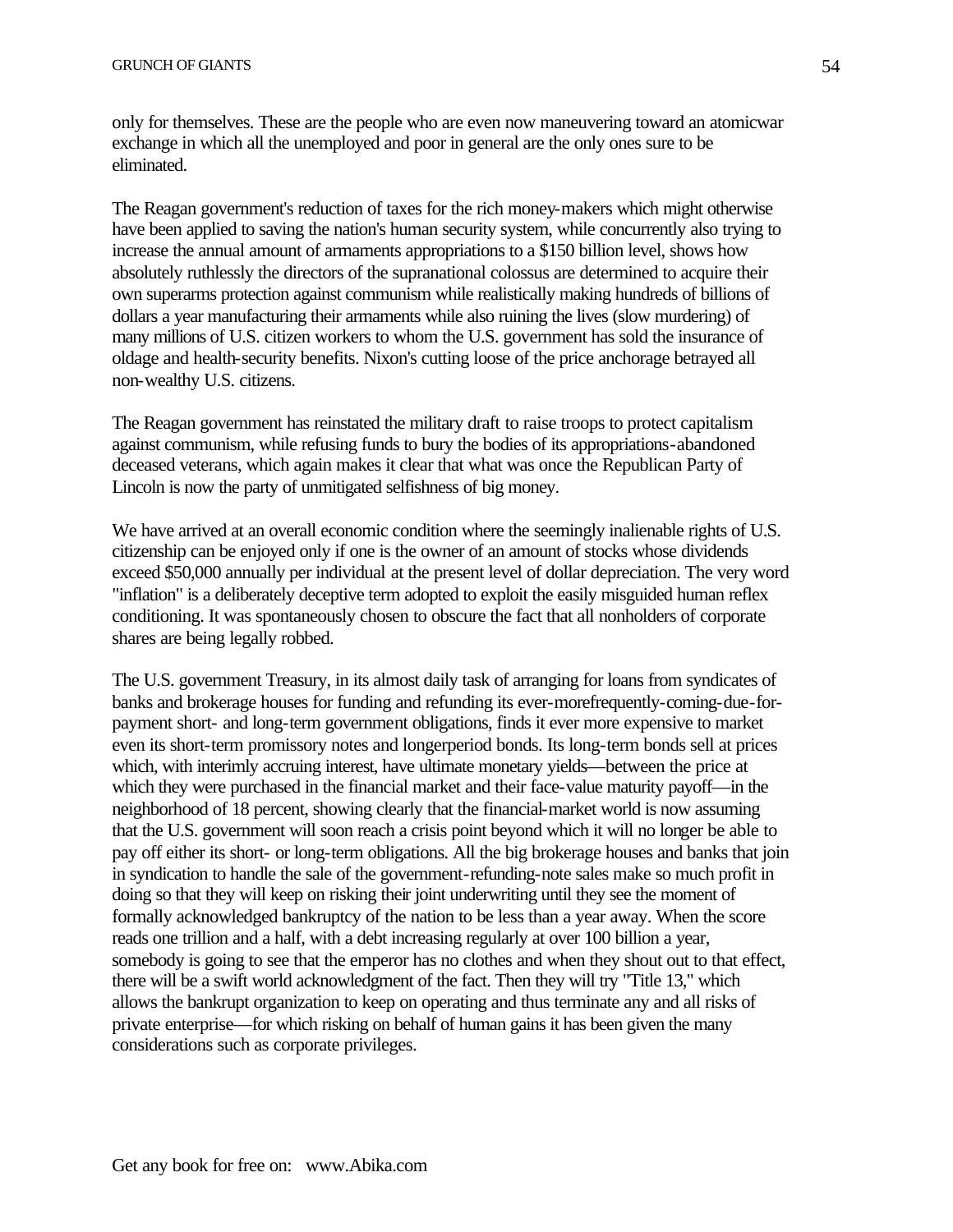only for themselves. These are the people who are even now maneuvering toward an atomicwar exchange in which all the unemployed and poor in general are the only ones sure to be eliminated.

The Reagan government's reduction of taxes for the rich money-makers which might otherwise have been applied to saving the nation's human security system, while concurrently also trying to increase the annual amount of armaments appropriations to a $150 billion level, shows how absolutely ruthlessly the directors of the supranational colossus are determined to acquire their own superarms protection against communism while realistically making hundreds of billions of dollars a year manufacturing their armaments while also ruining the lives (slow murdering) of many millions of U.S. citizen workers to whom the U.S. government has sold the insurance of oldage and health-security benefits. Nixon's cutting loose of the price anchorage betrayed all non-wealthy U.S. citizens.

The Reagan government has reinstated the military draft to raise troops to protect capitalism against communism, while refusing funds to bury the bodies of its appropriations-abandoned deceased veterans, which again makes it clear that what was once the Republican Party of Lincoln is now the party of unmitigated selfishness of big money.

We have arrived at an overall economic condition where the seemingly inalienable rights of U.S. citizenship can be enjoyed only if one is the owner of an amount of stocks whose dividends exceed $50,000 annually per individual at the present level of dollar depreciation. The very word "inflation" is a deliberately deceptive term adopted to exploit the easily misguided human reflex conditioning. It was spontaneously chosen to obscure the fact that all nonholders of corporate shares are being legally robbed.

The U.S. government Treasury, in its almost daily task of arranging for loans from syndicates of banks and brokerage houses for funding and refunding its ever-morefrequently-coming-due-for-payment short- and long-term government obligations, finds it ever more expensive to market even its short-term promissory notes and longerperiod bonds. Its long-term bonds sell at prices which, with interimly accruing interest, have ultimate monetary yields—between the price at which they were purchased in the financial market and their face-value maturity payoff—in the neighborhood of 18 percent, showing clearly that the financial-market world is now assuming that the U.S. government will soon reach a crisis point beyond which it will no longer be able to pay off either its short- or long-term obligations. All the big brokerage houses and banks that join in syndication to handle the sale of the government-refunding-note sales make so much profit in doing so that they will keep on risking their joint underwriting until they see the moment of formally acknowledged bankruptcy of the nation to be less than a year away. When the score reads one trillion and a half, with a debt increasing regularly at over 100 billion a year, somebody is going to see that the emperor has no clothes and when they shout out to that effect, there will be a swift world acknowledgment of the fact. Then they will try "Title 13," which allows the bankrupt organization to keep on operating and thus terminate any and all risks of private enterprise—for which risking on behalf of human gains it has been given the many considerations such as corporate privileges.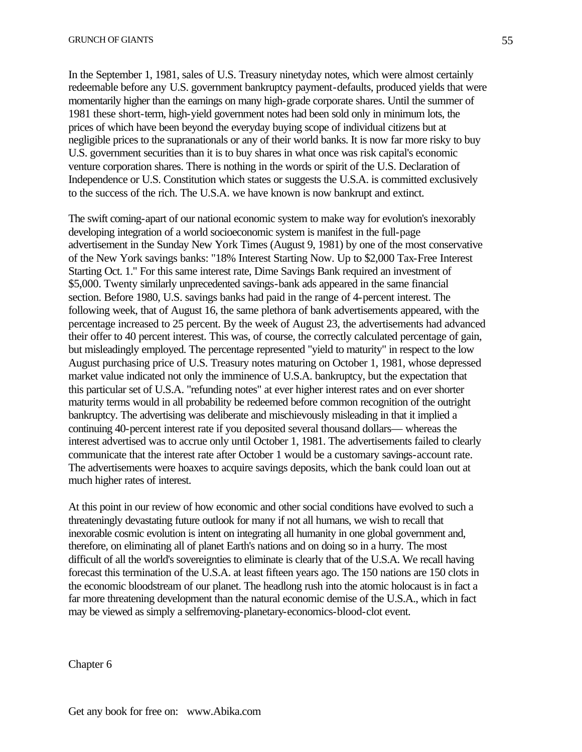In the September 1, 1981, sales of U.S. Treasury ninetyday notes, which were almost certainly redeemable before any U.S. government bankruptcy payment-defaults, produced yields that were momentarily higher than the earnings on many high-grade corporate shares. Until the summer of 1981 these short-term, high-yield government notes had been sold only in minimum lots, the prices of which have been beyond the everyday buying scope of individual citizens but at negligible prices to the supranationals or any of their world banks. It is now far more risky to buy U.S. government securities than it is to buy shares in what once was risk capital's economic venture corporation shares. There is nothing in the words or spirit of the U.S. Declaration of Independence or U.S. Constitution which states or suggests the U.S.A. is committed exclusively to the success of the rich. The U.S.A. we have known is now bankrupt and extinct.

The swift coming-apart of our national economic system to make way for evolution's inexorably developing integration of a world socioeconomic system is manifest in the full-page advertisement in the Sunday New York Times (August 9, 1981) by one of the most conservative of the New York savings banks: "18% Interest Starting Now. Up to $2,000 Tax-Free Interest Starting Oct. 1." For this same interest rate, Dime Savings Bank required an investment of $5,000. Twenty similarly unprecedented savings-bank ads appeared in the same financial section. Before 1980, U.S. savings banks had paid in the range of 4-percent interest. The following week, that of August 16, the same plethora of bank advertisements appeared, with the percentage increased to 25 percent. By the week of August 23, the advertisements had advanced their offer to 40 percent interest. This was, of course, the correctly calculated percentage of gain, but misleadingly employed. The percentage represented "yield to maturity" in respect to the low August purchasing price of U.S. Treasury notes maturing on October 1, 1981, whose depressed market value indicated not only the imminence of U.S.A. bankruptcy, but the expectation that this particular set of U.S.A. "refunding notes" at ever higher interest rates and on ever shorter maturity terms would in all probability be redeemed before common recognition of the outright bankruptcy. The advertising was deliberate and mischievously misleading in that it implied a continuing 40-percent interest rate if you deposited several thousand dollars— whereas the interest advertised was to accrue only until October 1, 1981. The advertisements failed to clearly communicate that the interest rate after October 1 would be a customary savings-account rate. The advertisements were hoaxes to acquire savings deposits, which the bank could loan out at much higher rates of interest.

At this point in our review of how economic and other social conditions have evolved to such a threateningly devastating future outlook for many if not all humans, we wish to recall that inexorable cosmic evolution is intent on integrating all humanity in one global government and, therefore, on eliminating all of planet Earth's nations and on doing so in a hurry. The most difficult of all the world's sovereignties to eliminate is clearly that of the U.S.A. We recall having forecast this termination of the U.S.A. at least fifteen years ago. The 150 nations are 150 clots in the economic bloodstream of our planet. The headlong rush into the atomic holocaust is in fact a far more threatening development than the natural economic demise of the U.S.A., which in fact may be viewed as simply a selfremoving-planetary-economics-blood-clot event.

# Chapter 6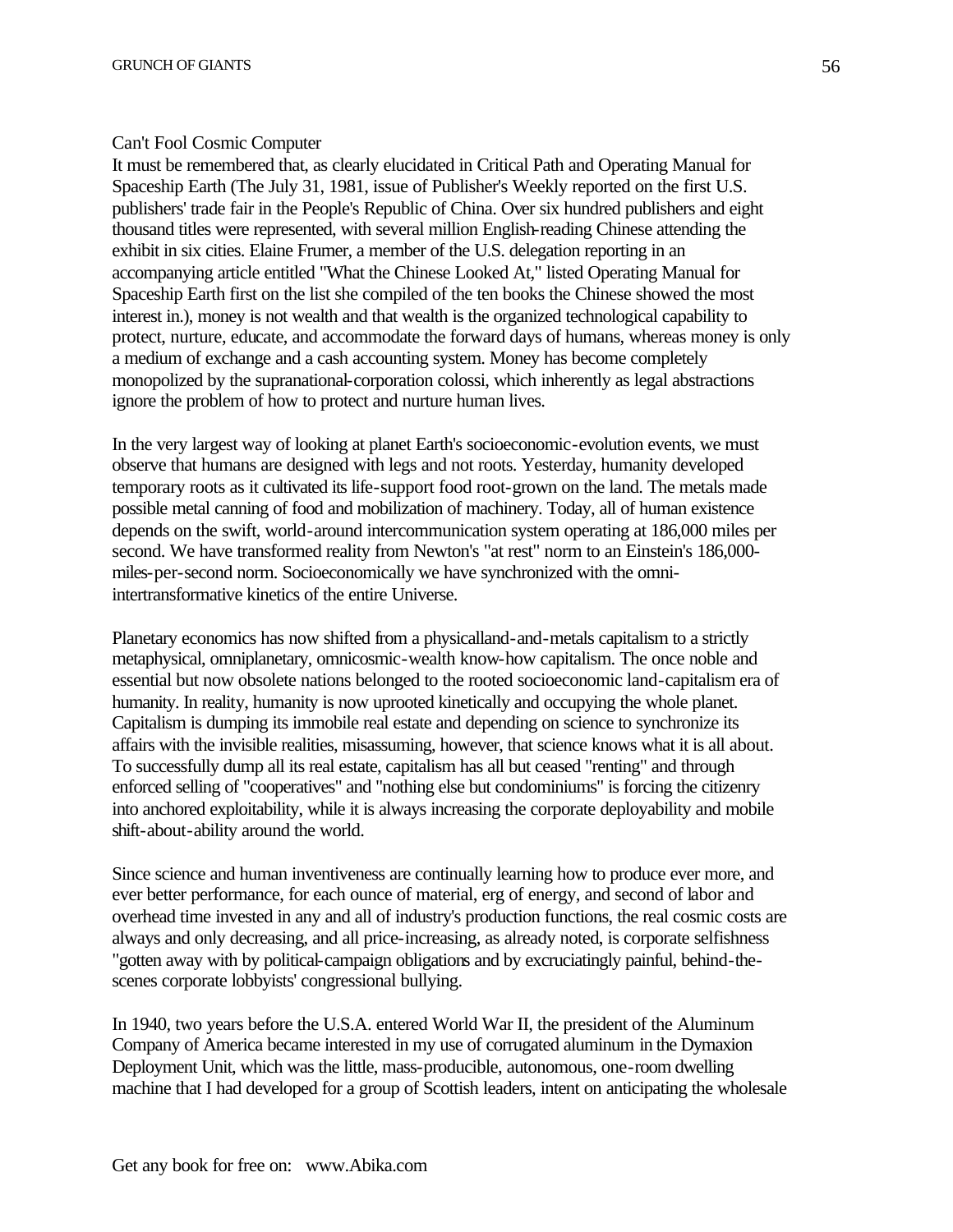## Can't Fool Cosmic Computer

It must be remembered that, as clearly elucidated in Critical Path and Operating Manual for Spaceship Earth (The July 31, 1981, issue of Publisher's Weekly reported on the first U.S. publishers' trade fair in the People's Republic of China. Over six hundred publishers and eight thousand titles were represented, with several million English-reading Chinese attending the exhibit in six cities. Elaine Frumer, a member of the U.S. delegation reporting in an accompanying article entitled "What the Chinese Looked At," listed Operating Manual for Spaceship Earth first on the list she compiled of the ten books the Chinese showed the most interest in.), money is not wealth and that wealth is the organized technological capability to protect, nurture, educate, and accommodate the forward days of humans, whereas money is only a medium of exchange and a cash accounting system. Money has become completely monopolized by the supranational-corporation colossi, which inherently as legal abstractions ignore the problem of how to protect and nurture human lives.

In the very largest way of looking at planet Earth's socioeconomic-evolution events, we must observe that humans are designed with legs and not roots. Yesterday, humanity developed temporary roots as it cultivated its life-support food root-grown on the land. The metals made possible metal canning of food and mobilization of machinery. Today, all of human existence depends on the swift, world-around intercommunication system operating at 186,000 miles per second. We have transformed reality from Newton's "at rest" norm to an Einstein's 186,000-miles-per-second norm. Socioeconomically we have synchronized with the omni-intertransformative kinetics of the entire Universe.

Planetary economics has now shifted from a physicalland-and-metals capitalism to a strictly metaphysical, omniplanetary, omnicosmic-wealth know-how capitalism. The once noble and essential but now obsolete nations belonged to the rooted socioeconomic land-capitalism era of humanity. In reality, humanity is now uprooted kinetically and occupying the whole planet. Capitalism is dumping its immobile real estate and depending on science to synchronize its affairs with the invisible realities, misassuming, however, that science knows what it is all about. To successfully dump all its real estate, capitalism has all but ceased "renting" and through enforced selling of "cooperatives" and "nothing else but condominiums" is forcing the citizenry into anchored exploitability, while it is always increasing the corporate deployability and mobile shift-about-ability around the world.

Since science and human inventiveness are continually learning how to produce ever more, and ever better performance, for each ounce of material, erg of energy, and second of labor and overhead time invested in any and all of industry's production functions, the real cosmic costs are always and only decreasing, and all price-increasing, as already noted, is corporate selfishness "gotten away with by political-campaign obligations and by excruciatingly painful, behind-the-scenes corporate lobbyists' congressional bullying.

In 1940, two years before the U.S.A. entered World War II, the president of the Aluminum Company of America became interested in my use of corrugated aluminum in the Dymaxion Deployment Unit, which was the little, mass-producible, autonomous, one-room dwelling machine that I had developed for a group of Scottish leaders, intent on anticipating the wholesale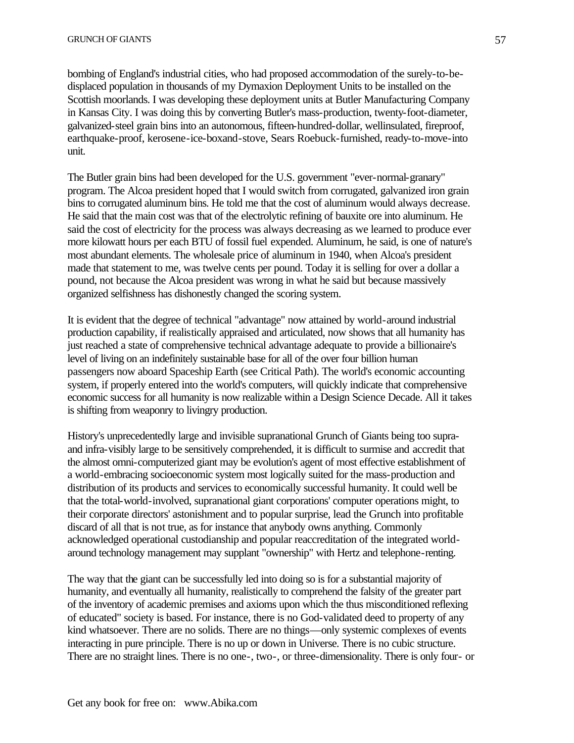bombing of England's industrial cities, who had proposed accommodation of the surely-to-be-displaced population in thousands of my Dymaxion Deployment Units to be installed on the Scottish moorlands. I was developing these deployment units at Butler Manufacturing Company in Kansas City. I was doing this by converting Butler's mass-production, twenty-foot-diameter, galvanized-steel grain bins into an autonomous, fifteen-hundred-dollar, wellinsulated, fireproof, earthquake-proof, kerosene-ice-boxand-stove, Sears Roebuck-furnished, ready-to-move-into unit.

The Butler grain bins had been developed for the U.S. government "ever-normal-granary" program. The Alcoa president hoped that I would switch from corrugated, galvanized iron grain bins to corrugated aluminum bins. He told me that the cost of aluminum would always decrease. He said that the main cost was that of the electrolytic refining of bauxite ore into aluminum. He said the cost of electricity for the process was always decreasing as we learned to produce ever more kilowatt hours per each BTU of fossil fuel expended. Aluminum, he said, is one of nature's most abundant elements. The wholesale price of aluminum in 1940, when Alcoa's president made that statement to me, was twelve cents per pound. Today it is selling for over a dollar a pound, not because the Alcoa president was wrong in what he said but because massively organized selfishness has dishonestly changed the scoring system.

It is evident that the degree of technical "advantage" now attained by world-around industrial production capability, if realistically appraised and articulated, now shows that all humanity has just reached a state of comprehensive technical advantage adequate to provide a billionaire's level of living on an indefinitely sustainable base for all of the over four billion human passengers now aboard Spaceship Earth (see Critical Path). The world's economic accounting system, if properly entered into the world's computers, will quickly indicate that comprehensive economic success for all humanity is now realizable within a Design Science Decade. All it takes is shifting from weaponry to livingry production.

History's unprecedentedly large and invisible supranational Grunch of Giants being too supra- and infra-visibly large to be sensitively comprehended, it is difficult to surmise and accredit that the almost omni-computerized giant may be evolution's agent of most effective establishment of a world-embracing socioeconomic system most logically suited for the mass-production and distribution of its products and services to economically successful humanity. It could well be that the total-world-involved, supranational giant corporations' computer operations might, to their corporate directors' astonishment and to popular surprise, lead the Grunch into profitable discard of all that is not true, as for instance that anybody owns anything. Commonly acknowledged operational custodianship and popular reaccreditation of the integrated world-around technology management may supplant "ownership" with Hertz and telephone-renting.

The way that the giant can be successfully led into doing so is for a substantial majority of humanity, and eventually all humanity, realistically to comprehend the falsity of the greater part of the inventory of academic premises and axioms upon which the thus misconditioned reflexing of educated" society is based. For instance, there is no God-validated deed to property of any kind whatsoever. There are no solids. There are no things—only systemic complexes of events interacting in pure principle. There is no up or down in Universe. There is no cubic structure. There are no straight lines. There is no one-, two-, or three-dimensionality. There is only four- or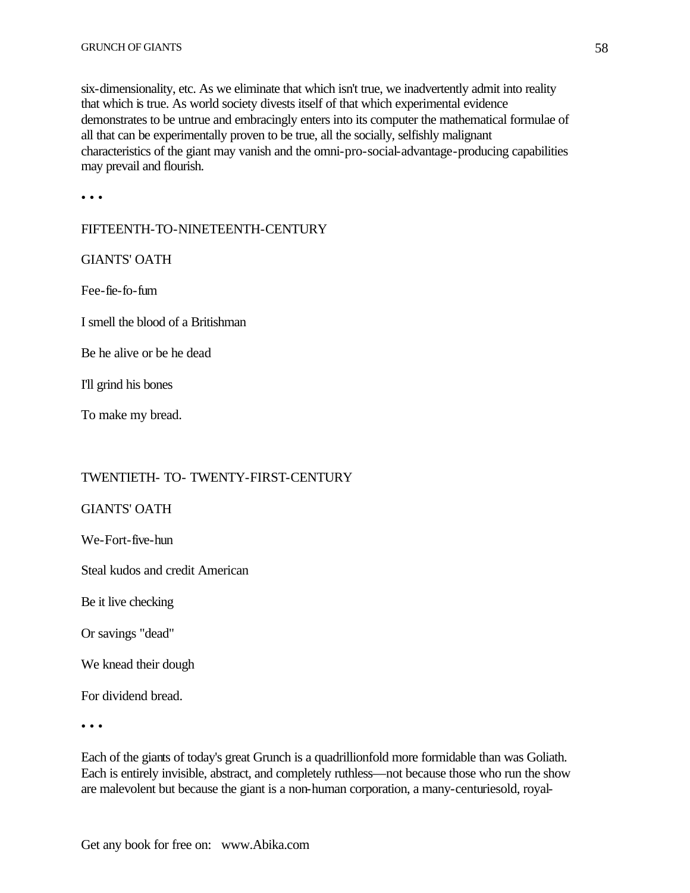six-dimensionality, etc. As we eliminate that which isn't true, we inadvertently admit into reality that which is true. As world society divests itself of that which experimental evidence demonstrates to be untrue and embracingly enters into its computer the mathematical formulae of all that can be experimentally proven to be true, all the socially, selfishly malignant characteristics of the giant may vanish and the omni-pro-social-advantage-producing capabilities may prevail and flourish.

• • •

FIFTEENTH-TO-NINETEENTH-CENTURY

GIANTS' OATH

Fee-fie-fo-fum

I smell the blood of a Britishman

Be he alive or be he dead

I'll grind his bones

To make my bread.

TWENTIETH- TO- TWENTY-FIRST-CENTURY

GIANTS' OATH

We-Fort-five-hun

Steal kudos and credit American

Be it live checking

Or savings "dead"

We knead their dough

For dividend bread.

• • •

Each of the giants of today's great Grunch is a quadrillionfold more formidable than was Goliath. Each is entirely invisible, abstract, and completely ruthless—not because those who run the show are malevolent but because the giant is a non-human corporation, a many-centuriesold, royal-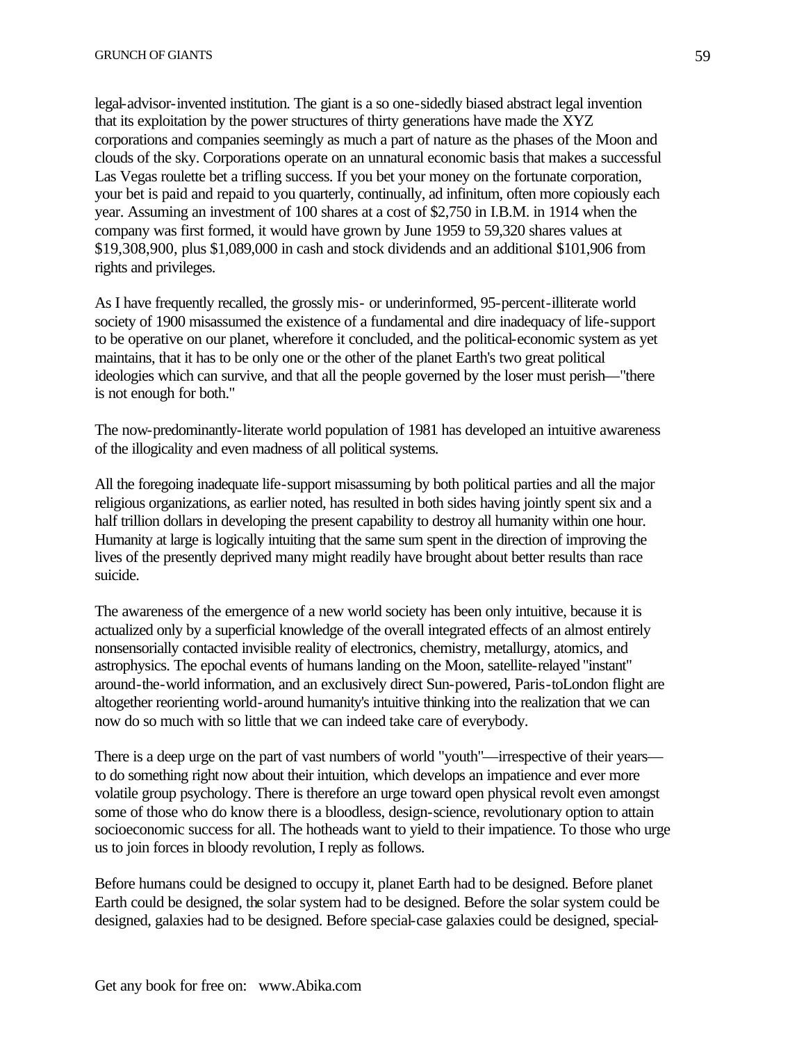legal-advisor-invented institution. The giant is a so one-sidedly biased abstract legal invention that its exploitation by the power structures of thirty generations have made the XYZ corporations and companies seemingly as much a part of nature as the phases of the Moon and clouds of the sky. Corporations operate on an unnatural economic basis that makes a successful Las Vegas roulette bet a trifling success. If you bet your money on the fortunate corporation, your bet is paid and repaid to you quarterly, continually, ad infinitum, often more copiously each year. Assuming an investment of 100 shares at a cost of $2,750 in I.B.M. in 1914 when the company was first formed, it would have grown by June 1959 to 59,320 shares values at $19,308,900, plus $1,089,000 in cash and stock dividends and an additional $101,906 from rights and privileges.

As I have frequently recalled, the grossly mis- or underinformed, 95-percent-illiterate world society of 1900 misassumed the existence of a fundamental and dire inadequacy of life-support to be operative on our planet, wherefore it concluded, and the political-economic system as yet maintains, that it has to be only one or the other of the planet Earth's two great political ideologies which can survive, and that all the people governed by the loser must perish—"there is not enough for both."

The now-predominantly-literate world population of 1981 has developed an intuitive awareness of the illogicality and even madness of all political systems.

All the foregoing inadequate life-support misassuming by both political parties and all the major religious organizations, as earlier noted, has resulted in both sides having jointly spent six and a half trillion dollars in developing the present capability to destroy all humanity within one hour. Humanity at large is logically intuiting that the same sum spent in the direction of improving the lives of the presently deprived many might readily have brought about better results than race suicide.

The awareness of the emergence of a new world society has been only intuitive, because it is actualized only by a superficial knowledge of the overall integrated effects of an almost entirely nonsensorially contacted invisible reality of electronics, chemistry, metallurgy, atomics, and astrophysics. The epochal events of humans landing on the Moon, satellite-relayed "instant" around-the-world information, and an exclusively direct Sun-powered, Paris-toLondon flight are altogether reorienting world-around humanity's intuitive thinking into the realization that we can now do so much with so little that we can indeed take care of everybody.

There is a deep urge on the part of vast numbers of world "youth"—irrespective of their years—to do something right now about their intuition, which develops an impatience and ever more volatile group psychology. There is therefore an urge toward open physical revolt even amongst some of those who do know there is a bloodless, design-science, revolutionary option to attain socioeconomic success for all. The hotheads want to yield to their impatience. To those who urge us to join forces in bloody revolution, I reply as follows.

Before humans could be designed to occupy it, planet Earth had to be designed. Before planet Earth could be designed, the solar system had to be designed. Before the solar system could be designed, galaxies had to be designed. Before special-case galaxies could be designed, special-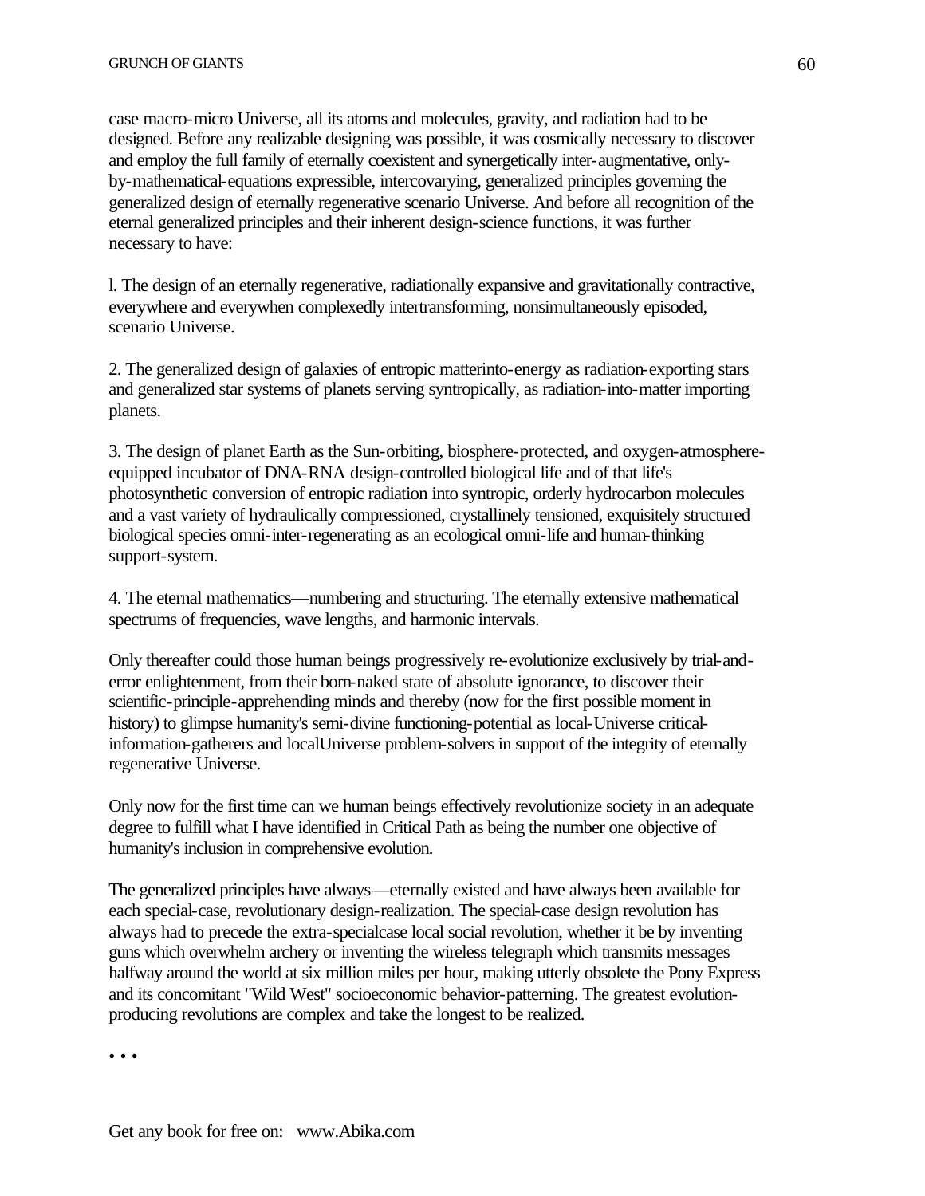case macro-micro Universe, all its atoms and molecules, gravity, and radiation had to be designed. Before any realizable designing was possible, it was cosmically necessary to discover and employ the full family of eternally coexistent and synergetically inter-augmentative, only-by-mathematical-equations expressible, intercovarying, generalized principles governing the generalized design of eternally regenerative scenario Universe. And before all recognition of the eternal generalized principles and their inherent design-science functions, it was further necessary to have:

l. The design of an eternally regenerative, radiationally expansive and gravitationally contractive, everywhere and everywhen complexedly intertransforming, nonsimultaneously episoded, scenario Universe.

2. The generalized design of galaxies of entropic matterinto-energy as radiation-exporting stars and generalized star systems of planets serving syntropically, as radiation-into-matter importing planets.

3. The design of planet Earth as the Sun-orbiting, biosphere-protected, and oxygen-atmosphere-equipped incubator of DNA-RNA design-controlled biological life and of that life's photosynthetic conversion of entropic radiation into syntropic, orderly hydrocarbon molecules and a vast variety of hydraulically compressioned, crystallinely tensioned, exquisitely structured biological species omni-inter-regenerating as an ecological omni-life and human-thinking support-system.

4. The eternal mathematics—numbering and structuring. The eternally extensive mathematical spectrums of frequencies, wave lengths, and harmonic intervals.

Only thereafter could those human beings progressively re-evolutionize exclusively by trial-and-error enlightenment, from their born-naked state of absolute ignorance, to discover their scientific-principle-apprehending minds and thereby (now for the first possible moment in history) to glimpse humanity's semi-divine functioning-potential as local-Universe critical-information-gatherers and localUniverse problem-solvers in support of the integrity of eternally regenerative Universe.

Only now for the first time can we human beings effectively revolutionize society in an adequate degree to fulfill what I have identified in Critical Path as being the number one objective of humanity's inclusion in comprehensive evolution.

The generalized principles have always—eternally existed and have always been available for each special-case, revolutionary design-realization. The special-case design revolution has always had to precede the extra-specialcase local social revolution, whether it be by inventing guns which overwhelm archery or inventing the wireless telegraph which transmits messages halfway around the world at six million miles per hour, making utterly obsolete the Pony Express and its concomitant "Wild West" socioeconomic behavior-patterning. The greatest evolution-producing revolutions are complex and take the longest to be realized.

• • •

Get any book for free on: www.Abika.com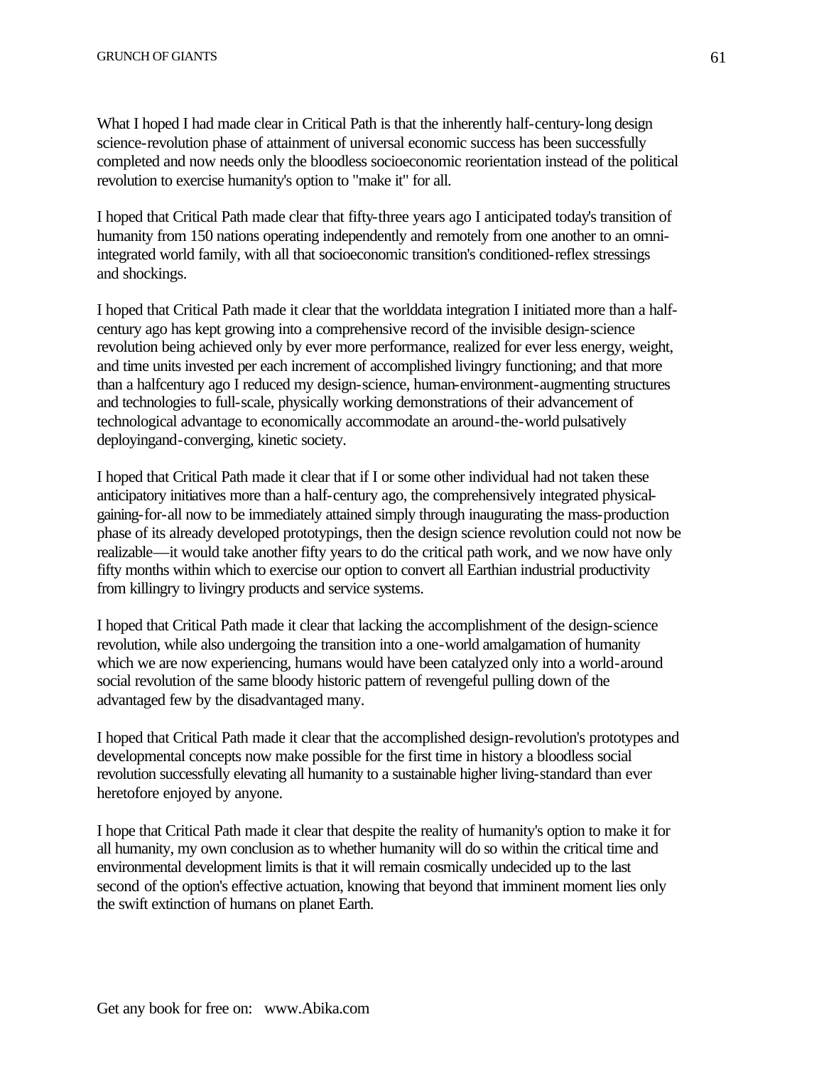What I hoped I had made clear in Critical Path is that the inherently half-century-long design science-revolution phase of attainment of universal economic success has been successfully completed and now needs only the bloodless socioeconomic reorientation instead of the political revolution to exercise humanity's option to "make it" for all.

I hoped that Critical Path made clear that fifty-three years ago I anticipated today's transition of humanity from 150 nations operating independently and remotely from one another to an omni-integrated world family, with all that socioeconomic transition's conditioned-reflex stressings and shockings.

I hoped that Critical Path made it clear that the worlddata integration I initiated more than a half-century ago has kept growing into a comprehensive record of the invisible design-science revolution being achieved only by ever more performance, realized for ever less energy, weight, and time units invested per each increment of accomplished livingry functioning; and that more than a halfcentury ago I reduced my design-science, human-environment-augmenting structures and technologies to full-scale, physically working demonstrations of their advancement of technological advantage to economically accommodate an around-the-world pulsatively deployingand-converging, kinetic society.

I hoped that Critical Path made it clear that if I or some other individual had not taken these anticipatory initiatives more than a half-century ago, the comprehensively integrated physical-gaining-for-all now to be immediately attained simply through inaugurating the mass-production phase of its already developed prototypings, then the design science revolution could not now be realizable—it would take another fifty years to do the critical path work, and we now have only fifty months within which to exercise our option to convert all Earthian industrial productivity from killingry to livingry products and service systems.

I hoped that Critical Path made it clear that lacking the accomplishment of the design-science revolution, while also undergoing the transition into a one-world amalgamation of humanity which we are now experiencing, humans would have been catalyzed only into a world-around social revolution of the same bloody historic pattern of revengeful pulling down of the advantaged few by the disadvantaged many.

I hoped that Critical Path made it clear that the accomplished design-revolution's prototypes and developmental concepts now make possible for the first time in history a bloodless social revolution successfully elevating all humanity to a sustainable higher living-standard than ever heretofore enjoyed by anyone.

I hope that Critical Path made it clear that despite the reality of humanity's option to make it for all humanity, my own conclusion as to whether humanity will do so within the critical time and environmental development limits is that it will remain cosmically undecided up to the last second of the option's effective actuation, knowing that beyond that imminent moment lies only the swift extinction of humans on planet Earth.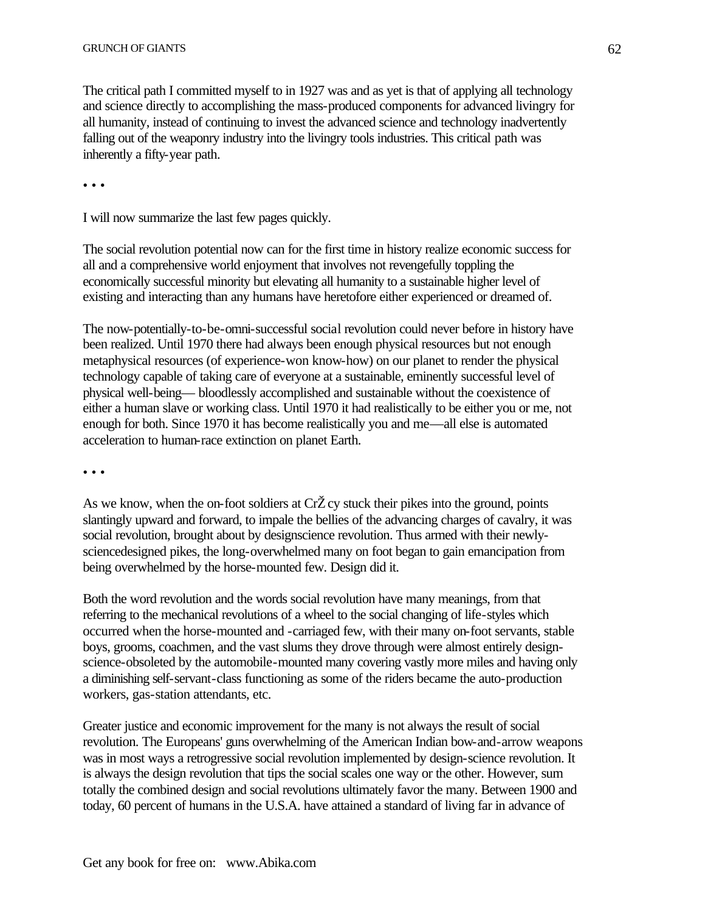The critical path I committed myself to in 1927 was and as yet is that of applying all technology and science directly to accomplishing the mass-produced components for advanced livingry for all humanity, instead of continuing to invest the advanced science and technology inadvertently falling out of the weaponry industry into the livingry tools industries. This critical path was inherently a fifty-year path.

• • •

I will now summarize the last few pages quickly.

The social revolution potential now can for the first time in history realize economic success for all and a comprehensive world enjoyment that involves not revengefully toppling the economically successful minority but elevating all humanity to a sustainable higher level of existing and interacting than any humans have heretofore either experienced or dreamed of.

The now-potentially-to-be-omni-successful social revolution could never before in history have been realized. Until 1970 there had always been enough physical resources but not enough metaphysical resources (of experience-won know-how) on our planet to render the physical technology capable of taking care of everyone at a sustainable, eminently successful level of physical well-being— bloodlessly accomplished and sustainable without the coexistence of either a human slave or working class. Until 1970 it had realistically to be either you or me, not enough for both. Since 1970 it has become realistically you and me—all else is automated acceleration to human-race extinction on planet Earth.

• • •

As we know, when the on-foot soldiers at CrŽ cy stuck their pikes into the ground, points slantingly upward and forward, to impale the bellies of the advancing charges of cavalry, it was social revolution, brought about by designscience revolution. Thus armed with their newly-sciencedesigned pikes, the long-overwhelmed many on foot began to gain emancipation from being overwhelmed by the horse-mounted few. Design did it.

Both the word revolution and the words social revolution have many meanings, from that referring to the mechanical revolutions of a wheel to the social changing of life-styles which occurred when the horse-mounted and -carriaged few, with their many on-foot servants, stable boys, grooms, coachmen, and the vast slums they drove through were almost entirely design-science-obsoleted by the automobile-mounted many covering vastly more miles and having only a diminishing self-servant-class functioning as some of the riders became the auto-production workers, gas-station attendants, etc.

Greater justice and economic improvement for the many is not always the result of social revolution. The Europeans' guns overwhelming of the American Indian bow-and-arrow weapons was in most ways a retrogressive social revolution implemented by design-science revolution. It is always the design revolution that tips the social scales one way or the other. However, sum totally the combined design and social revolutions ultimately favor the many. Between 1900 and today, 60 percent of humans in the U.S.A. have attained a standard of living far in advance of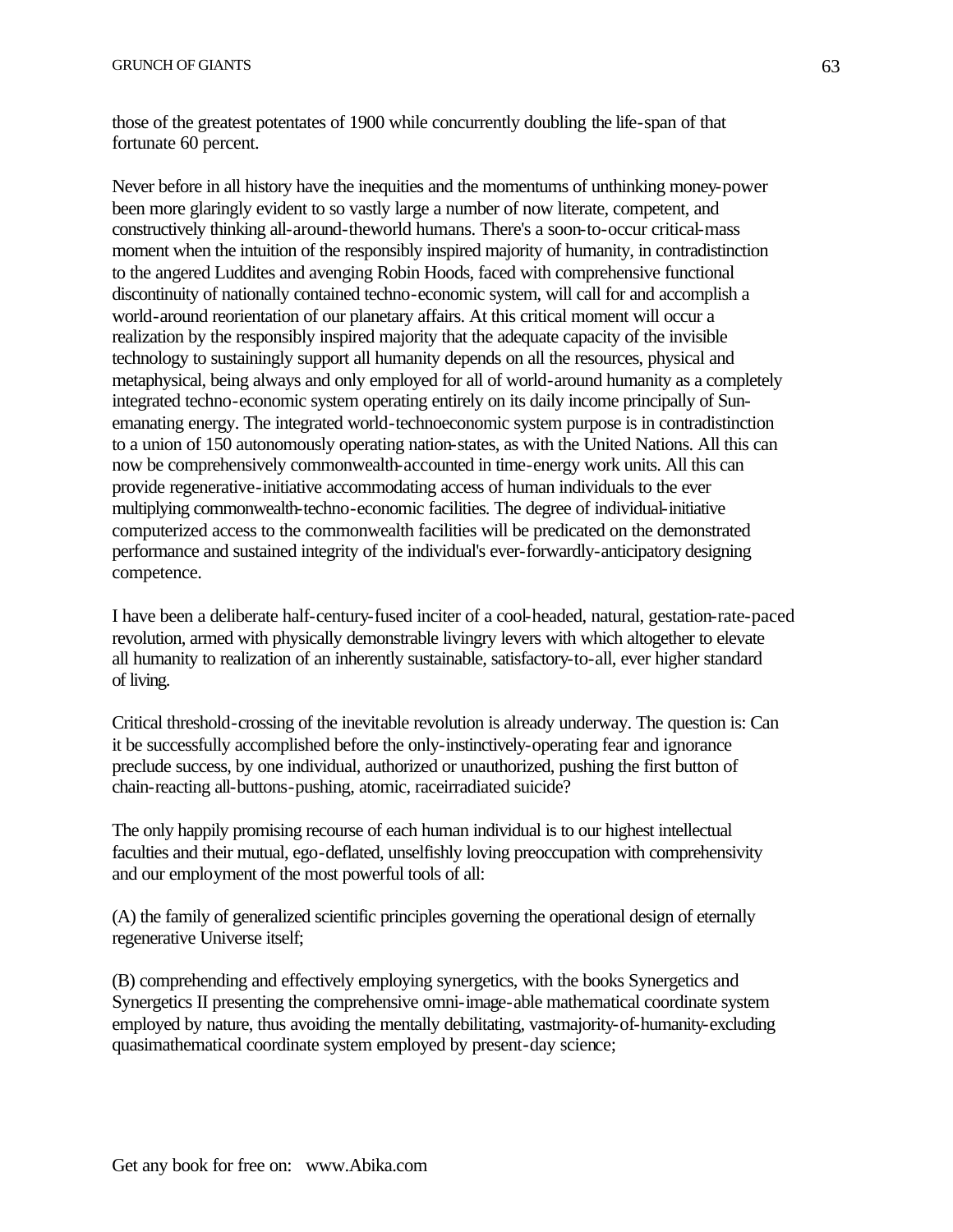those of the greatest potentates of 1900 while concurrently doubling the life-span of that fortunate 60 percent.

Never before in all history have the inequities and the momentums of unthinking money-power been more glaringly evident to so vastly large a number of now literate, competent, and constructively thinking all-around-theworld humans. There's a soon-to-occur critical-mass moment when the intuition of the responsibly inspired majority of humanity, in contradistinction to the angered Luddites and avenging Robin Hoods, faced with comprehensive functional discontinuity of nationally contained techno-economic system, will call for and accomplish a world-around reorientation of our planetary affairs. At this critical moment will occur a realization by the responsibly inspired majority that the adequate capacity of the invisible technology to sustainingly support all humanity depends on all the resources, physical and metaphysical, being always and only employed for all of world-around humanity as a completely integrated techno-economic system operating entirely on its daily income principally of Sun-emanating energy. The integrated world-technoeconomic system purpose is in contradistinction to a union of 150 autonomously operating nation-states, as with the United Nations. All this can now be comprehensively commonwealth-accounted in time-energy work units. All this can provide regenerative-initiative accommodating access of human individuals to the ever multiplying commonwealth-techno-economic facilities. The degree of individual-initiative computerized access to the commonwealth facilities will be predicated on the demonstrated performance and sustained integrity of the individual's ever-forwardly-anticipatory designing competence.

I have been a deliberate half-century-fused inciter of a cool-headed, natural, gestation-rate-paced revolution, armed with physically demonstrable livingry levers with which altogether to elevate all humanity to realization of an inherently sustainable, satisfactory-to-all, ever higher standard of living.

Critical threshold-crossing of the inevitable revolution is already underway. The question is: Can it be successfully accomplished before the only-instinctively-operating fear and ignorance preclude success, by one individual, authorized or unauthorized, pushing the first button of chain-reacting all-buttons-pushing, atomic, raceirradiated suicide?

The only happily promising recourse of each human individual is to our highest intellectual faculties and their mutual, ego-deflated, unselfishly loving preoccupation with comprehensivity and our employment of the most powerful tools of all:

(A) the family of generalized scientific principles governing the operational design of eternally regenerative Universe itself;

(B) comprehending and effectively employing synergetics, with the books Synergetics and Synergetics II presenting the comprehensive omni-image-able mathematical coordinate system employed by nature, thus avoiding the mentally debilitating, vastmajority-of-humanity-excluding quasimathematical coordinate system employed by present-day science;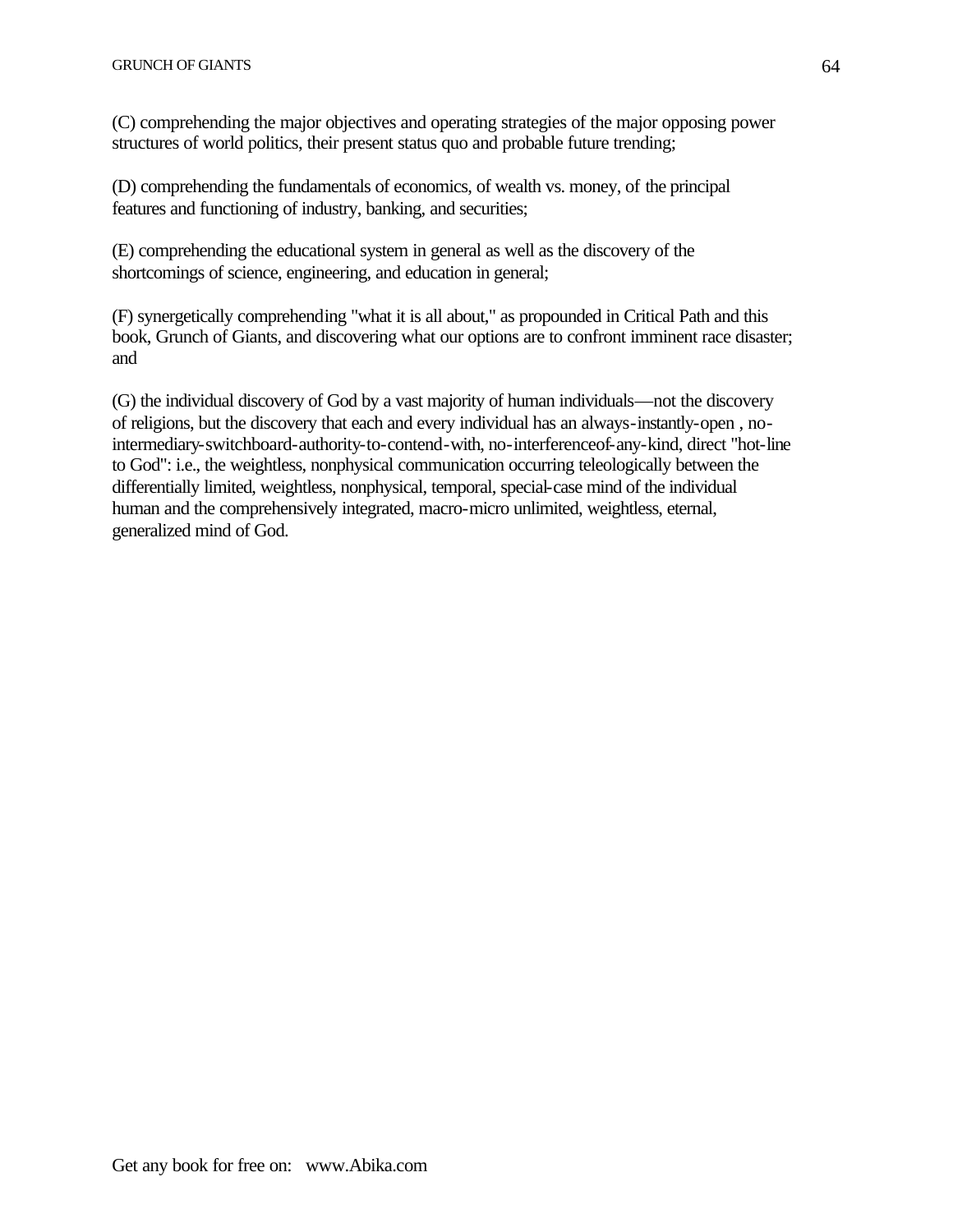(C) comprehending the major objectives and operating strategies of the major opposing power structures of world politics, their present status quo and probable future trending;

(D) comprehending the fundamentals of economics, of wealth vs. money, of the principal features and functioning of industry, banking, and securities;

(E) comprehending the educational system in general as well as the discovery of the shortcomings of science, engineering, and education in general;

(F) synergetically comprehending "what it is all about," as propounded in Critical Path and this book, Grunch of Giants, and discovering what our options are to confront imminent race disaster; and

(G) the individual discovery of God by a vast majority of human individuals—not the discovery of religions, but the discovery that each and every individual has an always-instantly-open , no-intermediary-switchboard-authority-to-contend-with, no-interferenceof-any-kind, direct "hot-line to God": i.e., the weightless, nonphysical communication occurring teleologically between the differentially limited, weightless, nonphysical, temporal, special-case mind of the individual human and the comprehensively integrated, macro-micro unlimited, weightless, eternal, generalized mind of God.